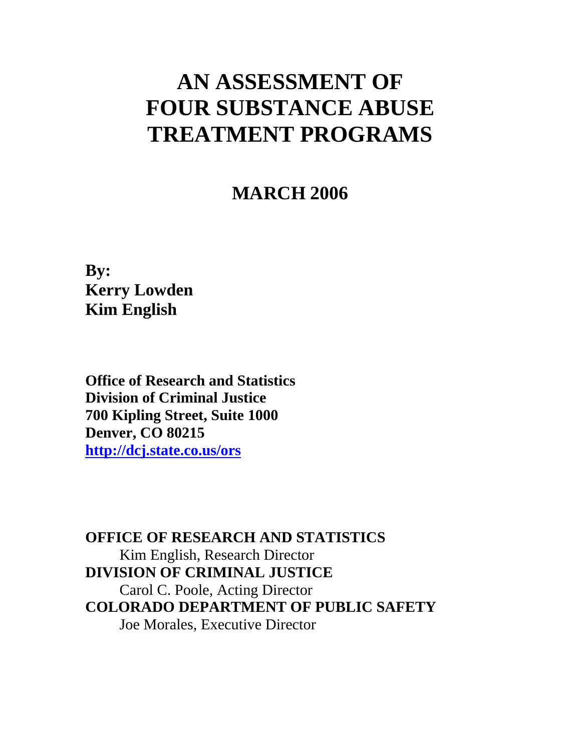# AN ASSESSMENT OF FOUR SUBSTANCE ABUSE TREATMENT PROGRAMS

## MARCH 2006

**By:**
**Kerry Lowden**
**Kim English**

**Office of Research and Statistics**
**Division of Criminal Justice**
**700 Kipling Street, Suite 1000**
**Denver, CO 80215**
**http://dcj.state.co.us/ors**

**OFFICE OF RESEARCH AND STATISTICS**
Kim English, Research Director
**DIVISION OF CRIMINAL JUSTICE**
Carol C. Poole, Acting Director
**COLORADO DEPARTMENT OF PUBLIC SAFETY**
Joe Morales, Executive Director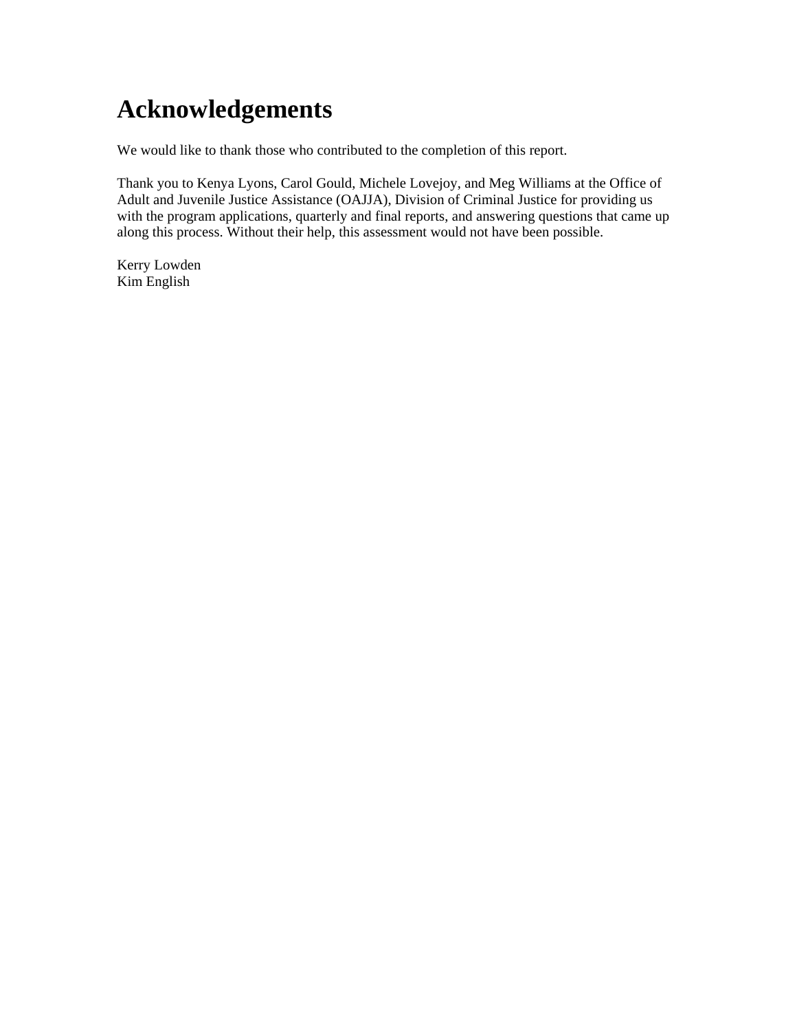# Acknowledgements

We would like to thank those who contributed to the completion of this report.

Thank you to Kenya Lyons, Carol Gould, Michele Lovejoy, and Meg Williams at the Office of Adult and Juvenile Justice Assistance (OAJJA), Division of Criminal Justice for providing us with the program applications, quarterly and final reports, and answering questions that came up along this process. Without their help, this assessment would not have been possible.

Kerry Lowden
Kim English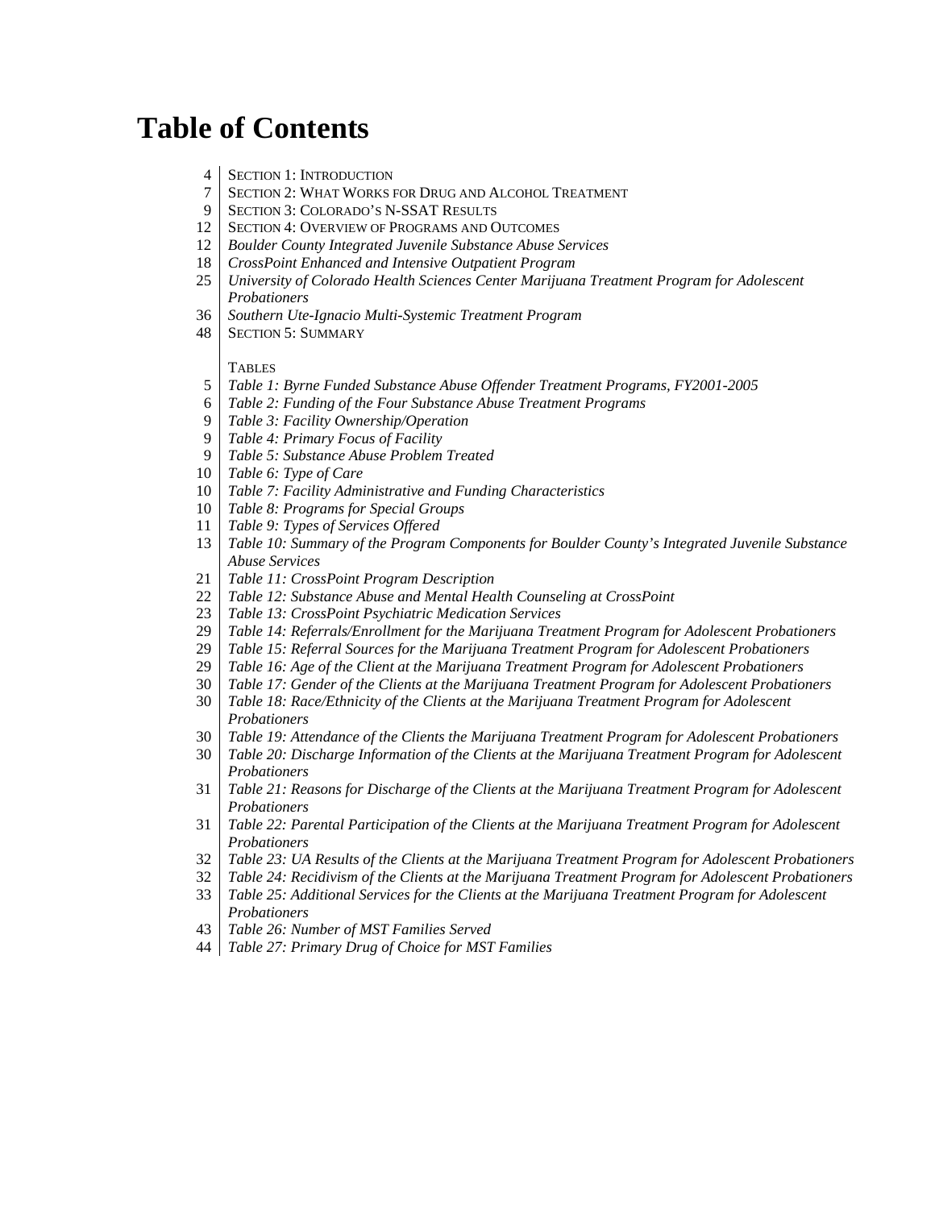# Table of Contents

| | |
|---|---|
| 4 | SECTION 1: INTRODUCTION |
| 7 | SECTION 2: WHAT WORKS FOR DRUG AND ALCOHOL TREATMENT |
| 9 | SECTION 3: COLORADO'S N-SSAT RESULTS |
| 12 | SECTION 4: OVERVIEW OF PROGRAMS AND OUTCOMES |
| 12 | *Boulder County Integrated Juvenile Substance Abuse Services* |
| 18 | *CrossPoint Enhanced and Intensive Outpatient Program* |
| 25 | *University of Colorado Health Sciences Center Marijuana Treatment Program for Adolescent Probationers* |
| 36 | *Southern Ute-Ignacio Multi-Systemic Treatment Program* |
| 48 | SECTION 5: SUMMARY |
| | |
| | TABLES |
| 5 | *Table 1: Byrne Funded Substance Abuse Offender Treatment Programs, FY2001-2005* |
| 6 | *Table 2: Funding of the Four Substance Abuse Treatment Programs* |
| 9 | *Table 3: Facility Ownership/Operation* |
| 9 | *Table 4: Primary Focus of Facility* |
| 9 | *Table 5: Substance Abuse Problem Treated* |
| 10 | *Table 6: Type of Care* |
| 10 | *Table 7: Facility Administrative and Funding Characteristics* |
| 10 | *Table 8: Programs for Special Groups* |
| 11 | *Table 9: Types of Services Offered* |
| 13 | *Table 10: Summary of the Program Components for Boulder County's Integrated Juvenile Substance Abuse Services* |
| 21 | *Table 11: CrossPoint Program Description* |
| 22 | *Table 12: Substance Abuse and Mental Health Counseling at CrossPoint* |
| 23 | *Table 13: CrossPoint Psychiatric Medication Services* |
| 29 | *Table 14: Referrals/Enrollment for the Marijuana Treatment Program for Adolescent Probationers* |
| 29 | *Table 15: Referral Sources for the Marijuana Treatment Program for Adolescent Probationers* |
| 29 | *Table 16: Age of the Client at the Marijuana Treatment Program for Adolescent Probationers* |
| 30 | *Table 17: Gender of the Clients at the Marijuana Treatment Program for Adolescent Probationers* |
| 30 | *Table 18: Race/Ethnicity of the Clients at the Marijuana Treatment Program for Adolescent Probationers* |
| 30 | *Table 19: Attendance of the Clients the Marijuana Treatment Program for Adolescent Probationers* |
| 30 | *Table 20: Discharge Information of the Clients at the Marijuana Treatment Program for Adolescent Probationers* |
| 31 | *Table 21: Reasons for Discharge of the Clients at the Marijuana Treatment Program for Adolescent Probationers* |
| 31 | *Table 22: Parental Participation of the Clients at the Marijuana Treatment Program for Adolescent Probationers* |
| 32 | *Table 23: UA Results of the Clients at the Marijuana Treatment Program for Adolescent Probationers* |
| 32 | *Table 24: Recidivism of the Clients at the Marijuana Treatment Program for Adolescent Probationers* |
| 33 | *Table 25: Additional Services for the Clients at the Marijuana Treatment Program for Adolescent Probationers* |
| 43 | *Table 26: Number of MST Families Served* |
| 44 | *Table 27: Primary Drug of Choice for MST Families* |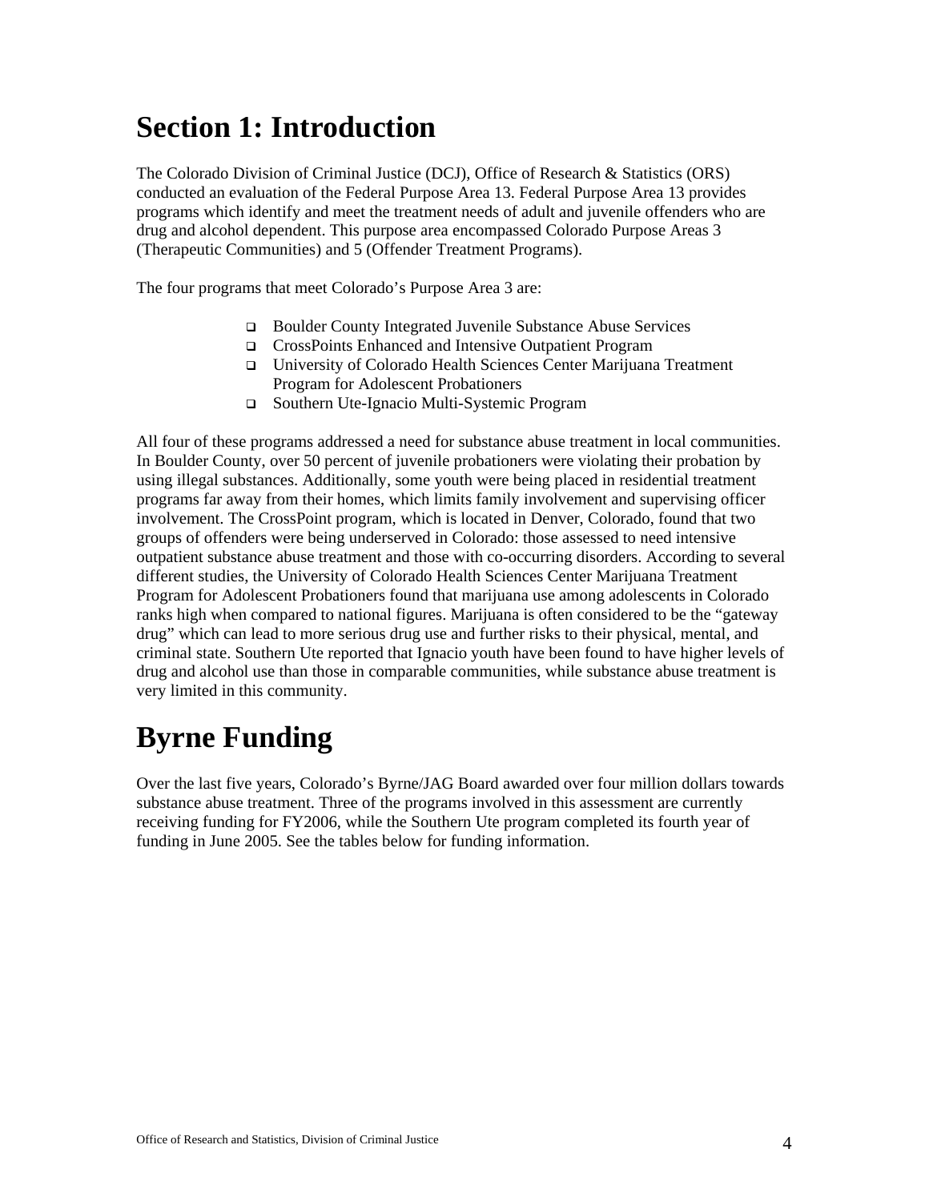# Section 1: Introduction

The Colorado Division of Criminal Justice (DCJ), Office of Research & Statistics (ORS) conducted an evaluation of the Federal Purpose Area 13. Federal Purpose Area 13 provides programs which identify and meet the treatment needs of adult and juvenile offenders who are drug and alcohol dependent. This purpose area encompassed Colorado Purpose Areas 3 (Therapeutic Communities) and 5 (Offender Treatment Programs).

The four programs that meet Colorado's Purpose Area 3 are:

- Boulder County Integrated Juvenile Substance Abuse Services
- CrossPoints Enhanced and Intensive Outpatient Program
- University of Colorado Health Sciences Center Marijuana Treatment Program for Adolescent Probationers
- Southern Ute-Ignacio Multi-Systemic Program

All four of these programs addressed a need for substance abuse treatment in local communities. In Boulder County, over 50 percent of juvenile probationers were violating their probation by using illegal substances. Additionally, some youth were being placed in residential treatment programs far away from their homes, which limits family involvement and supervising officer involvement. The CrossPoint program, which is located in Denver, Colorado, found that two groups of offenders were being underserved in Colorado: those assessed to need intensive outpatient substance abuse treatment and those with co-occurring disorders. According to several different studies, the University of Colorado Health Sciences Center Marijuana Treatment Program for Adolescent Probationers found that marijuana use among adolescents in Colorado ranks high when compared to national figures. Marijuana is often considered to be the "gateway drug" which can lead to more serious drug use and further risks to their physical, mental, and criminal state. Southern Ute reported that Ignacio youth have been found to have higher levels of drug and alcohol use than those in comparable communities, while substance abuse treatment is very limited in this community.

# Byrne Funding

Over the last five years, Colorado's Byrne/JAG Board awarded over four million dollars towards substance abuse treatment. Three of the programs involved in this assessment are currently receiving funding for FY2006, while the Southern Ute program completed its fourth year of funding in June 2005. See the tables below for funding information.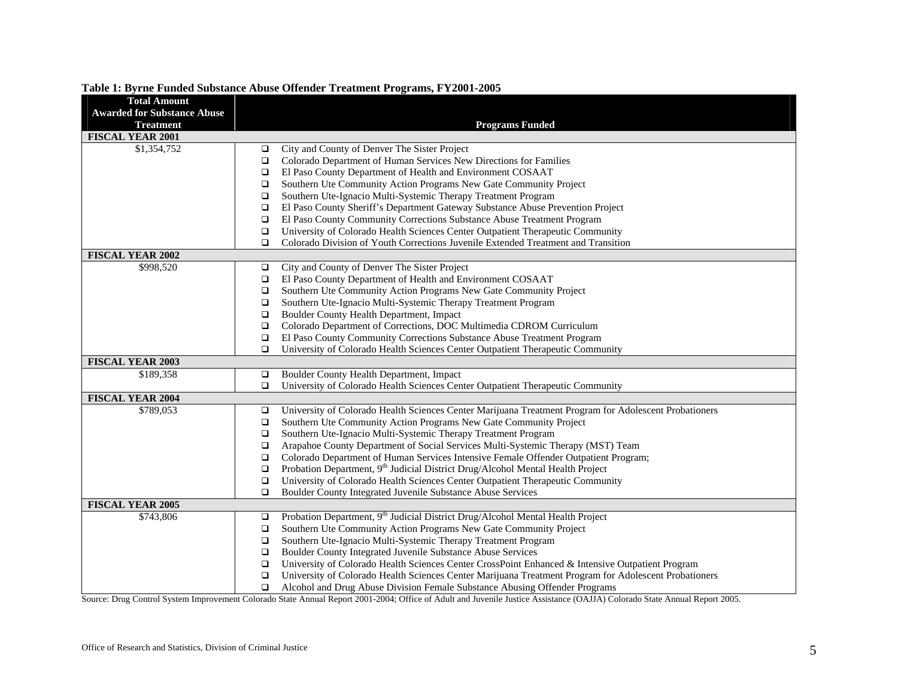**Table 1: Byrne Funded Substance Abuse Offender Treatment Programs, FY2001-2005**

| Total Amount Awarded for Substance Abuse Treatment | Programs Funded |
|---|---|
| **FISCAL YEAR 2001** | |
| $1,354,752 | ❑ City and County of Denver The Sister Project<br>❑ Colorado Department of Human Services New Directions for Families<br>❑ El Paso County Department of Health and Environment COSAAT<br>❑ Southern Ute Community Action Programs New Gate Community Project<br>❑ Southern Ute-Ignacio Multi-Systemic Therapy Treatment Program<br>❑ El Paso County Sheriff's Department Gateway Substance Abuse Prevention Project<br>❑ El Paso County Community Corrections Substance Abuse Treatment Program<br>❑ University of Colorado Health Sciences Center Outpatient Therapeutic Community<br>❑ Colorado Division of Youth Corrections Juvenile Extended Treatment and Transition |
| **FISCAL YEAR 2002** | |
| $998,520 | ❑ City and County of Denver The Sister Project<br>❑ El Paso County Department of Health and Environment COSAAT<br>❑ Southern Ute Community Action Programs New Gate Community Project<br>❑ Southern Ute-Ignacio Multi-Systemic Therapy Treatment Program<br>❑ Boulder County Health Department, Impact<br>❑ Colorado Department of Corrections, DOC Multimedia CDROM Curriculum<br>❑ El Paso County Community Corrections Substance Abuse Treatment Program<br>❑ University of Colorado Health Sciences Center Outpatient Therapeutic Community |
| **FISCAL YEAR 2003** | |
| $189,358 | ❑ Boulder County Health Department, Impact<br>❑ University of Colorado Health Sciences Center Outpatient Therapeutic Community |
| **FISCAL YEAR 2004** | |
| $789,053 | ❑ University of Colorado Health Sciences Center Marijuana Treatment Program for Adolescent Probationers<br>❑ Southern Ute Community Action Programs New Gate Community Project<br>❑ Southern Ute-Ignacio Multi-Systemic Therapy Treatment Program<br>❑ Arapahoe County Department of Social Services Multi-Systemic Therapy (MST) Team<br>❑ Colorado Department of Human Services Intensive Female Offender Outpatient Program;<br>❑ Probation Department, 9th Judicial District Drug/Alcohol Mental Health Project<br>❑ University of Colorado Health Sciences Center Outpatient Therapeutic Community<br>❑ Boulder County Integrated Juvenile Substance Abuse Services |
| **FISCAL YEAR 2005** | |
| $743,806 | ❑ Probation Department, 9th Judicial District Drug/Alcohol Mental Health Project<br>❑ Southern Ute Community Action Programs New Gate Community Project<br>❑ Southern Ute-Ignacio Multi-Systemic Therapy Treatment Program<br>❑ Boulder County Integrated Juvenile Substance Abuse Services<br>❑ University of Colorado Health Sciences Center CrossPoint Enhanced & Intensive Outpatient Program<br>❑ University of Colorado Health Sciences Center Marijuana Treatment Program for Adolescent Probationers<br>❑ Alcohol and Drug Abuse Division Female Substance Abusing Offender Programs |

Source: Drug Control System Improvement Colorado State Annual Report 2001-2004; Office of Adult and Juvenile Justice Assistance (OAJJA) Colorado State Annual Report 2005.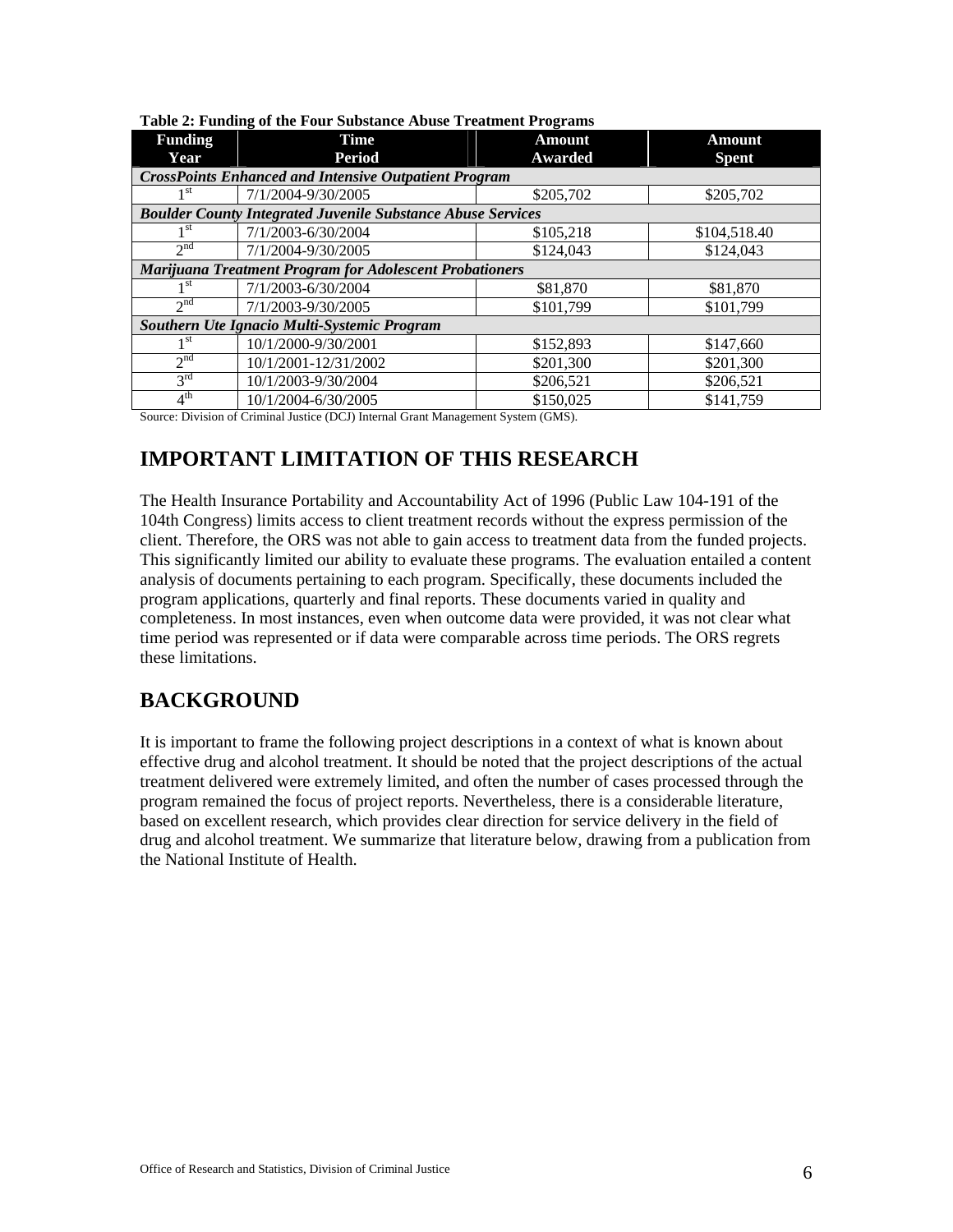**Table 2: Funding of the Four Substance Abuse Treatment Programs**

| Funding Year | Time Period | Amount Awarded | Amount Spent |
|---|---|---|---|
| ***CrossPoints Enhanced and Intensive Outpatient Program*** | | | |
| 1st | 7/1/2004-9/30/2005 | $205,702 | $205,702 |
| ***Boulder County Integrated Juvenile Substance Abuse Services*** | | | |
| 1st | 7/1/2003-6/30/2004 | $105,218 | $104,518.40 |
| 2nd | 7/1/2004-9/30/2005 | $124,043 | $124,043 |
| ***Marijuana Treatment Program for Adolescent Probationers*** | | | |
| 1st | 7/1/2003-6/30/2004 | $81,870 | $81,870 |
| 2nd | 7/1/2003-9/30/2005 | $101,799 | $101,799 |
| ***Southern Ute Ignacio Multi-Systemic Program*** | | | |
| 1st | 10/1/2000-9/30/2001 | $152,893 | $147,660 |
| 2nd | 10/1/2001-12/31/2002 | $201,300 | $201,300 |
| 3rd | 10/1/2003-9/30/2004 | $206,521 | $206,521 |
| 4th | 10/1/2004-6/30/2005 | $150,025 | $141,759 |

Source: Division of Criminal Justice (DCJ) Internal Grant Management System (GMS).

## IMPORTANT LIMITATION OF THIS RESEARCH

The Health Insurance Portability and Accountability Act of 1996 (Public Law 104-191 of the 104th Congress) limits access to client treatment records without the express permission of the client. Therefore, the ORS was not able to gain access to treatment data from the funded projects. This significantly limited our ability to evaluate these programs. The evaluation entailed a content analysis of documents pertaining to each program. Specifically, these documents included the program applications, quarterly and final reports. These documents varied in quality and completeness. In most instances, even when outcome data were provided, it was not clear what time period was represented or if data were comparable across time periods. The ORS regrets these limitations.

## BACKGROUND

It is important to frame the following project descriptions in a context of what is known about effective drug and alcohol treatment. It should be noted that the project descriptions of the actual treatment delivered were extremely limited, and often the number of cases processed through the program remained the focus of project reports. Nevertheless, there is a considerable literature, based on excellent research, which provides clear direction for service delivery in the field of drug and alcohol treatment. We summarize that literature below, drawing from a publication from the National Institute of Health.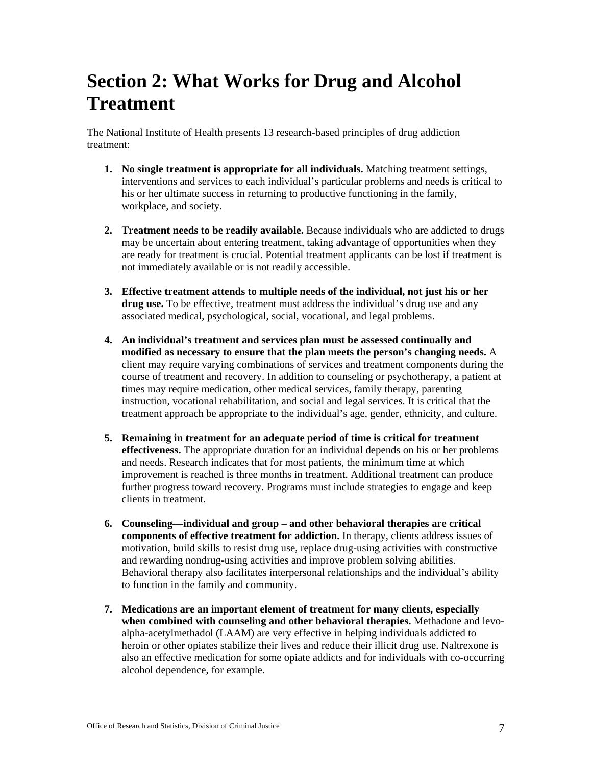# Section 2: What Works for Drug and Alcohol Treatment

The National Institute of Health presents 13 research-based principles of drug addiction treatment:

1. **No single treatment is appropriate for all individuals.** Matching treatment settings, interventions and services to each individual's particular problems and needs is critical to his or her ultimate success in returning to productive functioning in the family, workplace, and society.

2. **Treatment needs to be readily available.** Because individuals who are addicted to drugs may be uncertain about entering treatment, taking advantage of opportunities when they are ready for treatment is crucial. Potential treatment applicants can be lost if treatment is not immediately available or is not readily accessible.

3. **Effective treatment attends to multiple needs of the individual, not just his or her drug use.** To be effective, treatment must address the individual's drug use and any associated medical, psychological, social, vocational, and legal problems.

4. **An individual's treatment and services plan must be assessed continually and modified as necessary to ensure that the plan meets the person's changing needs.** A client may require varying combinations of services and treatment components during the course of treatment and recovery. In addition to counseling or psychotherapy, a patient at times may require medication, other medical services, family therapy, parenting instruction, vocational rehabilitation, and social and legal services. It is critical that the treatment approach be appropriate to the individual's age, gender, ethnicity, and culture.

5. **Remaining in treatment for an adequate period of time is critical for treatment effectiveness.** The appropriate duration for an individual depends on his or her problems and needs. Research indicates that for most patients, the minimum time at which improvement is reached is three months in treatment. Additional treatment can produce further progress toward recovery. Programs must include strategies to engage and keep clients in treatment.

6. **Counseling—individual and group – and other behavioral therapies are critical components of effective treatment for addiction.** In therapy, clients address issues of motivation, build skills to resist drug use, replace drug-using activities with constructive and rewarding nondrug-using activities and improve problem solving abilities. Behavioral therapy also facilitates interpersonal relationships and the individual's ability to function in the family and community.

7. **Medications are an important element of treatment for many clients, especially when combined with counseling and other behavioral therapies.** Methadone and levo-alpha-acetylmethadol (LAAM) are very effective in helping individuals addicted to heroin or other opiates stabilize their lives and reduce their illicit drug use. Naltrexone is also an effective medication for some opiate addicts and for individuals with co-occurring alcohol dependence, for example.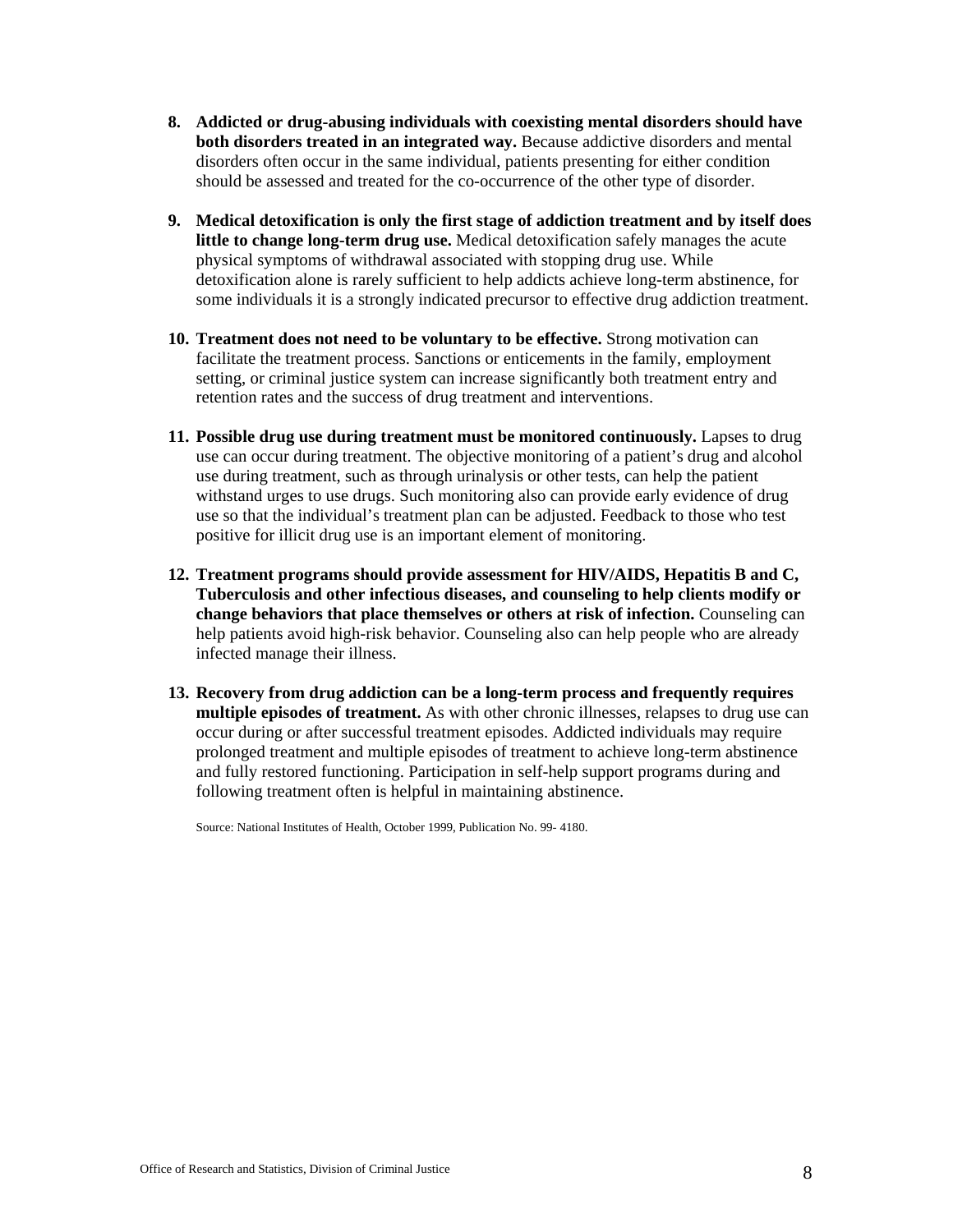8. **Addicted or drug-abusing individuals with coexisting mental disorders should have both disorders treated in an integrated way.** Because addictive disorders and mental disorders often occur in the same individual, patients presenting for either condition should be assessed and treated for the co-occurrence of the other type of disorder.

9. **Medical detoxification is only the first stage of addiction treatment and by itself does little to change long-term drug use.** Medical detoxification safely manages the acute physical symptoms of withdrawal associated with stopping drug use. While detoxification alone is rarely sufficient to help addicts achieve long-term abstinence, for some individuals it is a strongly indicated precursor to effective drug addiction treatment.

10. **Treatment does not need to be voluntary to be effective.** Strong motivation can facilitate the treatment process. Sanctions or enticements in the family, employment setting, or criminal justice system can increase significantly both treatment entry and retention rates and the success of drug treatment and interventions.

11. **Possible drug use during treatment must be monitored continuously.** Lapses to drug use can occur during treatment. The objective monitoring of a patient's drug and alcohol use during treatment, such as through urinalysis or other tests, can help the patient withstand urges to use drugs. Such monitoring also can provide early evidence of drug use so that the individual's treatment plan can be adjusted. Feedback to those who test positive for illicit drug use is an important element of monitoring.

12. **Treatment programs should provide assessment for HIV/AIDS, Hepatitis B and C, Tuberculosis and other infectious diseases, and counseling to help clients modify or change behaviors that place themselves or others at risk of infection.** Counseling can help patients avoid high-risk behavior. Counseling also can help people who are already infected manage their illness.

13. **Recovery from drug addiction can be a long-term process and frequently requires multiple episodes of treatment.** As with other chronic illnesses, relapses to drug use can occur during or after successful treatment episodes. Addicted individuals may require prolonged treatment and multiple episodes of treatment to achieve long-term abstinence and fully restored functioning. Participation in self-help support programs during and following treatment often is helpful in maintaining abstinence.

Source: National Institutes of Health, October 1999, Publication No. 99- 4180.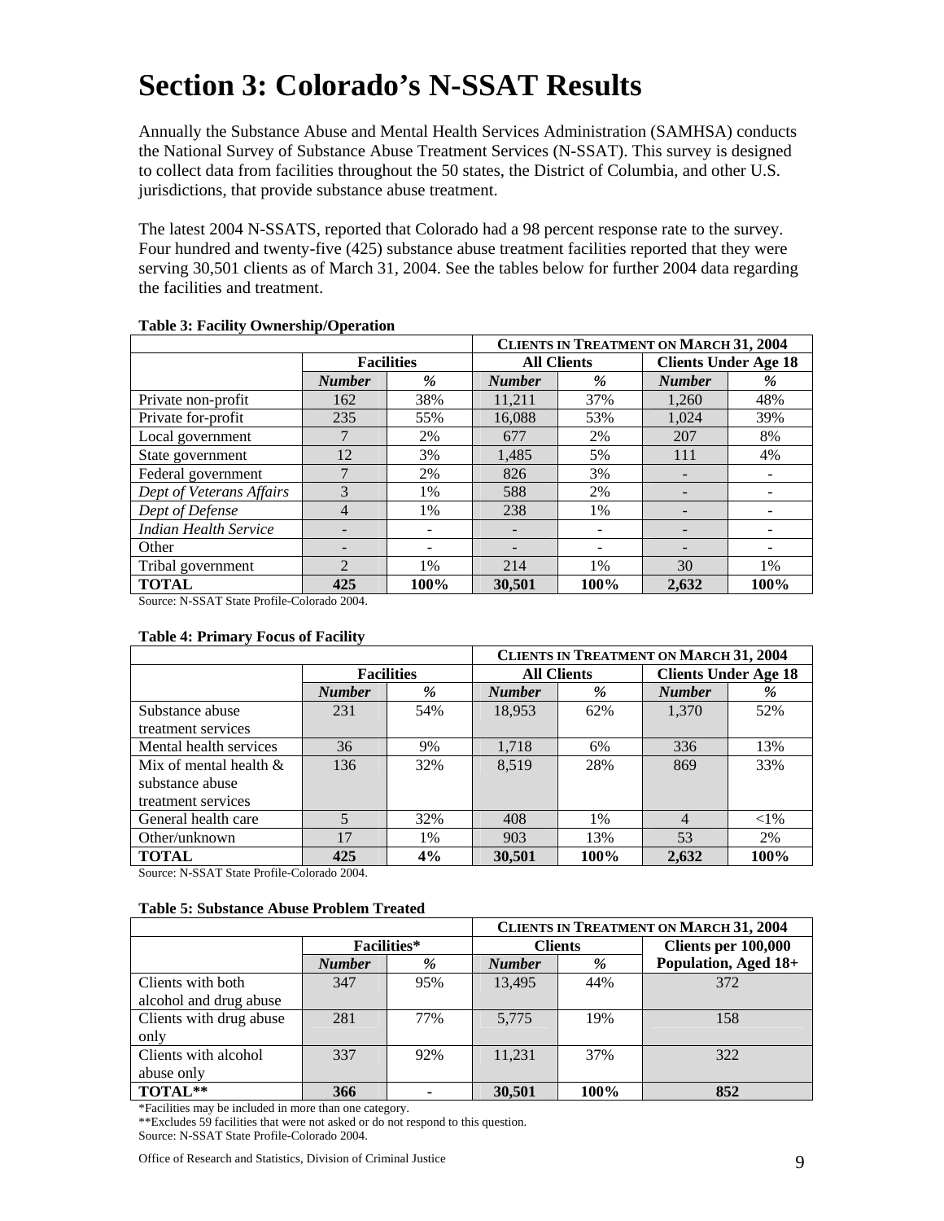# Section 3: Colorado's N-SSAT Results

Annually the Substance Abuse and Mental Health Services Administration (SAMHSA) conducts the National Survey of Substance Abuse Treatment Services (N-SSAT). This survey is designed to collect data from facilities throughout the 50 states, the District of Columbia, and other U.S. jurisdictions, that provide substance abuse treatment.

The latest 2004 N-SSATS, reported that Colorado had a 98 percent response rate to the survey. Four hundred and twenty-five (425) substance abuse treatment facilities reported that they were serving 30,501 clients as of March 31, 2004. See the tables below for further 2004 data regarding the facilities and treatment.

**Table 3: Facility Ownership/Operation**

| | | | CLIENTS IN TREATMENT ON MARCH 31, 2004 | | | |
|---|---|---|---|---|---|---|
| | Facilities | | All Clients | | Clients Under Age 18 | |
| | *Number* | *%* | *Number* | *%* | *Number* | *%* |
| Private non-profit | 162 | 38% | 11,211 | 37% | 1,260 | 48% |
| Private for-profit | 235 | 55% | 16,088 | 53% | 1,024 | 39% |
| Local government | 7 | 2% | 677 | 2% | 207 | 8% |
| State government | 12 | 3% | 1,485 | 5% | 111 | 4% |
| Federal government | 7 | 2% | 826 | 3% | - | - |
| *Dept of Veterans Affairs* | 3 | 1% | 588 | 2% | - | - |
| *Dept of Defense* | 4 | 1% | 238 | 1% | - | - |
| *Indian Health Service* | - | - | - | - | - | - |
| Other | - | - | - | - | - | - |
| Tribal government | 2 | 1% | 214 | 1% | 30 | 1% |
| **TOTAL** | **425** | **100%** | **30,501** | **100%** | **2,632** | **100%** |

Source: N-SSAT State Profile-Colorado 2004.

**Table 4: Primary Focus of Facility**

| | | | CLIENTS IN TREATMENT ON MARCH 31, 2004 | | | |
|---|---|---|---|---|---|---|
| | Facilities | | All Clients | | Clients Under Age 18 | |
| | *Number* | *%* | *Number* | *%* | *Number* | *%* |
| Substance abuse treatment services | 231 | 54% | 18,953 | 62% | 1,370 | 52% |
| Mental health services | 36 | 9% | 1,718 | 6% | 336 | 13% |
| Mix of mental health & substance abuse treatment services | 136 | 32% | 8,519 | 28% | 869 | 33% |
| General health care | 5 | 32% | 408 | 1% | 4 | <1% |
| Other/unknown | 17 | 1% | 903 | 13% | 53 | 2% |
| **TOTAL** | **425** | **4%** | **30,501** | **100%** | **2,632** | **100%** |

Source: N-SSAT State Profile-Colorado 2004.

**Table 5: Substance Abuse Problem Treated**

| | | | CLIENTS IN TREATMENT ON MARCH 31, 2004 | | |
|---|---|---|---|---|---|
| | Facilities* | | Clients | | Clients per 100,000 Population, Aged 18+ |
| | *Number* | *%* | *Number* | *%* | |
| Clients with both alcohol and drug abuse | 347 | 95% | 13,495 | 44% | 372 |
| Clients with drug abuse only | 281 | 77% | 5,775 | 19% | 158 |
| Clients with alcohol abuse only | 337 | 92% | 11,231 | 37% | 322 |
| **TOTAL**** | **366** | **-** | **30,501** | **100%** | **852** |

*Facilities may be included in more than one category.
**Excludes 59 facilities that were not asked or do not respond to this question.
Source: N-SSAT State Profile-Colorado 2004.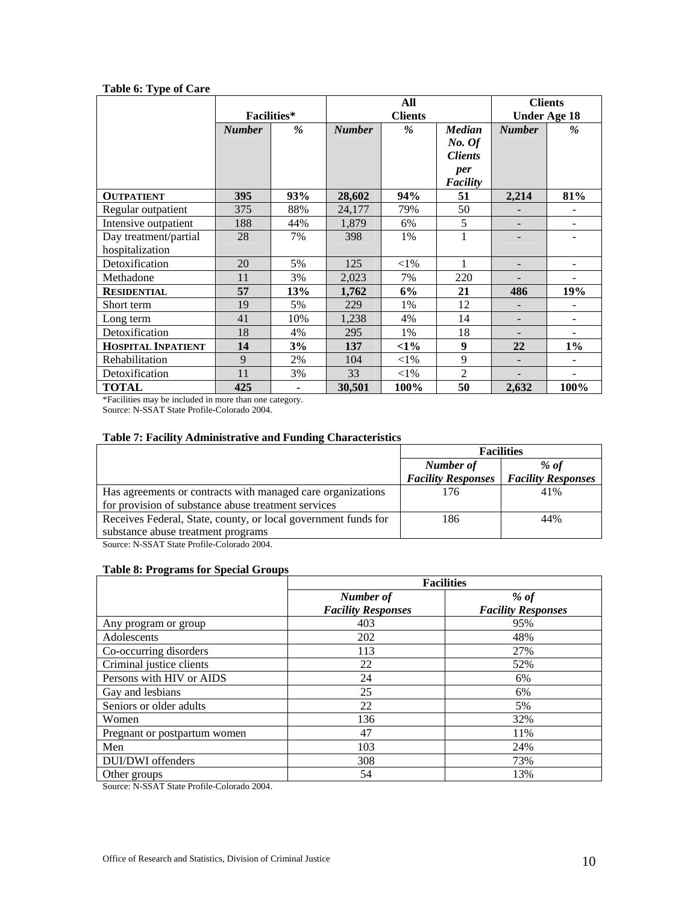**Table 6: Type of Care**

| | Facilities* | | All Clients | | | Clients Under Age 18 | |
|---|---|---|---|---|---|---|---|
| | ***Number*** | ***%*** | ***Number*** | ***%*** | ***Median No. Of Clients per Facility*** | ***Number*** | ***%*** |
| **OUTPATIENT** | **395** | **93%** | **28,602** | **94%** | **51** | **2,214** | **81%** |
| Regular outpatient | 375 | 88% | 24,177 | 79% | 50 | - | - |
| Intensive outpatient | 188 | 44% | 1,879 | 6% | 5 | - | - |
| Day treatment/partial hospitalization | 28 | 7% | 398 | 1% | 1 | - | - |
| Detoxification | 20 | 5% | 125 | <1% | 1 | - | - |
| Methadone | 11 | 3% | 2,023 | 7% | 220 | - | - |
| **RESIDENTIAL** | **57** | **13%** | **1,762** | **6%** | **21** | **486** | **19%** |
| Short term | 19 | 5% | 229 | 1% | 12 | - | - |
| Long term | 41 | 10% | 1,238 | 4% | 14 | - | - |
| Detoxification | 18 | 4% | 295 | 1% | 18 | - | - |
| **HOSPITAL INPATIENT** | **14** | **3%** | **137** | **<1%** | **9** | **22** | **1%** |
| Rehabilitation | 9 | 2% | 104 | <1% | 9 | - | - |
| Detoxification | 11 | 3% | 33 | <1% | 2 | - | - |
| **TOTAL** | **425** | **-** | **30,501** | **100%** | **50** | **2,632** | **100%** |

*Facilities may be included in more than one category.
Source: N-SSAT State Profile-Colorado 2004.

**Table 7: Facility Administrative and Funding Characteristics**

| | Facilities | |
|---|---|---|
| | ***Number of Facility Responses*** | ***% of Facility Responses*** |
| Has agreements or contracts with managed care organizations for provision of substance abuse treatment services | 176 | 41% |
| Receives Federal, State, county, or local government funds for substance abuse treatment programs | 186 | 44% |

Source: N-SSAT State Profile-Colorado 2004.

**Table 8: Programs for Special Groups**

| | Facilities | |
|---|---|---|
| | ***Number of Facility Responses*** | ***% of Facility Responses*** |
| Any program or group | 403 | 95% |
| Adolescents | 202 | 48% |
| Co-occurring disorders | 113 | 27% |
| Criminal justice clients | 22 | 52% |
| Persons with HIV or AIDS | 24 | 6% |
| Gay and lesbians | 25 | 6% |
| Seniors or older adults | 22 | 5% |
| Women | 136 | 32% |
| Pregnant or postpartum women | 47 | 11% |
| Men | 103 | 24% |
| DUI/DWI offenders | 308 | 73% |
| Other groups | 54 | 13% |

Source: N-SSAT State Profile-Colorado 2004.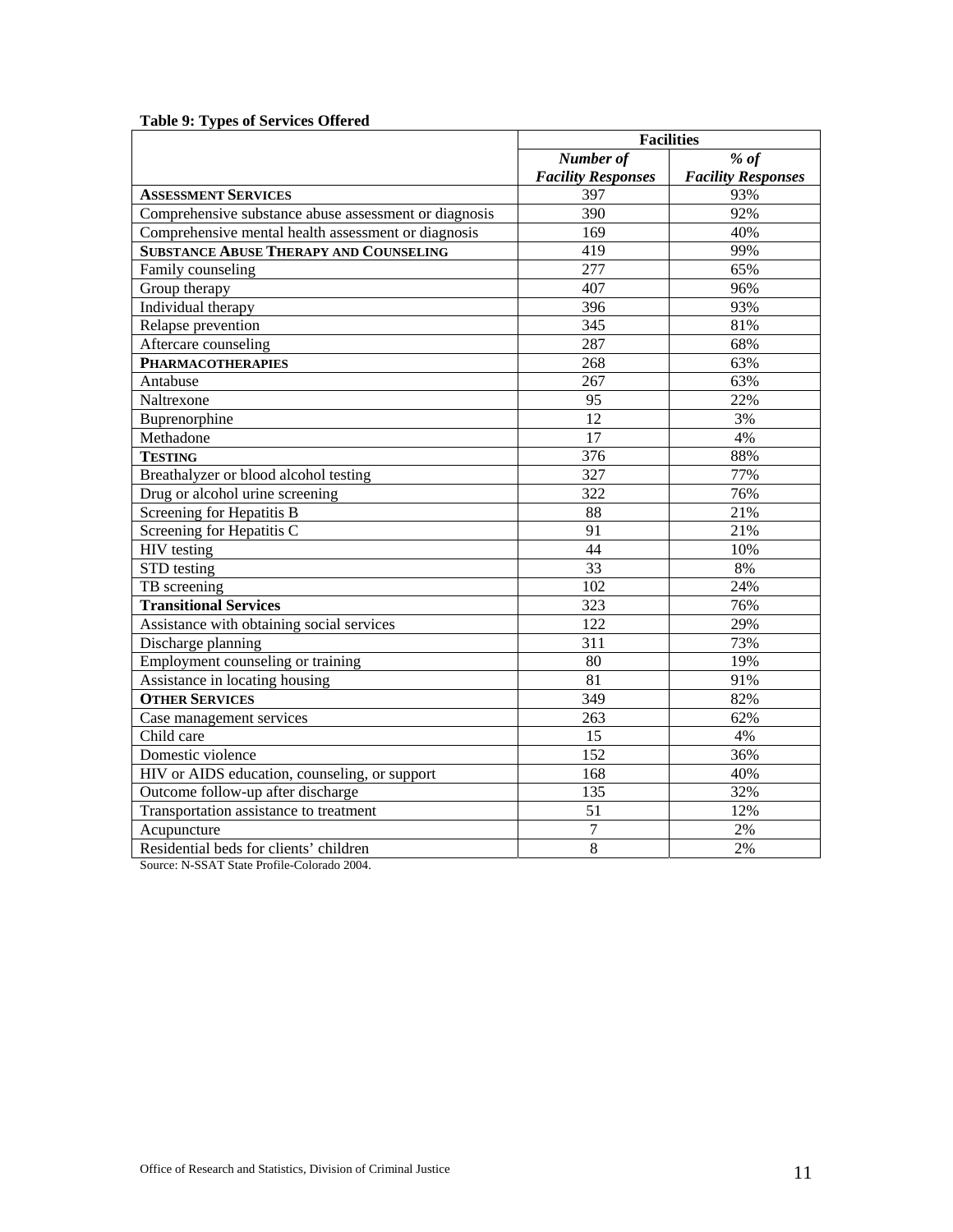**Table 9: Types of Services Offered**

| | Facilities | |
|---|---|---|
| | ***Number of Facility Responses*** | ***% of Facility Responses*** |
| **ASSESSMENT SERVICES** | 397 | 93% |
| Comprehensive substance abuse assessment or diagnosis | 390 | 92% |
| Comprehensive mental health assessment or diagnosis | 169 | 40% |
| **SUBSTANCE ABUSE THERAPY AND COUNSELING** | 419 | 99% |
| Family counseling | 277 | 65% |
| Group therapy | 407 | 96% |
| Individual therapy | 396 | 93% |
| Relapse prevention | 345 | 81% |
| Aftercare counseling | 287 | 68% |
| **PHARMACOTHERAPIES** | 268 | 63% |
| Antabuse | 267 | 63% |
| Naltrexone | 95 | 22% |
| Buprenorphine | 12 | 3% |
| Methadone | 17 | 4% |
| **TESTING** | 376 | 88% |
| Breathalyzer or blood alcohol testing | 327 | 77% |
| Drug or alcohol urine screening | 322 | 76% |
| Screening for Hepatitis B | 88 | 21% |
| Screening for Hepatitis C | 91 | 21% |
| HIV testing | 44 | 10% |
| STD testing | 33 | 8% |
| TB screening | 102 | 24% |
| **Transitional Services** | 323 | 76% |
| Assistance with obtaining social services | 122 | 29% |
| Discharge planning | 311 | 73% |
| Employment counseling or training | 80 | 19% |
| Assistance in locating housing | 81 | 91% |
| **OTHER SERVICES** | 349 | 82% |
| Case management services | 263 | 62% |
| Child care | 15 | 4% |
| Domestic violence | 152 | 36% |
| HIV or AIDS education, counseling, or support | 168 | 40% |
| Outcome follow-up after discharge | 135 | 32% |
| Transportation assistance to treatment | 51 | 12% |
| Acupuncture | 7 | 2% |
| Residential beds for clients' children | 8 | 2% |

Source: N-SSAT State Profile-Colorado 2004.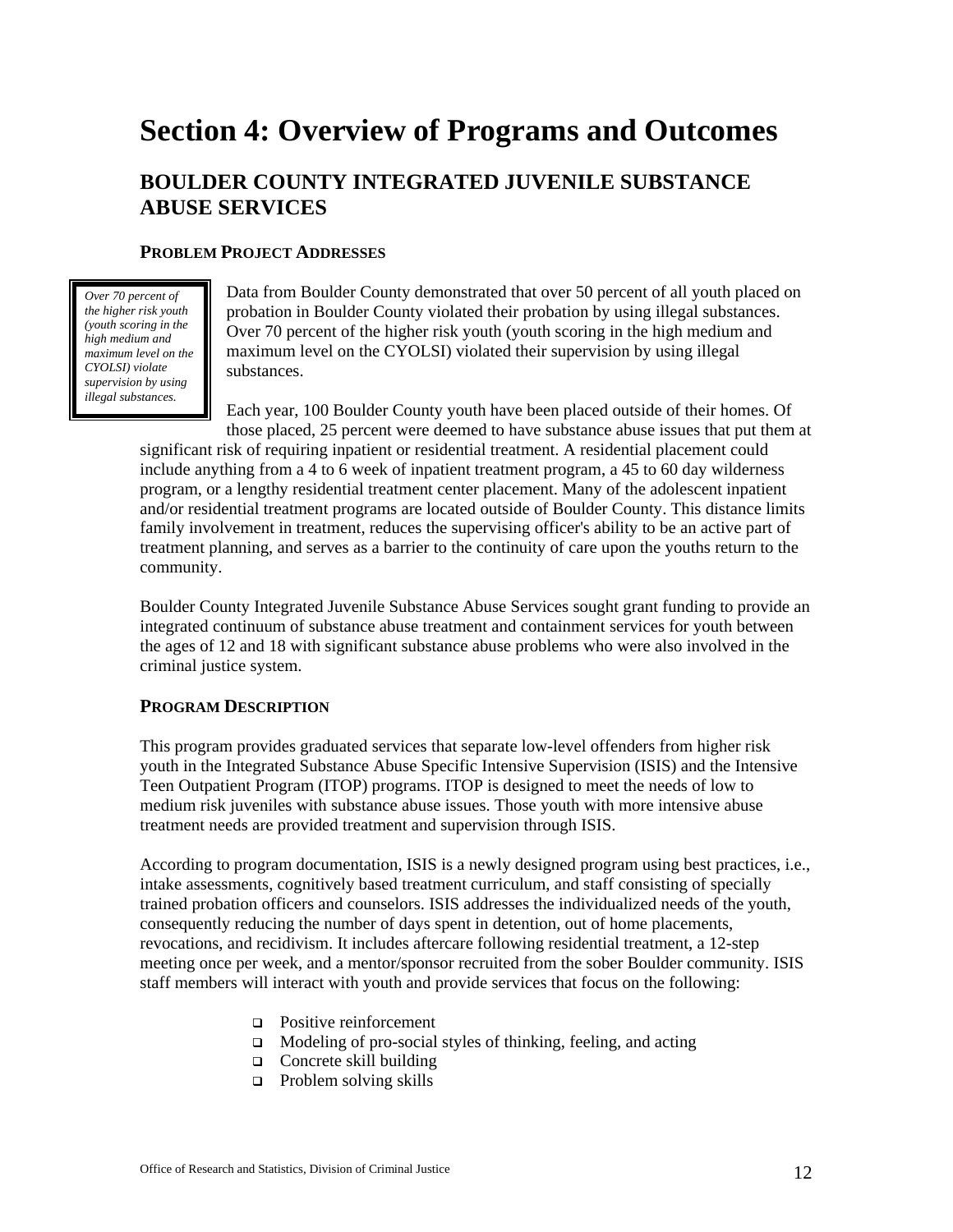# Section 4: Overview of Programs and Outcomes

## BOULDER COUNTY INTEGRATED JUVENILE SUBSTANCE ABUSE SERVICES

### PROBLEM PROJECT ADDRESSES

> *Over 70 percent of the higher risk youth (youth scoring in the high medium and maximum level on the CYOLSI) violate supervision by using illegal substances.*

Data from Boulder County demonstrated that over 50 percent of all youth placed on probation in Boulder County violated their probation by using illegal substances. Over 70 percent of the higher risk youth (youth scoring in the high medium and maximum level on the CYOLSI) violated their supervision by using illegal substances.

Each year, 100 Boulder County youth have been placed outside of their homes. Of those placed, 25 percent were deemed to have substance abuse issues that put them at significant risk of requiring inpatient or residential treatment. A residential placement could include anything from a 4 to 6 week of inpatient treatment program, a 45 to 60 day wilderness program, or a lengthy residential treatment center placement. Many of the adolescent inpatient and/or residential treatment programs are located outside of Boulder County. This distance limits family involvement in treatment, reduces the supervising officer's ability to be an active part of treatment planning, and serves as a barrier to the continuity of care upon the youths return to the community.

Boulder County Integrated Juvenile Substance Abuse Services sought grant funding to provide an integrated continuum of substance abuse treatment and containment services for youth between the ages of 12 and 18 with significant substance abuse problems who were also involved in the criminal justice system.

### PROGRAM DESCRIPTION

This program provides graduated services that separate low-level offenders from higher risk youth in the Integrated Substance Abuse Specific Intensive Supervision (ISIS) and the Intensive Teen Outpatient Program (ITOP) programs. ITOP is designed to meet the needs of low to medium risk juveniles with substance abuse issues. Those youth with more intensive abuse treatment needs are provided treatment and supervision through ISIS.

According to program documentation, ISIS is a newly designed program using best practices, i.e., intake assessments, cognitively based treatment curriculum, and staff consisting of specially trained probation officers and counselors. ISIS addresses the individualized needs of the youth, consequently reducing the number of days spent in detention, out of home placements, revocations, and recidivism. It includes aftercare following residential treatment, a 12-step meeting once per week, and a mentor/sponsor recruited from the sober Boulder community. ISIS staff members will interact with youth and provide services that focus on the following:

- Positive reinforcement
- Modeling of pro-social styles of thinking, feeling, and acting
- Concrete skill building
- Problem solving skills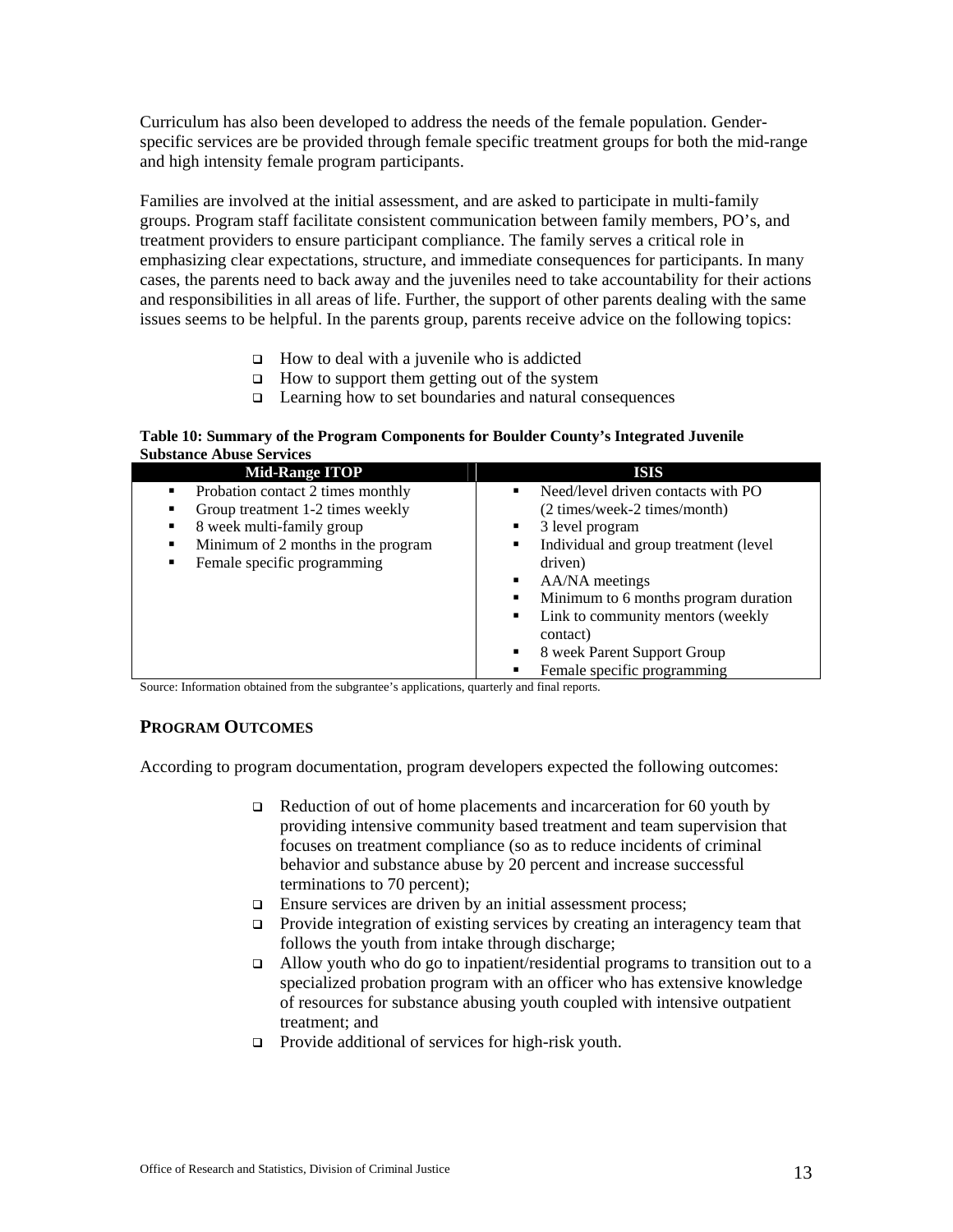Curriculum has also been developed to address the needs of the female population. Gender-specific services are be provided through female specific treatment groups for both the mid-range and high intensity female program participants.

Families are involved at the initial assessment, and are asked to participate in multi-family groups. Program staff facilitate consistent communication between family members, PO's, and treatment providers to ensure participant compliance. The family serves a critical role in emphasizing clear expectations, structure, and immediate consequences for participants. In many cases, the parents need to back away and the juveniles need to take accountability for their actions and responsibilities in all areas of life. Further, the support of other parents dealing with the same issues seems to be helpful. In the parents group, parents receive advice on the following topics:

- How to deal with a juvenile who is addicted
- How to support them getting out of the system
- Learning how to set boundaries and natural consequences

**Table 10: Summary of the Program Components for Boulder County's Integrated Juvenile Substance Abuse Services**

| Mid-Range ITOP | ISIS |
|---|---|
| ▪ Probation contact 2 times monthly<br>▪ Group treatment 1-2 times weekly<br>▪ 8 week multi-family group<br>▪ Minimum of 2 months in the program<br>▪ Female specific programming | ▪ Need/level driven contacts with PO (2 times/week-2 times/month)<br>▪ 3 level program<br>▪ Individual and group treatment (level driven)<br>▪ AA/NA meetings<br>▪ Minimum to 6 months program duration<br>▪ Link to community mentors (weekly contact)<br>▪ 8 week Parent Support Group<br>▪ Female specific programming |

Source: Information obtained from the subgrantee's applications, quarterly and final reports.

## PROGRAM OUTCOMES

According to program documentation, program developers expected the following outcomes:

- Reduction of out of home placements and incarceration for 60 youth by providing intensive community based treatment and team supervision that focuses on treatment compliance (so as to reduce incidents of criminal behavior and substance abuse by 20 percent and increase successful terminations to 70 percent);
- Ensure services are driven by an initial assessment process;
- Provide integration of existing services by creating an interagency team that follows the youth from intake through discharge;
- Allow youth who do go to inpatient/residential programs to transition out to a specialized probation program with an officer who has extensive knowledge of resources for substance abusing youth coupled with intensive outpatient treatment; and
- Provide additional of services for high-risk youth.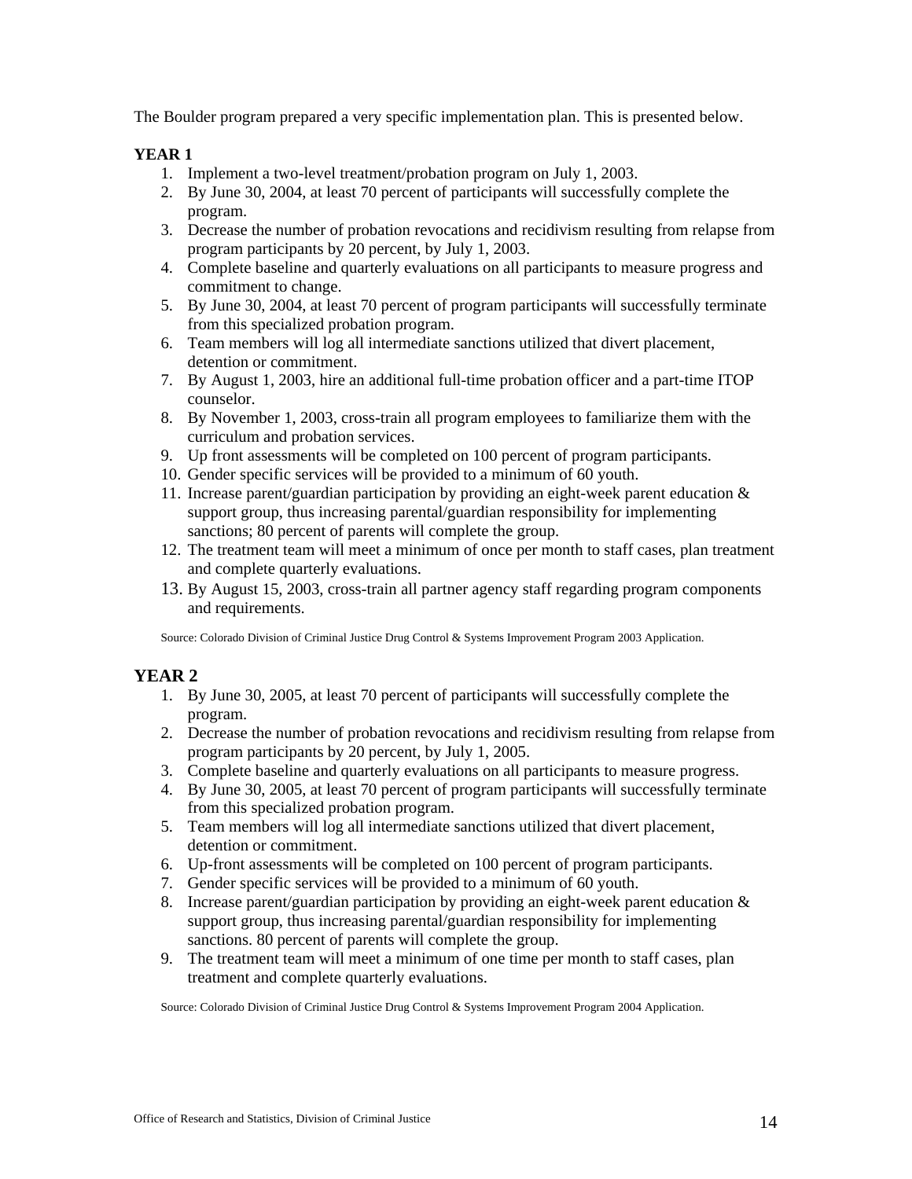The Boulder program prepared a very specific implementation plan. This is presented below.

**YEAR 1**

1. Implement a two-level treatment/probation program on July 1, 2003.
2. By June 30, 2004, at least 70 percent of participants will successfully complete the program.
3. Decrease the number of probation revocations and recidivism resulting from relapse from program participants by 20 percent, by July 1, 2003.
4. Complete baseline and quarterly evaluations on all participants to measure progress and commitment to change.
5. By June 30, 2004, at least 70 percent of program participants will successfully terminate from this specialized probation program.
6. Team members will log all intermediate sanctions utilized that divert placement, detention or commitment.
7. By August 1, 2003, hire an additional full-time probation officer and a part-time ITOP counselor.
8. By November 1, 2003, cross-train all program employees to familiarize them with the curriculum and probation services.
9. Up front assessments will be completed on 100 percent of program participants.
10. Gender specific services will be provided to a minimum of 60 youth.
11. Increase parent/guardian participation by providing an eight-week parent education & support group, thus increasing parental/guardian responsibility for implementing sanctions; 80 percent of parents will complete the group.
12. The treatment team will meet a minimum of once per month to staff cases, plan treatment and complete quarterly evaluations.
13. By August 15, 2003, cross-train all partner agency staff regarding program components and requirements.

Source: Colorado Division of Criminal Justice Drug Control & Systems Improvement Program 2003 Application.

**YEAR 2**

1. By June 30, 2005, at least 70 percent of participants will successfully complete the program.
2. Decrease the number of probation revocations and recidivism resulting from relapse from program participants by 20 percent, by July 1, 2005.
3. Complete baseline and quarterly evaluations on all participants to measure progress.
4. By June 30, 2005, at least 70 percent of program participants will successfully terminate from this specialized probation program.
5. Team members will log all intermediate sanctions utilized that divert placement, detention or commitment.
6. Up-front assessments will be completed on 100 percent of program participants.
7. Gender specific services will be provided to a minimum of 60 youth.
8. Increase parent/guardian participation by providing an eight-week parent education & support group, thus increasing parental/guardian responsibility for implementing sanctions. 80 percent of parents will complete the group.
9. The treatment team will meet a minimum of one time per month to staff cases, plan treatment and complete quarterly evaluations.

Source: Colorado Division of Criminal Justice Drug Control & Systems Improvement Program 2004 Application.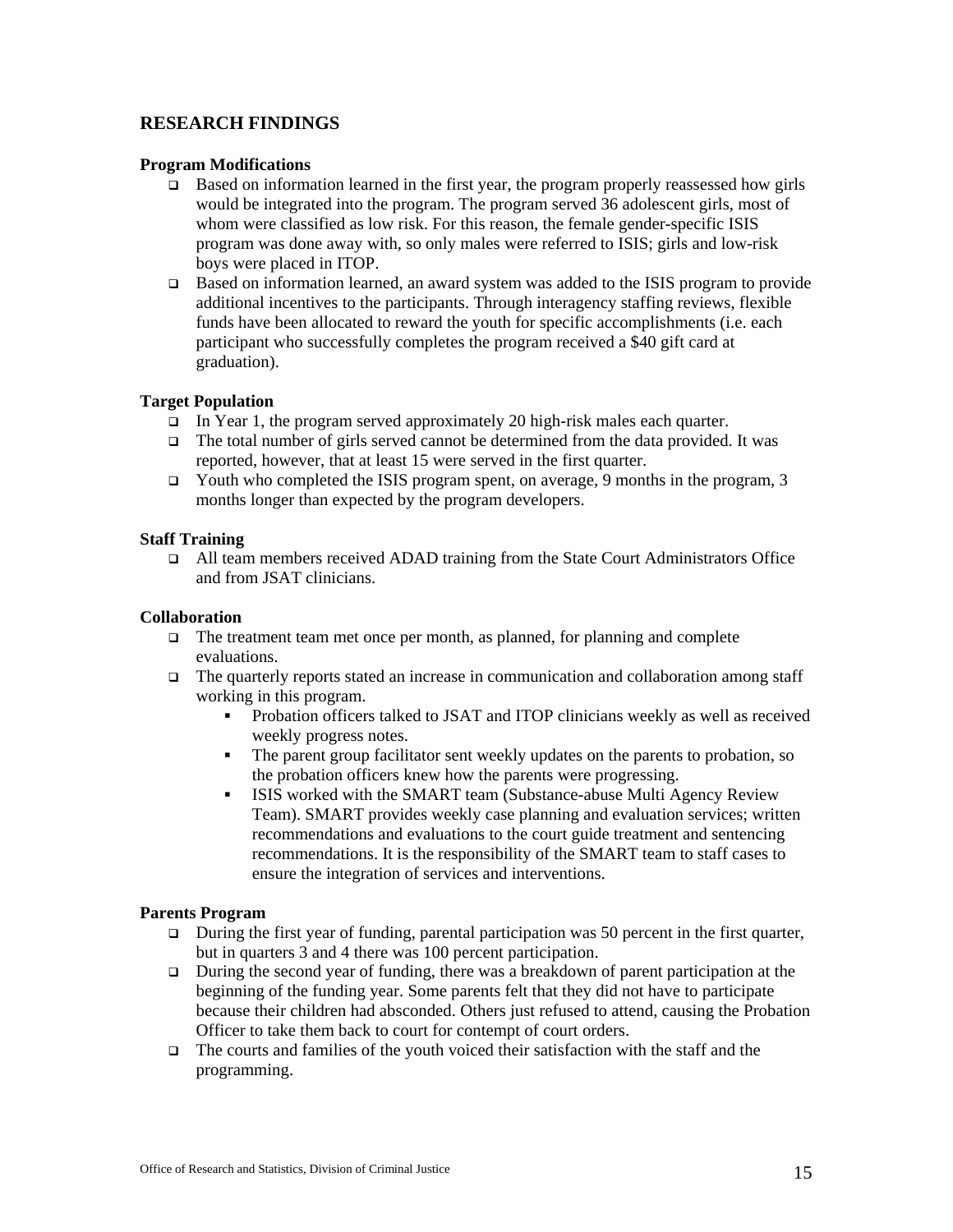## RESEARCH FINDINGS

**Program Modifications**

- Based on information learned in the first year, the program properly reassessed how girls would be integrated into the program. The program served 36 adolescent girls, most of whom were classified as low risk. For this reason, the female gender-specific ISIS program was done away with, so only males were referred to ISIS; girls and low-risk boys were placed in ITOP.
- Based on information learned, an award system was added to the ISIS program to provide additional incentives to the participants. Through interagency staffing reviews, flexible funds have been allocated to reward the youth for specific accomplishments (i.e. each participant who successfully completes the program received a $40 gift card at graduation).

**Target Population**

- In Year 1, the program served approximately 20 high-risk males each quarter.
- The total number of girls served cannot be determined from the data provided. It was reported, however, that at least 15 were served in the first quarter.
- Youth who completed the ISIS program spent, on average, 9 months in the program, 3 months longer than expected by the program developers.

**Staff Training**

- All team members received ADAD training from the State Court Administrators Office and from JSAT clinicians.

**Collaboration**

- The treatment team met once per month, as planned, for planning and complete evaluations.
- The quarterly reports stated an increase in communication and collaboration among staff working in this program.
  - Probation officers talked to JSAT and ITOP clinicians weekly as well as received weekly progress notes.
  - The parent group facilitator sent weekly updates on the parents to probation, so the probation officers knew how the parents were progressing.
  - ISIS worked with the SMART team (Substance-abuse Multi Agency Review Team). SMART provides weekly case planning and evaluation services; written recommendations and evaluations to the court guide treatment and sentencing recommendations. It is the responsibility of the SMART team to staff cases to ensure the integration of services and interventions.

**Parents Program**

- During the first year of funding, parental participation was 50 percent in the first quarter, but in quarters 3 and 4 there was 100 percent participation.
- During the second year of funding, there was a breakdown of parent participation at the beginning of the funding year. Some parents felt that they did not have to participate because their children had absconded. Others just refused to attend, causing the Probation Officer to take them back to court for contempt of court orders.
- The courts and families of the youth voiced their satisfaction with the staff and the programming.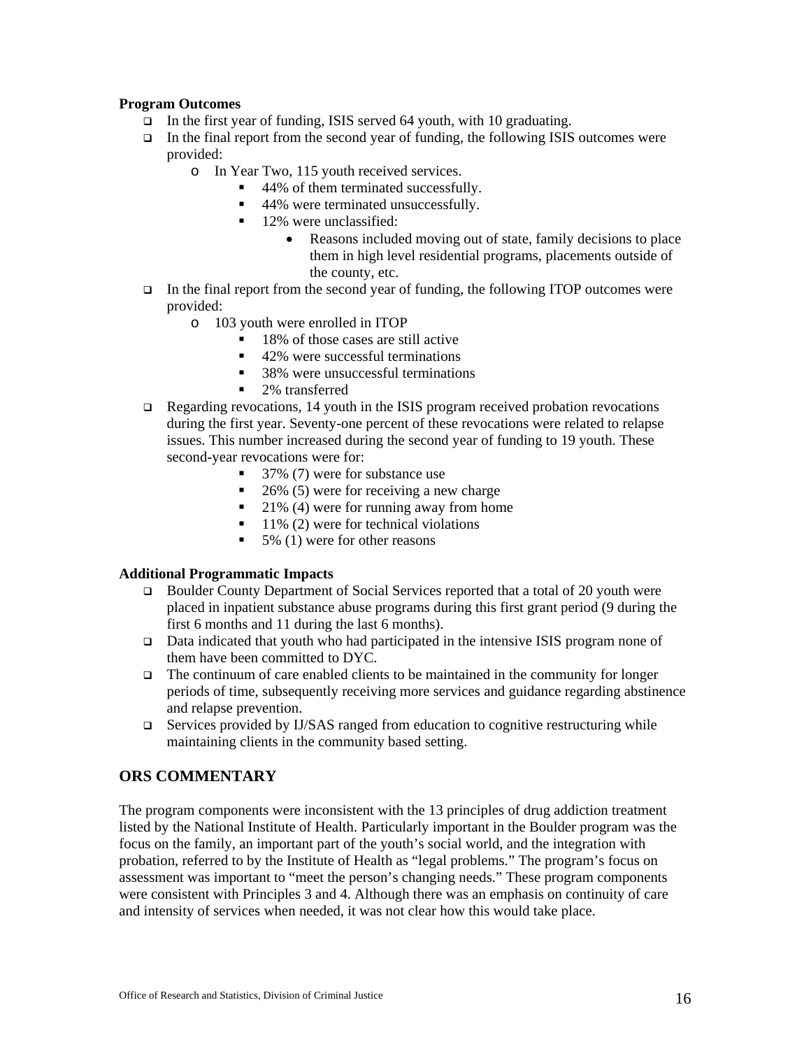**Program Outcomes**

- In the first year of funding, ISIS served 64 youth, with 10 graduating.
- In the final report from the second year of funding, the following ISIS outcomes were provided:
  - In Year Two, 115 youth received services.
    - 44% of them terminated successfully.
    - 44% were terminated unsuccessfully.
    - 12% were unclassified:
      - Reasons included moving out of state, family decisions to place them in high level residential programs, placements outside of the county, etc.
- In the final report from the second year of funding, the following ITOP outcomes were provided:
  - 103 youth were enrolled in ITOP
    - 18% of those cases are still active
    - 42% were successful terminations
    - 38% were unsuccessful terminations
    - 2% transferred
- Regarding revocations, 14 youth in the ISIS program received probation revocations during the first year. Seventy-one percent of these revocations were related to relapse issues. This number increased during the second year of funding to 19 youth. These second-year revocations were for:
    - 37% (7) were for substance use
    - 26% (5) were for receiving a new charge
    - 21% (4) were for running away from home
    - 11% (2) were for technical violations
    - 5% (1) were for other reasons

**Additional Programmatic Impacts**

- Boulder County Department of Social Services reported that a total of 20 youth were placed in inpatient substance abuse programs during this first grant period (9 during the first 6 months and 11 during the last 6 months).
- Data indicated that youth who had participated in the intensive ISIS program none of them have been committed to DYC.
- The continuum of care enabled clients to be maintained in the community for longer periods of time, subsequently receiving more services and guidance regarding abstinence and relapse prevention.
- Services provided by IJ/SAS ranged from education to cognitive restructuring while maintaining clients in the community based setting.

## ORS COMMENTARY

The program components were inconsistent with the 13 principles of drug addiction treatment listed by the National Institute of Health. Particularly important in the Boulder program was the focus on the family, an important part of the youth's social world, and the integration with probation, referred to by the Institute of Health as "legal problems." The program's focus on assessment was important to "meet the person's changing needs." These program components were consistent with Principles 3 and 4. Although there was an emphasis on continuity of care and intensity of services when needed, it was not clear how this would take place.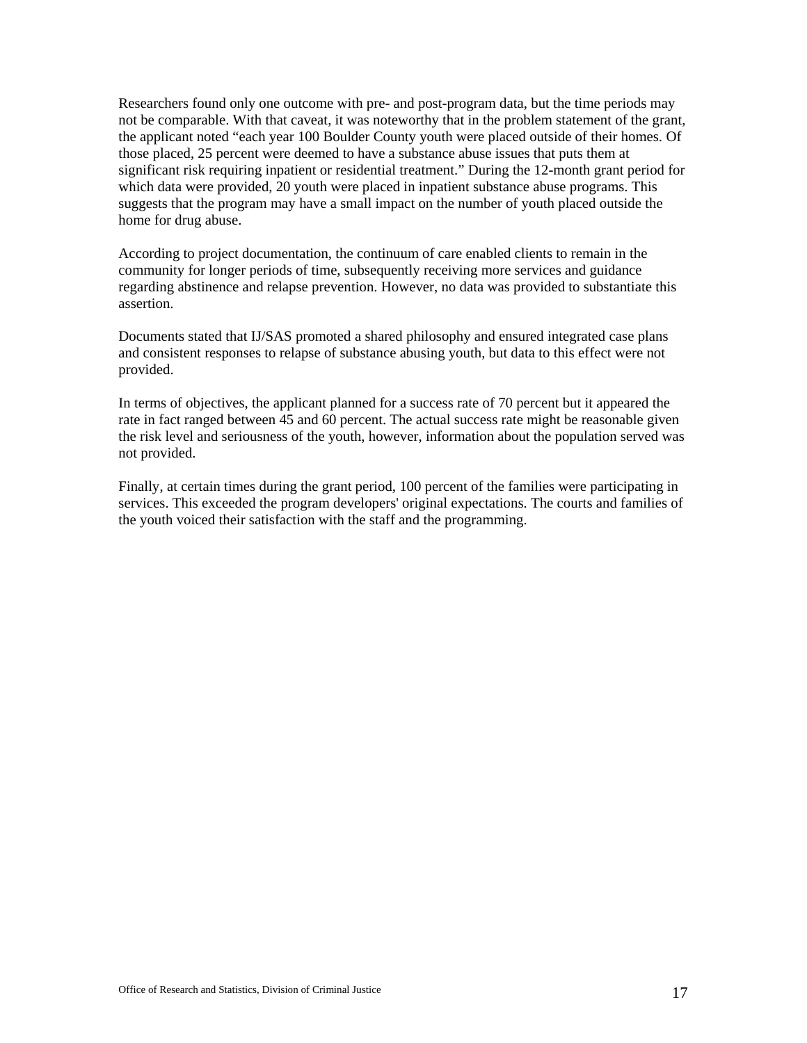Researchers found only one outcome with pre- and post-program data, but the time periods may not be comparable. With that caveat, it was noteworthy that in the problem statement of the grant, the applicant noted "each year 100 Boulder County youth were placed outside of their homes. Of those placed, 25 percent were deemed to have a substance abuse issues that puts them at significant risk requiring inpatient or residential treatment." During the 12-month grant period for which data were provided, 20 youth were placed in inpatient substance abuse programs. This suggests that the program may have a small impact on the number of youth placed outside the home for drug abuse.

According to project documentation, the continuum of care enabled clients to remain in the community for longer periods of time, subsequently receiving more services and guidance regarding abstinence and relapse prevention. However, no data was provided to substantiate this assertion.

Documents stated that IJ/SAS promoted a shared philosophy and ensured integrated case plans and consistent responses to relapse of substance abusing youth, but data to this effect were not provided.

In terms of objectives, the applicant planned for a success rate of 70 percent but it appeared the rate in fact ranged between 45 and 60 percent. The actual success rate might be reasonable given the risk level and seriousness of the youth, however, information about the population served was not provided.

Finally, at certain times during the grant period, 100 percent of the families were participating in services. This exceeded the program developers' original expectations. The courts and families of the youth voiced their satisfaction with the staff and the programming.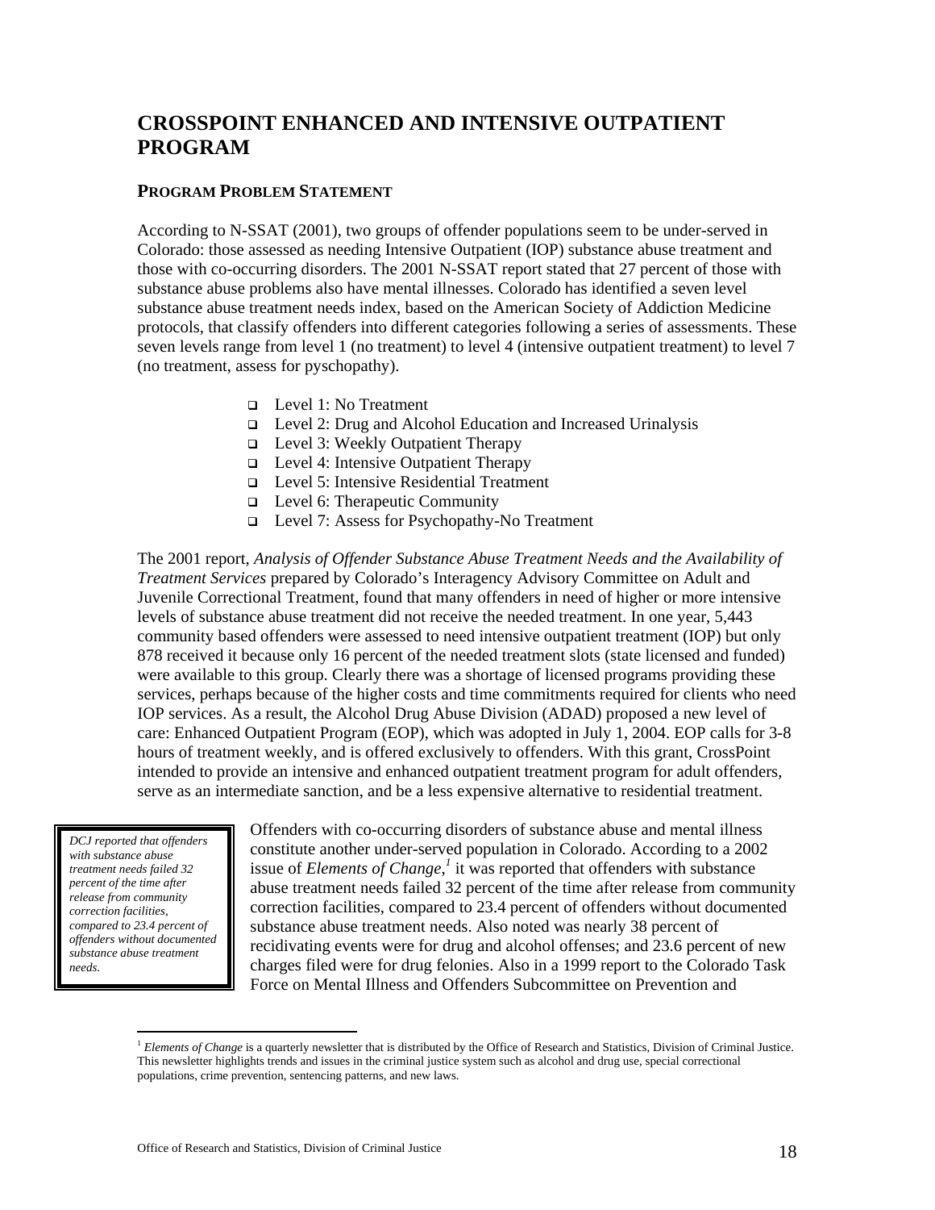# CROSSPOINT ENHANCED AND INTENSIVE OUTPATIENT PROGRAM

## PROGRAM PROBLEM STATEMENT

According to N-SSAT (2001), two groups of offender populations seem to be under-served in Colorado: those assessed as needing Intensive Outpatient (IOP) substance abuse treatment and those with co-occurring disorders. The 2001 N-SSAT report stated that 27 percent of those with substance abuse problems also have mental illnesses. Colorado has identified a seven level substance abuse treatment needs index, based on the American Society of Addiction Medicine protocols, that classify offenders into different categories following a series of assessments. These seven levels range from level 1 (no treatment) to level 4 (intensive outpatient treatment) to level 7 (no treatment, assess for pyschopathy).

- Level 1: No Treatment
- Level 2: Drug and Alcohol Education and Increased Urinalysis
- Level 3: Weekly Outpatient Therapy
- Level 4: Intensive Outpatient Therapy
- Level 5: Intensive Residential Treatment
- Level 6: Therapeutic Community
- Level 7: Assess for Psychopathy-No Treatment

The 2001 report, *Analysis of Offender Substance Abuse Treatment Needs and the Availability of Treatment Services* prepared by Colorado's Interagency Advisory Committee on Adult and Juvenile Correctional Treatment, found that many offenders in need of higher or more intensive levels of substance abuse treatment did not receive the needed treatment. In one year, 5,443 community based offenders were assessed to need intensive outpatient treatment (IOP) but only 878 received it because only 16 percent of the needed treatment slots (state licensed and funded) were available to this group. Clearly there was a shortage of licensed programs providing these services, perhaps because of the higher costs and time commitments required for clients who need IOP services. As a result, the Alcohol Drug Abuse Division (ADAD) proposed a new level of care: Enhanced Outpatient Program (EOP), which was adopted in July 1, 2004. EOP calls for 3-8 hours of treatment weekly, and is offered exclusively to offenders. With this grant, CrossPoint intended to provide an intensive and enhanced outpatient treatment program for adult offenders, serve as an intermediate sanction, and be a less expensive alternative to residential treatment.

> *DCJ reported that offenders with substance abuse treatment needs failed 32 percent of the time after release from community correction facilities, compared to 23.4 percent of offenders without documented substance abuse treatment needs.*

Offenders with co-occurring disorders of substance abuse and mental illness constitute another under-served population in Colorado. According to a 2002 issue of *Elements of Change,*[1] it was reported that offenders with substance abuse treatment needs failed 32 percent of the time after release from community correction facilities, compared to 23.4 percent of offenders without documented substance abuse treatment needs. Also noted was nearly 38 percent of recidivating events were for drug and alcohol offenses; and 23.6 percent of new charges filed were for drug felonies. Also in a 1999 report to the Colorado Task Force on Mental Illness and Offenders Subcommittee on Prevention and

[1] *Elements of Change* is a quarterly newsletter that is distributed by the Office of Research and Statistics, Division of Criminal Justice. This newsletter highlights trends and issues in the criminal justice system such as alcohol and drug use, special correctional populations, crime prevention, sentencing patterns, and new laws.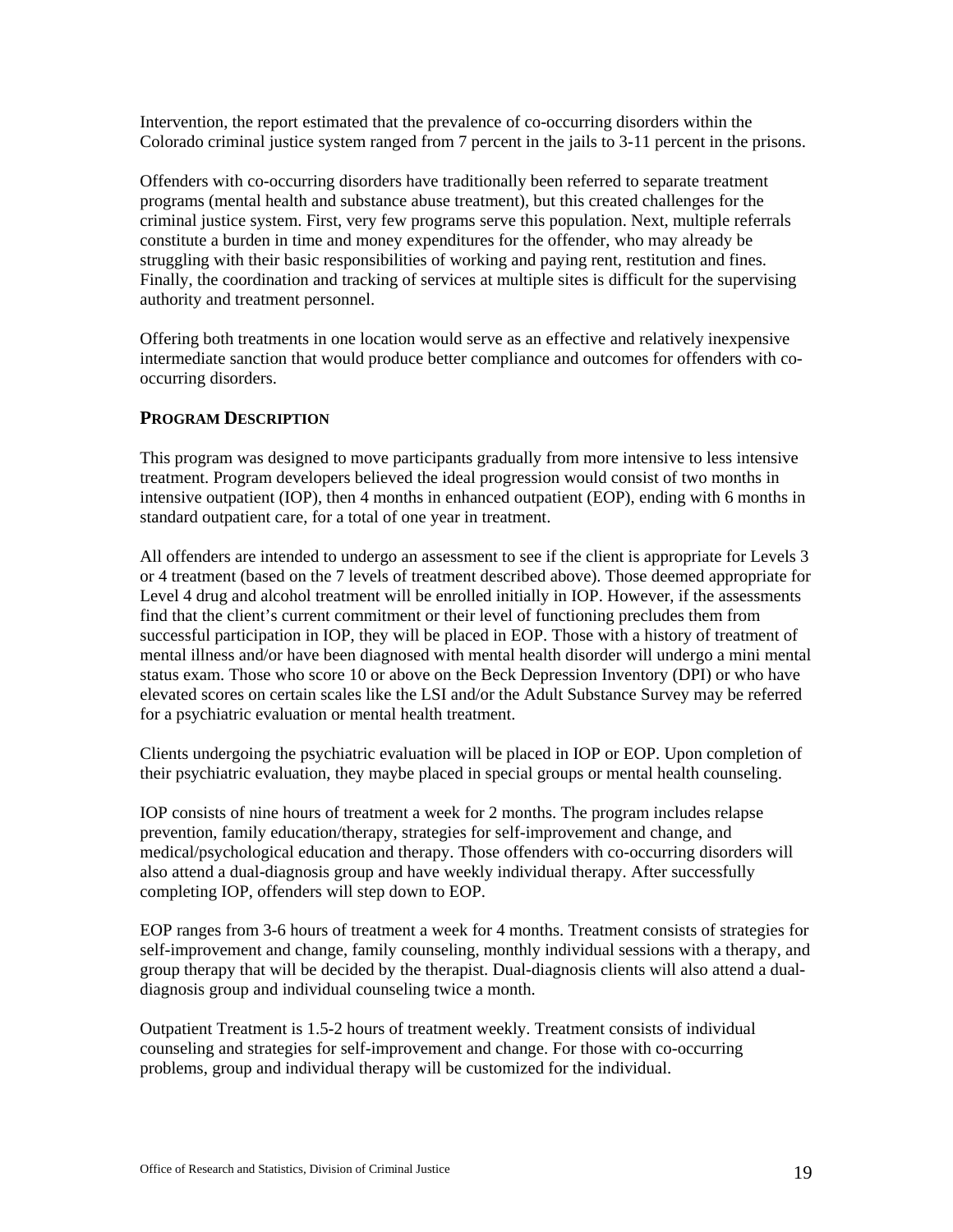Intervention, the report estimated that the prevalence of co-occurring disorders within the Colorado criminal justice system ranged from 7 percent in the jails to 3-11 percent in the prisons.

Offenders with co-occurring disorders have traditionally been referred to separate treatment programs (mental health and substance abuse treatment), but this created challenges for the criminal justice system. First, very few programs serve this population. Next, multiple referrals constitute a burden in time and money expenditures for the offender, who may already be struggling with their basic responsibilities of working and paying rent, restitution and fines. Finally, the coordination and tracking of services at multiple sites is difficult for the supervising authority and treatment personnel.

Offering both treatments in one location would serve as an effective and relatively inexpensive intermediate sanction that would produce better compliance and outcomes for offenders with co-occurring disorders.

### PROGRAM DESCRIPTION

This program was designed to move participants gradually from more intensive to less intensive treatment. Program developers believed the ideal progression would consist of two months in intensive outpatient (IOP), then 4 months in enhanced outpatient (EOP), ending with 6 months in standard outpatient care, for a total of one year in treatment.

All offenders are intended to undergo an assessment to see if the client is appropriate for Levels 3 or 4 treatment (based on the 7 levels of treatment described above). Those deemed appropriate for Level 4 drug and alcohol treatment will be enrolled initially in IOP. However, if the assessments find that the client's current commitment or their level of functioning precludes them from successful participation in IOP, they will be placed in EOP. Those with a history of treatment of mental illness and/or have been diagnosed with mental health disorder will undergo a mini mental status exam. Those who score 10 or above on the Beck Depression Inventory (DPI) or who have elevated scores on certain scales like the LSI and/or the Adult Substance Survey may be referred for a psychiatric evaluation or mental health treatment.

Clients undergoing the psychiatric evaluation will be placed in IOP or EOP. Upon completion of their psychiatric evaluation, they maybe placed in special groups or mental health counseling.

IOP consists of nine hours of treatment a week for 2 months. The program includes relapse prevention, family education/therapy, strategies for self-improvement and change, and medical/psychological education and therapy. Those offenders with co-occurring disorders will also attend a dual-diagnosis group and have weekly individual therapy. After successfully completing IOP, offenders will step down to EOP.

EOP ranges from 3-6 hours of treatment a week for 4 months. Treatment consists of strategies for self-improvement and change, family counseling, monthly individual sessions with a therapy, and group therapy that will be decided by the therapist. Dual-diagnosis clients will also attend a dual-diagnosis group and individual counseling twice a month.

Outpatient Treatment is 1.5-2 hours of treatment weekly. Treatment consists of individual counseling and strategies for self-improvement and change. For those with co-occurring problems, group and individual therapy will be customized for the individual.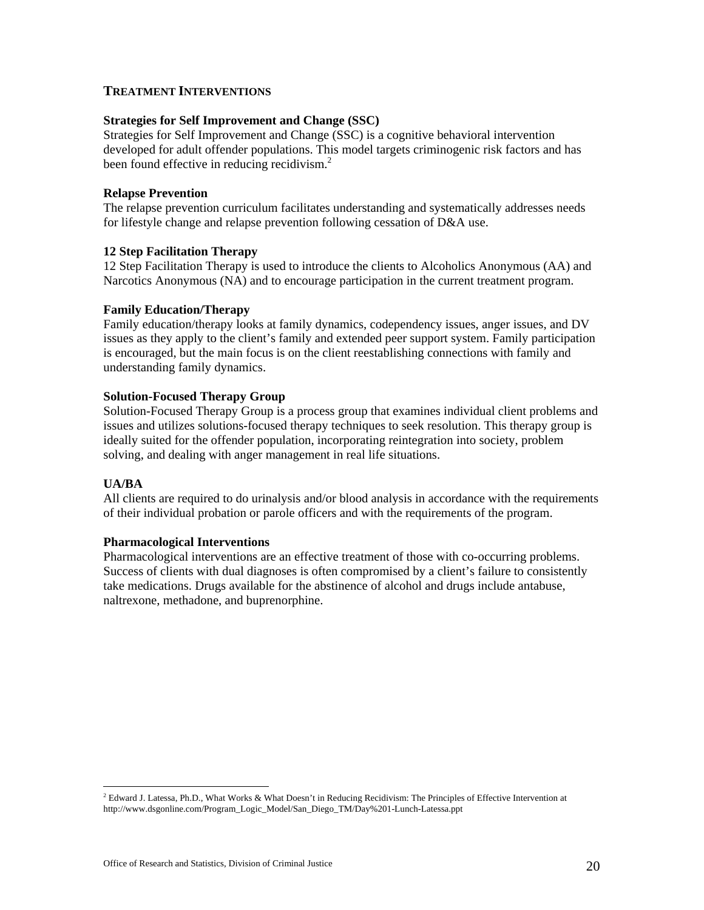## Treatment Interventions

**Strategies for Self Improvement and Change (SSC)**

Strategies for Self Improvement and Change (SSC) is a cognitive behavioral intervention developed for adult offender populations. This model targets criminogenic risk factors and has been found effective in reducing recidivism.[2]

**Relapse Prevention**

The relapse prevention curriculum facilitates understanding and systematically addresses needs for lifestyle change and relapse prevention following cessation of D&A use.

**12 Step Facilitation Therapy**

12 Step Facilitation Therapy is used to introduce the clients to Alcoholics Anonymous (AA) and Narcotics Anonymous (NA) and to encourage participation in the current treatment program.

**Family Education/Therapy**

Family education/therapy looks at family dynamics, codependency issues, anger issues, and DV issues as they apply to the client's family and extended peer support system. Family participation is encouraged, but the main focus is on the client reestablishing connections with family and understanding family dynamics.

**Solution-Focused Therapy Group**

Solution-Focused Therapy Group is a process group that examines individual client problems and issues and utilizes solutions-focused therapy techniques to seek resolution. This therapy group is ideally suited for the offender population, incorporating reintegration into society, problem solving, and dealing with anger management in real life situations.

**UA/BA**

All clients are required to do urinalysis and/or blood analysis in accordance with the requirements of their individual probation or parole officers and with the requirements of the program.

**Pharmacological Interventions**

Pharmacological interventions are an effective treatment of those with co-occurring problems. Success of clients with dual diagnoses is often compromised by a client's failure to consistently take medications. Drugs available for the abstinence of alcohol and drugs include antabuse, naltrexone, methadone, and buprenorphine.

---

[2] Edward J. Latessa, Ph.D., What Works & What Doesn't in Reducing Recidivism: The Principles of Effective Intervention at http://www.dsgonline.com/Program_Logic_Model/San_Diego_TM/Day%201-Lunch-Latessa.ppt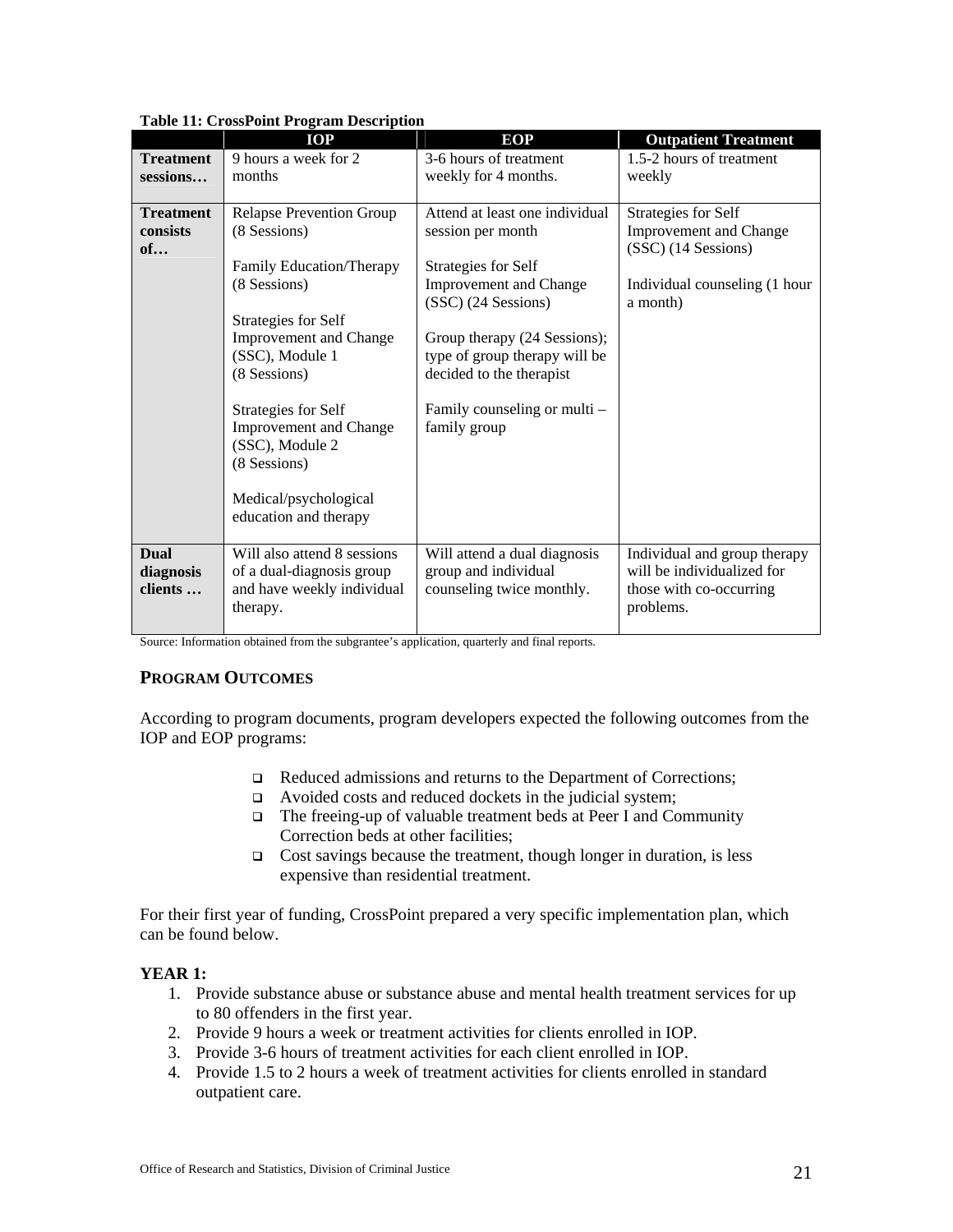**Table 11: CrossPoint Program Description**

| | IOP | EOP | Outpatient Treatment |
|---|---|---|---|
| **Treatment sessions…** | 9 hours a week for 2 months | 3-6 hours of treatment weekly for 4 months. | 1.5-2 hours of treatment weekly |
| **Treatment consists of…** | Relapse Prevention Group (8 Sessions)<br><br>Family Education/Therapy (8 Sessions)<br><br>Strategies for Self Improvement and Change (SSC), Module 1 (8 Sessions)<br><br>Strategies for Self Improvement and Change (SSC), Module 2 (8 Sessions)<br><br>Medical/psychological education and therapy | Attend at least one individual session per month<br><br>Strategies for Self Improvement and Change (SSC) (24 Sessions)<br><br>Group therapy (24 Sessions); type of group therapy will be decided to the therapist<br><br>Family counseling or multi – family group | Strategies for Self Improvement and Change (SSC) (14 Sessions)<br><br>Individual counseling (1 hour a month) |
| **Dual diagnosis clients …** | Will also attend 8 sessions of a dual-diagnosis group and have weekly individual therapy. | Will attend a dual diagnosis group and individual counseling twice monthly. | Individual and group therapy will be individualized for those with co-occurring problems. |

Source: Information obtained from the subgrantee's application, quarterly and final reports.

## PROGRAM OUTCOMES

According to program documents, program developers expected the following outcomes from the IOP and EOP programs:

- Reduced admissions and returns to the Department of Corrections;
- Avoided costs and reduced dockets in the judicial system;
- The freeing-up of valuable treatment beds at Peer I and Community Correction beds at other facilities;
- Cost savings because the treatment, though longer in duration, is less expensive than residential treatment.

For their first year of funding, CrossPoint prepared a very specific implementation plan, which can be found below.

**YEAR 1:**

1. Provide substance abuse or substance abuse and mental health treatment services for up to 80 offenders in the first year.
2. Provide 9 hours a week or treatment activities for clients enrolled in IOP.
3. Provide 3-6 hours of treatment activities for each client enrolled in IOP.
4. Provide 1.5 to 2 hours a week of treatment activities for clients enrolled in standard outpatient care.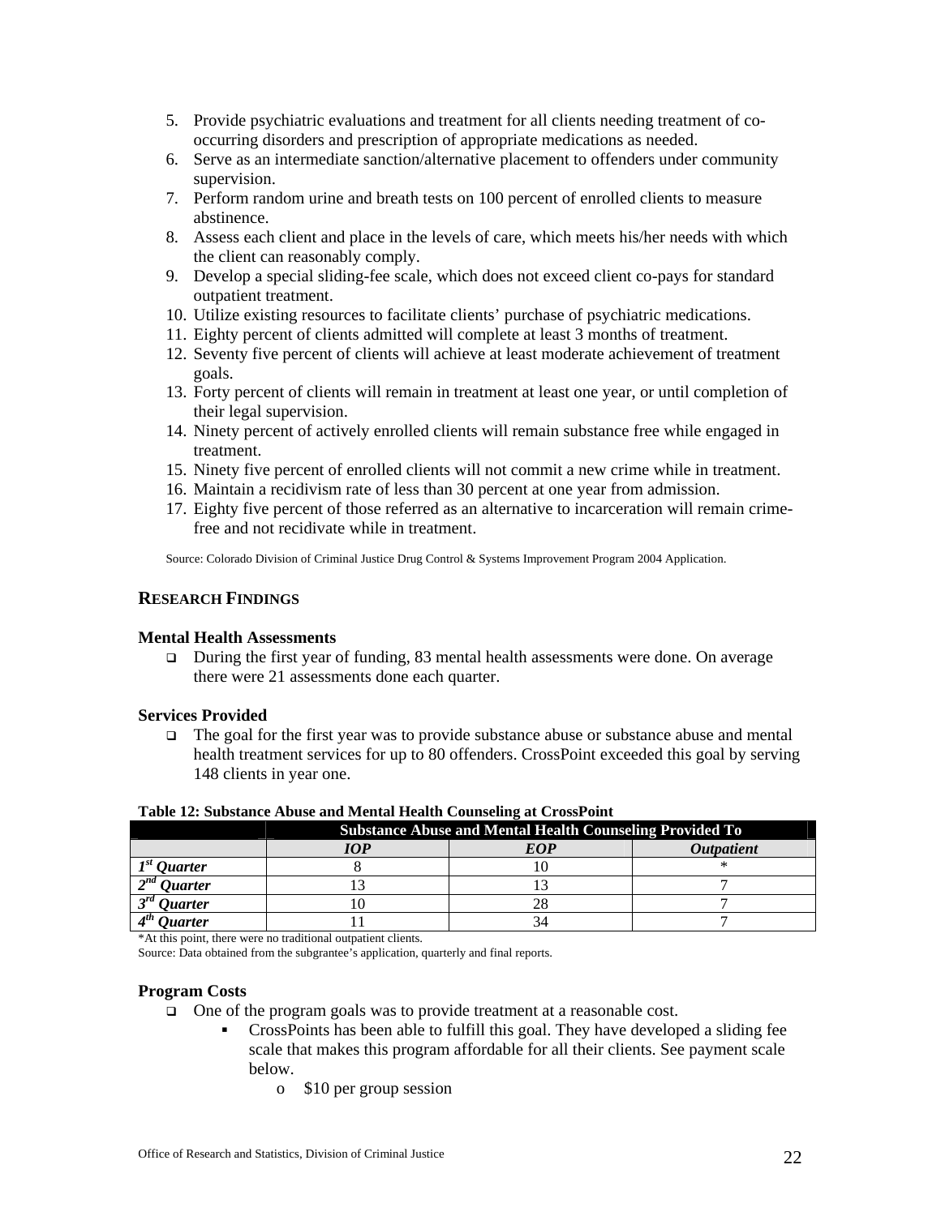5. Provide psychiatric evaluations and treatment for all clients needing treatment of co-occurring disorders and prescription of appropriate medications as needed.
6. Serve as an intermediate sanction/alternative placement to offenders under community supervision.
7. Perform random urine and breath tests on 100 percent of enrolled clients to measure abstinence.
8. Assess each client and place in the levels of care, which meets his/her needs with which the client can reasonably comply.
9. Develop a special sliding-fee scale, which does not exceed client co-pays for standard outpatient treatment.
10. Utilize existing resources to facilitate clients' purchase of psychiatric medications.
11. Eighty percent of clients admitted will complete at least 3 months of treatment.
12. Seventy five percent of clients will achieve at least moderate achievement of treatment goals.
13. Forty percent of clients will remain in treatment at least one year, or until completion of their legal supervision.
14. Ninety percent of actively enrolled clients will remain substance free while engaged in treatment.
15. Ninety five percent of enrolled clients will not commit a new crime while in treatment.
16. Maintain a recidivism rate of less than 30 percent at one year from admission.
17. Eighty five percent of those referred as an alternative to incarceration will remain crime-free and not recidivate while in treatment.

Source: Colorado Division of Criminal Justice Drug Control & Systems Improvement Program 2004 Application.

## RESEARCH FINDINGS

### Mental Health Assessments

- During the first year of funding, 83 mental health assessments were done. On average there were 21 assessments done each quarter.

### Services Provided

- The goal for the first year was to provide substance abuse or substance abuse and mental health treatment services for up to 80 offenders. CrossPoint exceeded this goal by serving 148 clients in year one.

**Table 12: Substance Abuse and Mental Health Counseling at CrossPoint**

| | Substance Abuse and Mental Health Counseling Provided To | | |
|---|---|---|---|
| | ***IOP*** | ***EOP*** | ***Outpatient*** |
| ***1st Quarter*** | 8 | 10 | * |
| ***2nd Quarter*** | 13 | 13 | 7 |
| ***3rd Quarter*** | 10 | 28 | 7 |
| ***4th Quarter*** | 11 | 34 | 7 |

*At this point, there were no traditional outpatient clients.

Source: Data obtained from the subgrantee's application, quarterly and final reports.

### Program Costs

- One of the program goals was to provide treatment at a reasonable cost.
  - CrossPoints has been able to fulfill this goal. They have developed a sliding fee scale that makes this program affordable for all their clients. See payment scale below.
    - $10 per group session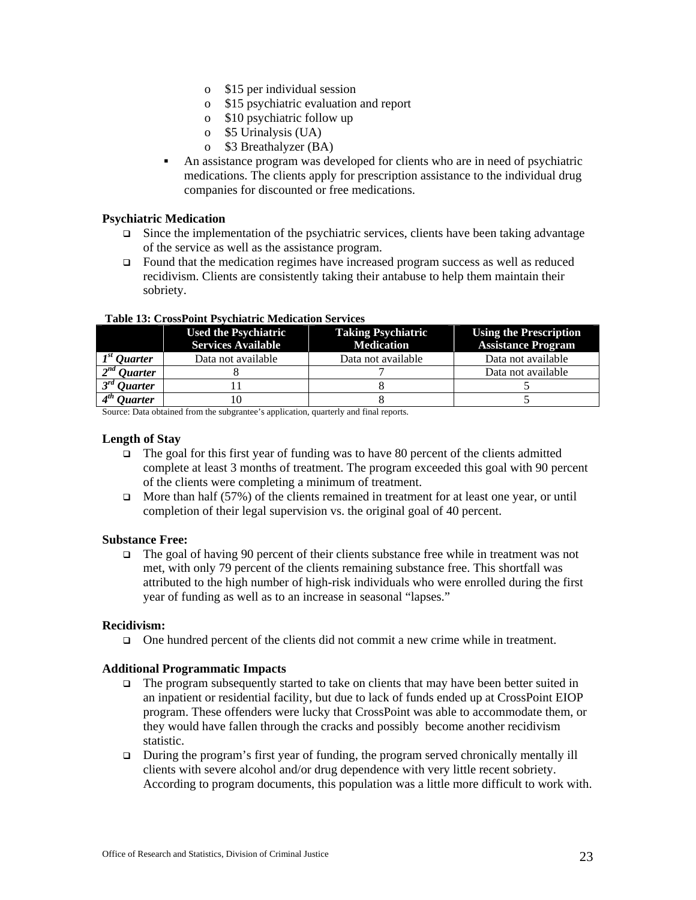- $15 per individual session
  - $15 psychiatric evaluation and report
  - $10 psychiatric follow up
  - $5 Urinalysis (UA)
  - $3 Breathalyzer (BA)
- An assistance program was developed for clients who are in need of psychiatric medications. The clients apply for prescription assistance to the individual drug companies for discounted or free medications.

**Psychiatric Medication**

- Since the implementation of the psychiatric services, clients have been taking advantage of the service as well as the assistance program.
- Found that the medication regimes have increased program success as well as reduced recidivism. Clients are consistently taking their antabuse to help them maintain their sobriety.

**Table 13: CrossPoint Psychiatric Medication Services**

| | Used the Psychiatric Services Available | Taking Psychiatric Medication | Using the Prescription Assistance Program |
|---|---|---|---|
| ***1st Quarter*** | Data not available | Data not available | Data not available |
| ***2nd Quarter*** | 8 | 7 | Data not available |
| ***3rd Quarter*** | 11 | 8 | 5 |
| ***4th Quarter*** | 10 | 8 | 5 |

Source: Data obtained from the subgrantee's application, quarterly and final reports.

**Length of Stay**

- The goal for this first year of funding was to have 80 percent of the clients admitted complete at least 3 months of treatment. The program exceeded this goal with 90 percent of the clients were completing a minimum of treatment.
- More than half (57%) of the clients remained in treatment for at least one year, or until completion of their legal supervision vs. the original goal of 40 percent.

**Substance Free:**

- The goal of having 90 percent of their clients substance free while in treatment was not met, with only 79 percent of the clients remaining substance free. This shortfall was attributed to the high number of high-risk individuals who were enrolled during the first year of funding as well as to an increase in seasonal "lapses."

**Recidivism:**

- One hundred percent of the clients did not commit a new crime while in treatment.

**Additional Programmatic Impacts**

- The program subsequently started to take on clients that may have been better suited in an inpatient or residential facility, but due to lack of funds ended up at CrossPoint EIOP program. These offenders were lucky that CrossPoint was able to accommodate them, or they would have fallen through the cracks and possibly become another recidivism statistic.
- During the program's first year of funding, the program served chronically mentally ill clients with severe alcohol and/or drug dependence with very little recent sobriety. According to program documents, this population was a little more difficult to work with.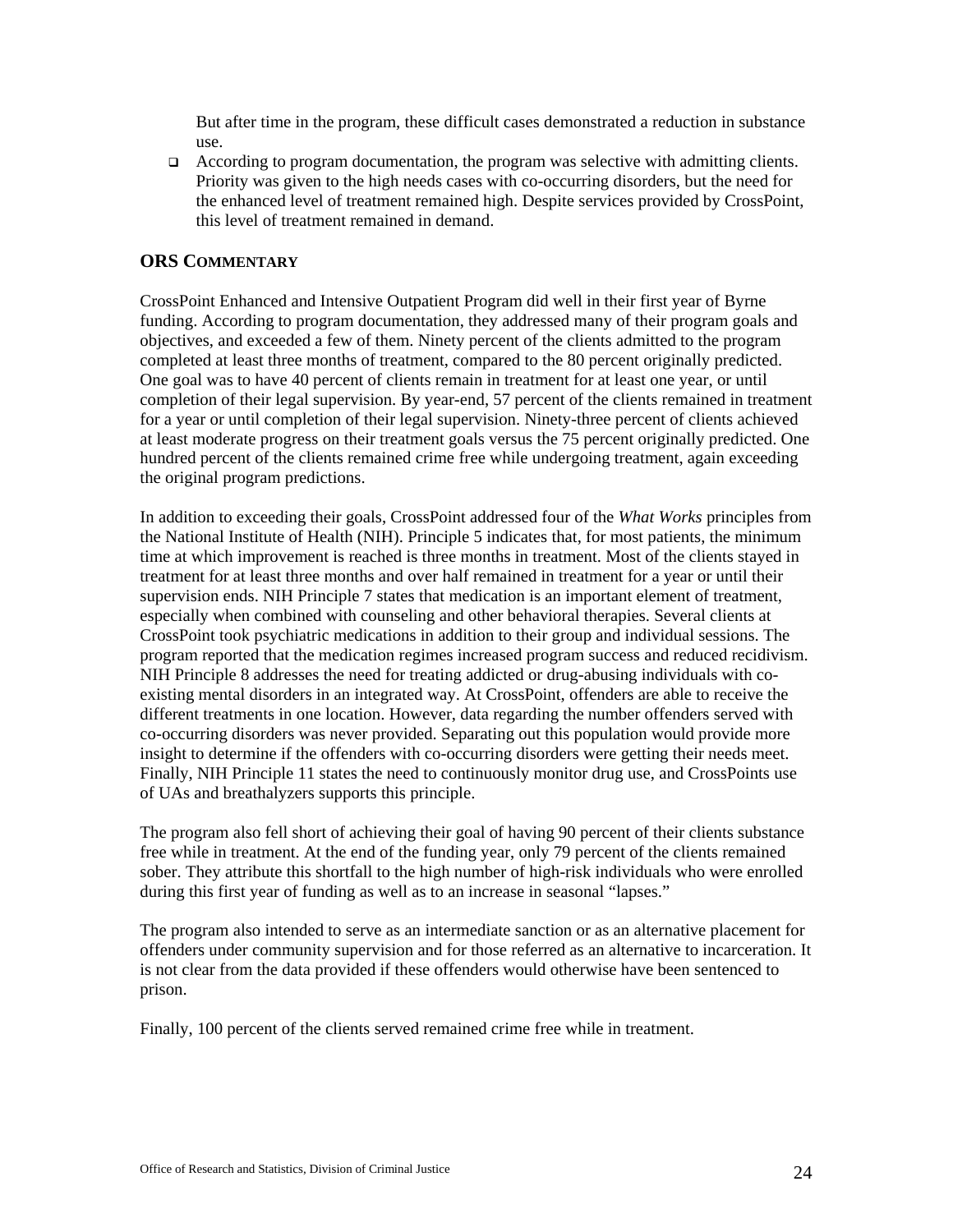But after time in the program, these difficult cases demonstrated a reduction in substance use.

- According to program documentation, the program was selective with admitting clients. Priority was given to the high needs cases with co-occurring disorders, but the need for the enhanced level of treatment remained high. Despite services provided by CrossPoint, this level of treatment remained in demand.

## ORS COMMENTARY

CrossPoint Enhanced and Intensive Outpatient Program did well in their first year of Byrne funding. According to program documentation, they addressed many of their program goals and objectives, and exceeded a few of them. Ninety percent of the clients admitted to the program completed at least three months of treatment, compared to the 80 percent originally predicted. One goal was to have 40 percent of clients remain in treatment for at least one year, or until completion of their legal supervision. By year-end, 57 percent of the clients remained in treatment for a year or until completion of their legal supervision. Ninety-three percent of clients achieved at least moderate progress on their treatment goals versus the 75 percent originally predicted. One hundred percent of the clients remained crime free while undergoing treatment, again exceeding the original program predictions.

In addition to exceeding their goals, CrossPoint addressed four of the *What Works* principles from the National Institute of Health (NIH). Principle 5 indicates that, for most patients, the minimum time at which improvement is reached is three months in treatment. Most of the clients stayed in treatment for at least three months and over half remained in treatment for a year or until their supervision ends. NIH Principle 7 states that medication is an important element of treatment, especially when combined with counseling and other behavioral therapies. Several clients at CrossPoint took psychiatric medications in addition to their group and individual sessions. The program reported that the medication regimes increased program success and reduced recidivism. NIH Principle 8 addresses the need for treating addicted or drug-abusing individuals with co-existing mental disorders in an integrated way. At CrossPoint, offenders are able to receive the different treatments in one location. However, data regarding the number offenders served with co-occurring disorders was never provided. Separating out this population would provide more insight to determine if the offenders with co-occurring disorders were getting their needs meet. Finally, NIH Principle 11 states the need to continuously monitor drug use, and CrossPoints use of UAs and breathalyzers supports this principle.

The program also fell short of achieving their goal of having 90 percent of their clients substance free while in treatment. At the end of the funding year, only 79 percent of the clients remained sober. They attribute this shortfall to the high number of high-risk individuals who were enrolled during this first year of funding as well as to an increase in seasonal "lapses."

The program also intended to serve as an intermediate sanction or as an alternative placement for offenders under community supervision and for those referred as an alternative to incarceration. It is not clear from the data provided if these offenders would otherwise have been sentenced to prison.

Finally, 100 percent of the clients served remained crime free while in treatment.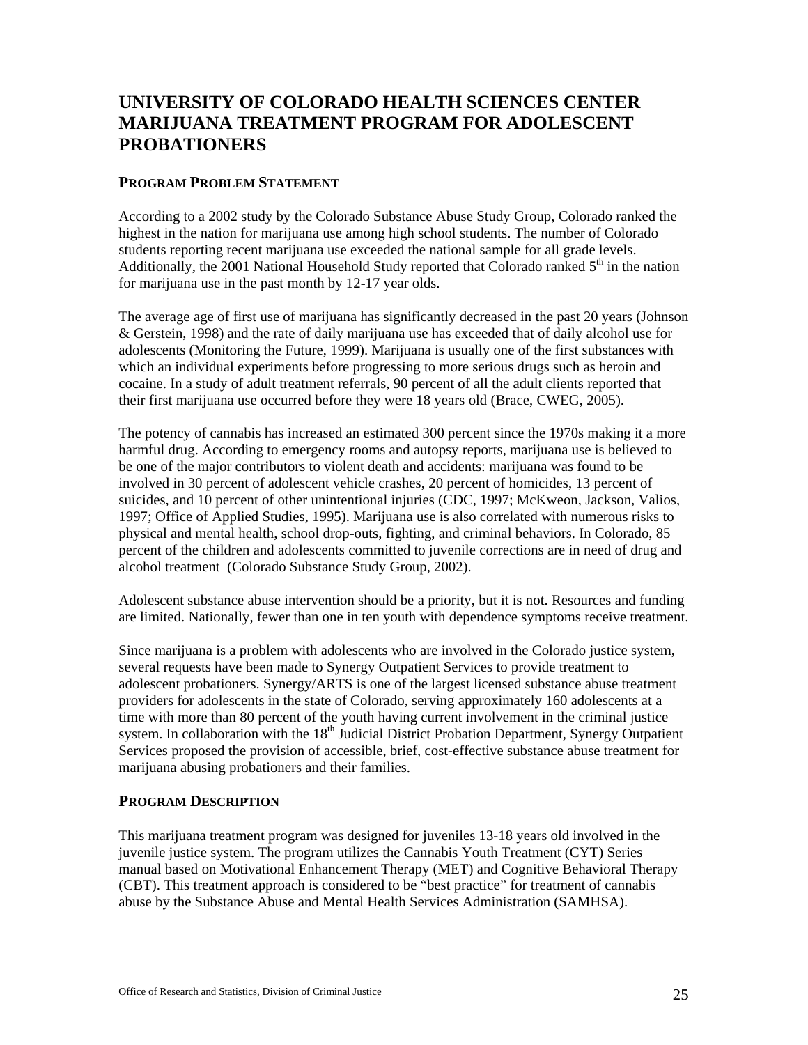# UNIVERSITY OF COLORADO HEALTH SCIENCES CENTER MARIJUANA TREATMENT PROGRAM FOR ADOLESCENT PROBATIONERS

## PROGRAM PROBLEM STATEMENT

According to a 2002 study by the Colorado Substance Abuse Study Group, Colorado ranked the highest in the nation for marijuana use among high school students. The number of Colorado students reporting recent marijuana use exceeded the national sample for all grade levels. Additionally, the 2001 National Household Study reported that Colorado ranked 5th in the nation for marijuana use in the past month by 12-17 year olds.

The average age of first use of marijuana has significantly decreased in the past 20 years (Johnson & Gerstein, 1998) and the rate of daily marijuana use has exceeded that of daily alcohol use for adolescents (Monitoring the Future, 1999). Marijuana is usually one of the first substances with which an individual experiments before progressing to more serious drugs such as heroin and cocaine. In a study of adult treatment referrals, 90 percent of all the adult clients reported that their first marijuana use occurred before they were 18 years old (Brace, CWEG, 2005).

The potency of cannabis has increased an estimated 300 percent since the 1970s making it a more harmful drug. According to emergency rooms and autopsy reports, marijuana use is believed to be one of the major contributors to violent death and accidents: marijuana was found to be involved in 30 percent of adolescent vehicle crashes, 20 percent of homicides, 13 percent of suicides, and 10 percent of other unintentional injuries (CDC, 1997; McKweon, Jackson, Valios, 1997; Office of Applied Studies, 1995). Marijuana use is also correlated with numerous risks to physical and mental health, school drop-outs, fighting, and criminal behaviors. In Colorado, 85 percent of the children and adolescents committed to juvenile corrections are in need of drug and alcohol treatment (Colorado Substance Study Group, 2002).

Adolescent substance abuse intervention should be a priority, but it is not. Resources and funding are limited. Nationally, fewer than one in ten youth with dependence symptoms receive treatment.

Since marijuana is a problem with adolescents who are involved in the Colorado justice system, several requests have been made to Synergy Outpatient Services to provide treatment to adolescent probationers. Synergy/ARTS is one of the largest licensed substance abuse treatment providers for adolescents in the state of Colorado, serving approximately 160 adolescents at a time with more than 80 percent of the youth having current involvement in the criminal justice system. In collaboration with the 18th Judicial District Probation Department, Synergy Outpatient Services proposed the provision of accessible, brief, cost-effective substance abuse treatment for marijuana abusing probationers and their families.

## PROGRAM DESCRIPTION

This marijuana treatment program was designed for juveniles 13-18 years old involved in the juvenile justice system. The program utilizes the Cannabis Youth Treatment (CYT) Series manual based on Motivational Enhancement Therapy (MET) and Cognitive Behavioral Therapy (CBT). This treatment approach is considered to be "best practice" for treatment of cannabis abuse by the Substance Abuse and Mental Health Services Administration (SAMHSA).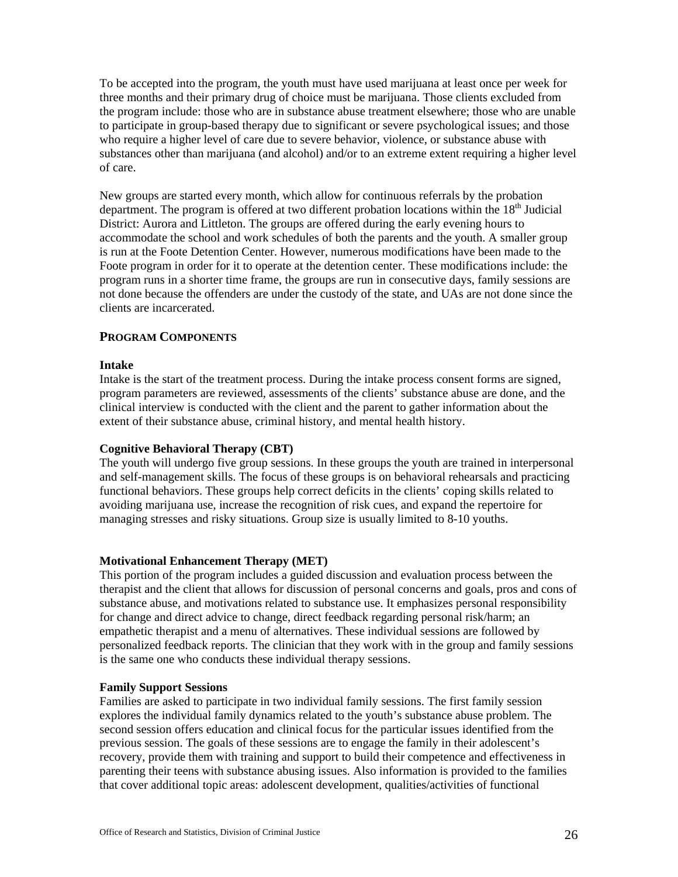To be accepted into the program, the youth must have used marijuana at least once per week for three months and their primary drug of choice must be marijuana. Those clients excluded from the program include: those who are in substance abuse treatment elsewhere; those who are unable to participate in group-based therapy due to significant or severe psychological issues; and those who require a higher level of care due to severe behavior, violence, or substance abuse with substances other than marijuana (and alcohol) and/or to an extreme extent requiring a higher level of care.

New groups are started every month, which allow for continuous referrals by the probation department. The program is offered at two different probation locations within the 18th Judicial District: Aurora and Littleton. The groups are offered during the early evening hours to accommodate the school and work schedules of both the parents and the youth. A smaller group is run at the Foote Detention Center. However, numerous modifications have been made to the Foote program in order for it to operate at the detention center. These modifications include: the program runs in a shorter time frame, the groups are run in consecutive days, family sessions are not done because the offenders are under the custody of the state, and UAs are not done since the clients are incarcerated.

## PROGRAM COMPONENTS

**Intake**

Intake is the start of the treatment process. During the intake process consent forms are signed, program parameters are reviewed, assessments of the clients' substance abuse are done, and the clinical interview is conducted with the client and the parent to gather information about the extent of their substance abuse, criminal history, and mental health history.

**Cognitive Behavioral Therapy (CBT)**

The youth will undergo five group sessions. In these groups the youth are trained in interpersonal and self-management skills. The focus of these groups is on behavioral rehearsals and practicing functional behaviors. These groups help correct deficits in the clients' coping skills related to avoiding marijuana use, increase the recognition of risk cues, and expand the repertoire for managing stresses and risky situations. Group size is usually limited to 8-10 youths.

**Motivational Enhancement Therapy (MET)**

This portion of the program includes a guided discussion and evaluation process between the therapist and the client that allows for discussion of personal concerns and goals, pros and cons of substance abuse, and motivations related to substance use. It emphasizes personal responsibility for change and direct advice to change, direct feedback regarding personal risk/harm; an empathetic therapist and a menu of alternatives. These individual sessions are followed by personalized feedback reports. The clinician that they work with in the group and family sessions is the same one who conducts these individual therapy sessions.

**Family Support Sessions**

Families are asked to participate in two individual family sessions. The first family session explores the individual family dynamics related to the youth's substance abuse problem. The second session offers education and clinical focus for the particular issues identified from the previous session. The goals of these sessions are to engage the family in their adolescent's recovery, provide them with training and support to build their competence and effectiveness in parenting their teens with substance abusing issues. Also information is provided to the families that cover additional topic areas: adolescent development, qualities/activities of functional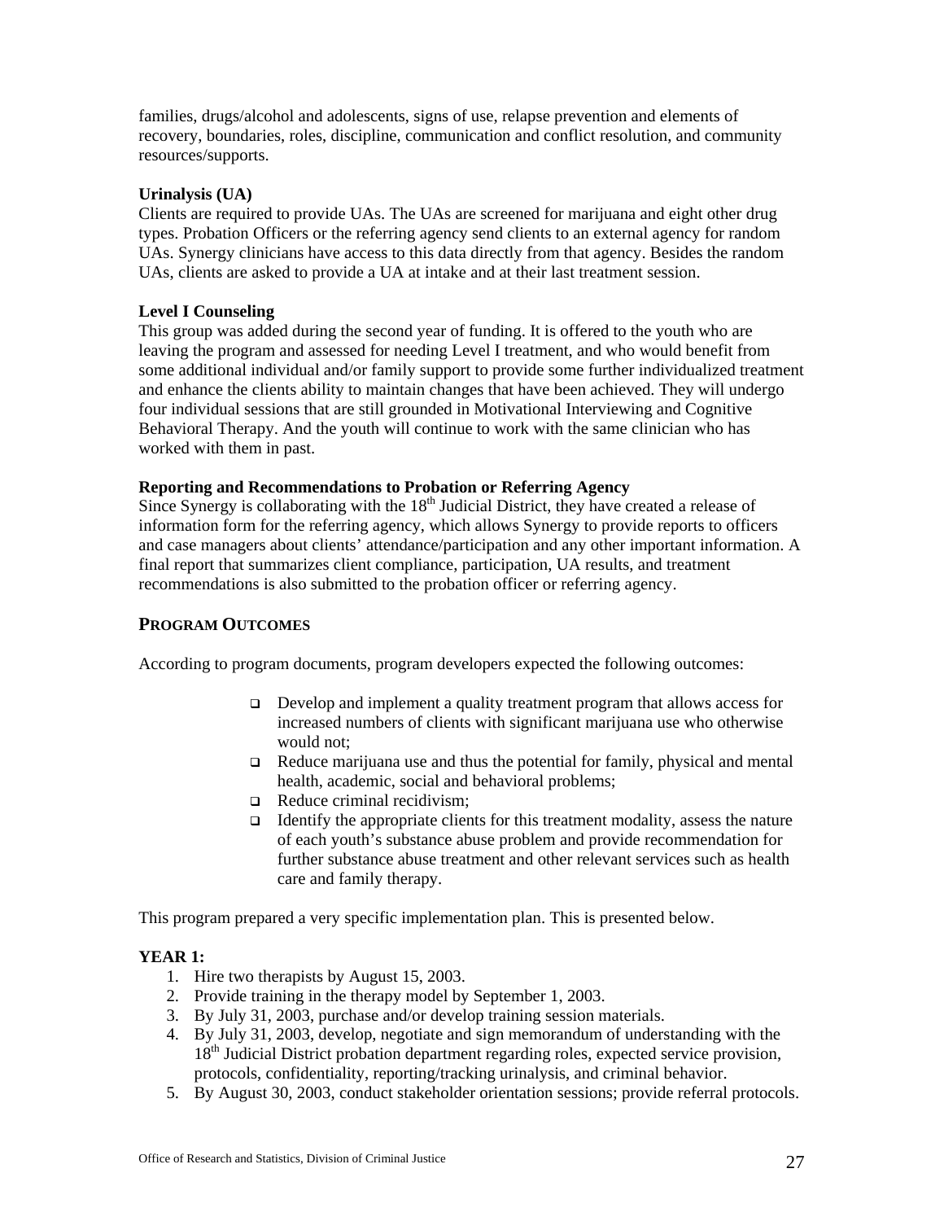families, drugs/alcohol and adolescents, signs of use, relapse prevention and elements of recovery, boundaries, roles, discipline, communication and conflict resolution, and community resources/supports.

**Urinalysis (UA)**

Clients are required to provide UAs. The UAs are screened for marijuana and eight other drug types. Probation Officers or the referring agency send clients to an external agency for random UAs. Synergy clinicians have access to this data directly from that agency. Besides the random UAs, clients are asked to provide a UA at intake and at their last treatment session.

**Level I Counseling**

This group was added during the second year of funding. It is offered to the youth who are leaving the program and assessed for needing Level I treatment, and who would benefit from some additional individual and/or family support to provide some further individualized treatment and enhance the clients ability to maintain changes that have been achieved. They will undergo four individual sessions that are still grounded in Motivational Interviewing and Cognitive Behavioral Therapy. And the youth will continue to work with the same clinician who has worked with them in past.

**Reporting and Recommendations to Probation or Referring Agency**

Since Synergy is collaborating with the 18th Judicial District, they have created a release of information form for the referring agency, which allows Synergy to provide reports to officers and case managers about clients' attendance/participation and any other important information. A final report that summarizes client compliance, participation, UA results, and treatment recommendations is also submitted to the probation officer or referring agency.

## PROGRAM OUTCOMES

According to program documents, program developers expected the following outcomes:

- Develop and implement a quality treatment program that allows access for increased numbers of clients with significant marijuana use who otherwise would not;
- Reduce marijuana use and thus the potential for family, physical and mental health, academic, social and behavioral problems;
- Reduce criminal recidivism;
- Identify the appropriate clients for this treatment modality, assess the nature of each youth's substance abuse problem and provide recommendation for further substance abuse treatment and other relevant services such as health care and family therapy.

This program prepared a very specific implementation plan. This is presented below.

**YEAR 1:**

1. Hire two therapists by August 15, 2003.
2. Provide training in the therapy model by September 1, 2003.
3. By July 31, 2003, purchase and/or develop training session materials.
4. By July 31, 2003, develop, negotiate and sign memorandum of understanding with the 18th Judicial District probation department regarding roles, expected service provision, protocols, confidentiality, reporting/tracking urinalysis, and criminal behavior.
5. By August 30, 2003, conduct stakeholder orientation sessions; provide referral protocols.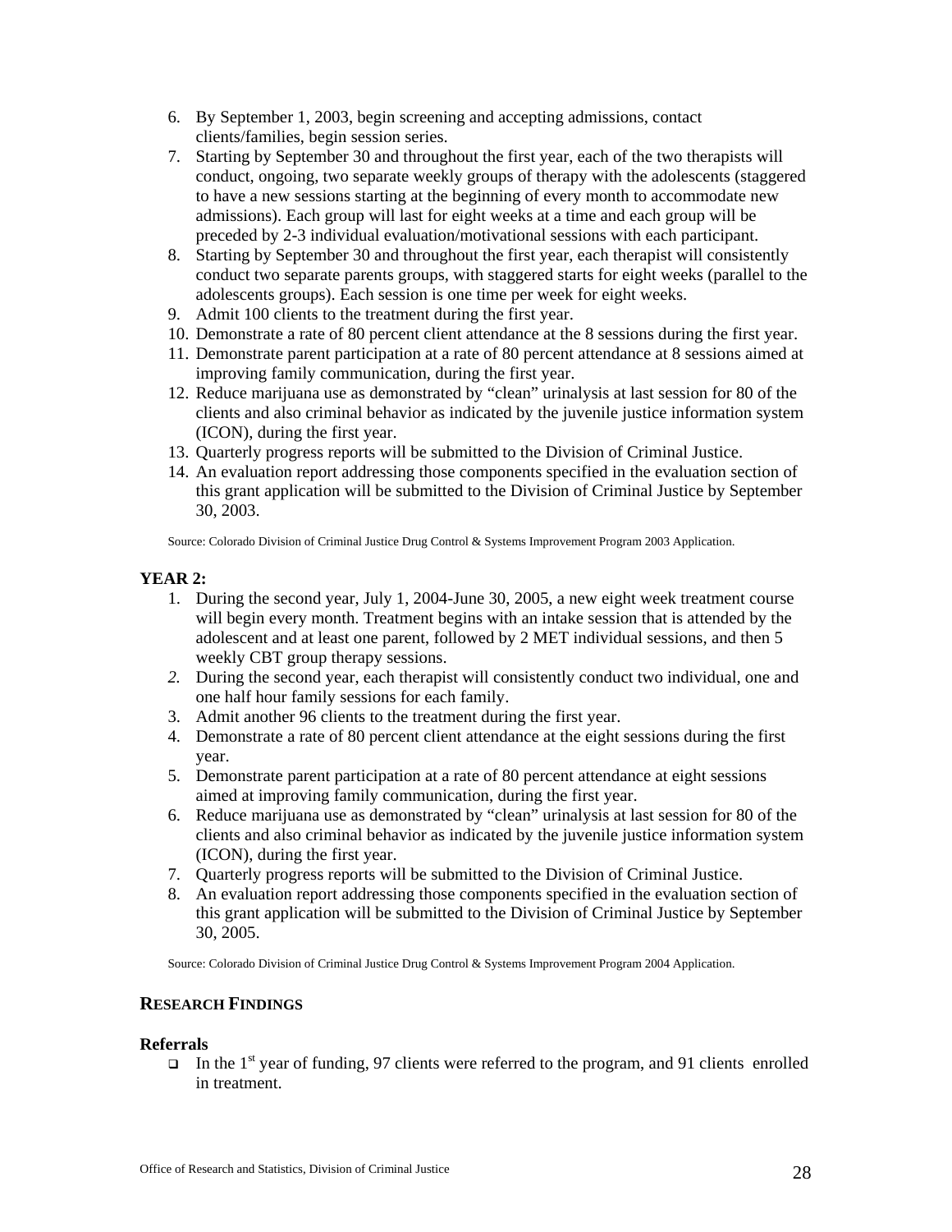6. By September 1, 2003, begin screening and accepting admissions, contact clients/families, begin session series.
7. Starting by September 30 and throughout the first year, each of the two therapists will conduct, ongoing, two separate weekly groups of therapy with the adolescents (staggered to have a new sessions starting at the beginning of every month to accommodate new admissions). Each group will last for eight weeks at a time and each group will be preceded by 2-3 individual evaluation/motivational sessions with each participant.
8. Starting by September 30 and throughout the first year, each therapist will consistently conduct two separate parents groups, with staggered starts for eight weeks (parallel to the adolescents groups). Each session is one time per week for eight weeks.
9. Admit 100 clients to the treatment during the first year.
10. Demonstrate a rate of 80 percent client attendance at the 8 sessions during the first year.
11. Demonstrate parent participation at a rate of 80 percent attendance at 8 sessions aimed at improving family communication, during the first year.
12. Reduce marijuana use as demonstrated by "clean" urinalysis at last session for 80 of the clients and also criminal behavior as indicated by the juvenile justice information system (ICON), during the first year.
13. Quarterly progress reports will be submitted to the Division of Criminal Justice.
14. An evaluation report addressing those components specified in the evaluation section of this grant application will be submitted to the Division of Criminal Justice by September 30, 2003.

Source: Colorado Division of Criminal Justice Drug Control & Systems Improvement Program 2003 Application.

**YEAR 2:**

1. During the second year, July 1, 2004-June 30, 2005, a new eight week treatment course will begin every month. Treatment begins with an intake session that is attended by the adolescent and at least one parent, followed by 2 MET individual sessions, and then 5 weekly CBT group therapy sessions.
2. During the second year, each therapist will consistently conduct two individual, one and one half hour family sessions for each family.
3. Admit another 96 clients to the treatment during the first year.
4. Demonstrate a rate of 80 percent client attendance at the eight sessions during the first year.
5. Demonstrate parent participation at a rate of 80 percent attendance at eight sessions aimed at improving family communication, during the first year.
6. Reduce marijuana use as demonstrated by "clean" urinalysis at last session for 80 of the clients and also criminal behavior as indicated by the juvenile justice information system (ICON), during the first year.
7. Quarterly progress reports will be submitted to the Division of Criminal Justice.
8. An evaluation report addressing those components specified in the evaluation section of this grant application will be submitted to the Division of Criminal Justice by September 30, 2005.

Source: Colorado Division of Criminal Justice Drug Control & Systems Improvement Program 2004 Application.

## RESEARCH FINDINGS

**Referrals**

- In the 1st year of funding, 97 clients were referred to the program, and 91 clients enrolled in treatment.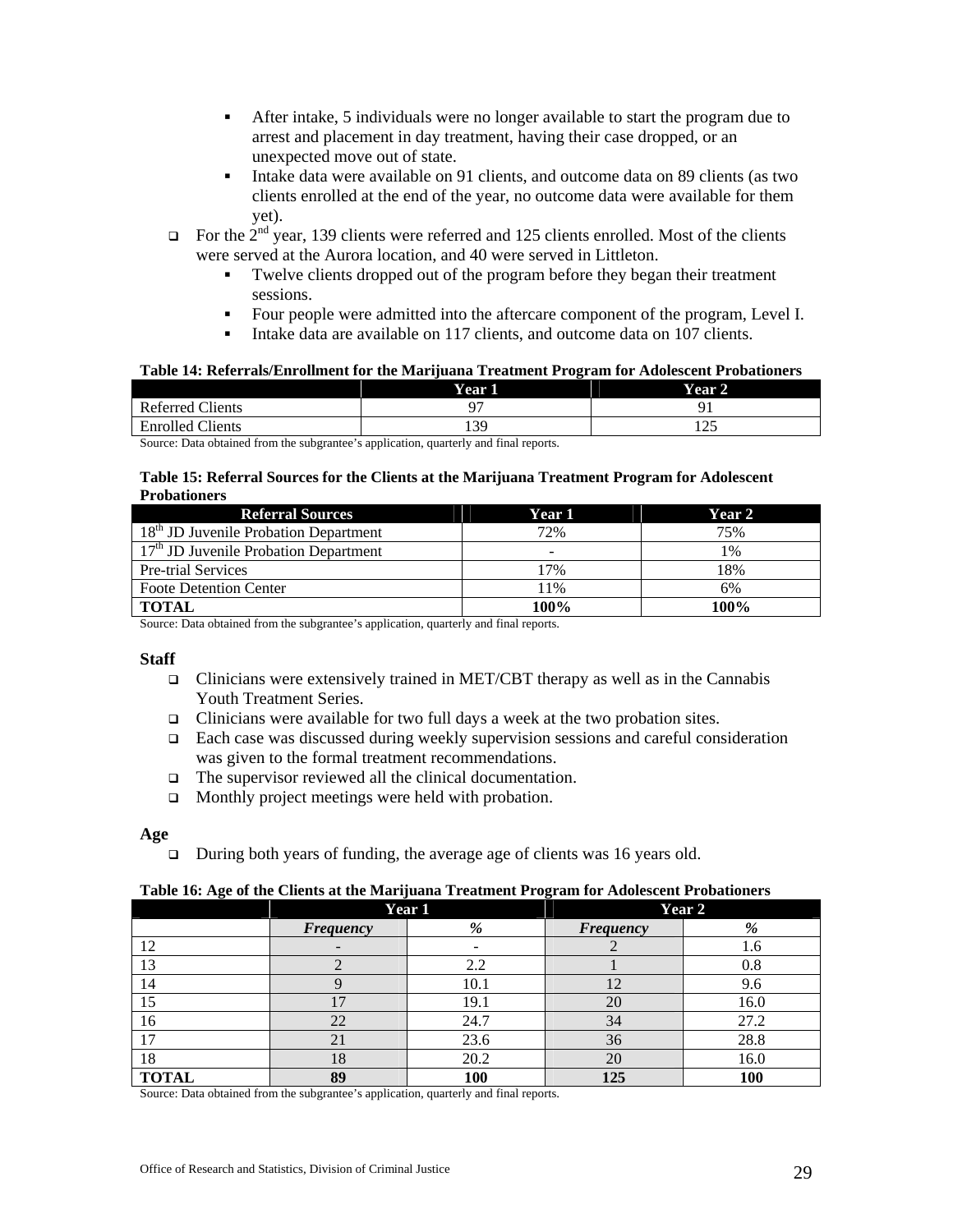- After intake, 5 individuals were no longer available to start the program due to arrest and placement in day treatment, having their case dropped, or an unexpected move out of state.
- Intake data were available on 91 clients, and outcome data on 89 clients (as two clients enrolled at the end of the year, no outcome data were available for them yet).

- For the 2nd year, 139 clients were referred and 125 clients enrolled. Most of the clients were served at the Aurora location, and 40 were served in Littleton.
  - Twelve clients dropped out of the program before they began their treatment sessions.
  - Four people were admitted into the aftercare component of the program, Level I.
  - Intake data are available on 117 clients, and outcome data on 107 clients.

**Table 14: Referrals/Enrollment for the Marijuana Treatment Program for Adolescent Probationers**

| | Year 1 | Year 2 |
|---|---|---|
| Referred Clients | 97 | 91 |
| Enrolled Clients | 139 | 125 |

Source: Data obtained from the subgrantee's application, quarterly and final reports.

**Table 15: Referral Sources for the Clients at the Marijuana Treatment Program for Adolescent Probationers**

| Referral Sources | Year 1 | Year 2 |
|---|---|---|
| 18th JD Juvenile Probation Department | 72% | 75% |
| 17th JD Juvenile Probation Department | - | 1% |
| Pre-trial Services | 17% | 18% |
| Foote Detention Center | 11% | 6% |
| **TOTAL** | **100%** | **100%** |

Source: Data obtained from the subgrantee's application, quarterly and final reports.

**Staff**

- Clinicians were extensively trained in MET/CBT therapy as well as in the Cannabis Youth Treatment Series.
- Clinicians were available for two full days a week at the two probation sites.
- Each case was discussed during weekly supervision sessions and careful consideration was given to the formal treatment recommendations.
- The supervisor reviewed all the clinical documentation.
- Monthly project meetings were held with probation.

**Age**

- During both years of funding, the average age of clients was 16 years old.

**Table 16: Age of the Clients at the Marijuana Treatment Program for Adolescent Probationers**

| | Year 1 | | Year 2 | |
|---|---|---|---|---|
| | *Frequency* | *%* | *Frequency* | *%* |
| 12 | - | - | 2 | 1.6 |
| 13 | 2 | 2.2 | 1 | 0.8 |
| 14 | 9 | 10.1 | 12 | 9.6 |
| 15 | 17 | 19.1 | 20 | 16.0 |
| 16 | 22 | 24.7 | 34 | 27.2 |
| 17 | 21 | 23.6 | 36 | 28.8 |
| 18 | 18 | 20.2 | 20 | 16.0 |
| **TOTAL** | **89** | **100** | **125** | **100** |

Source: Data obtained from the subgrantee's application, quarterly and final reports.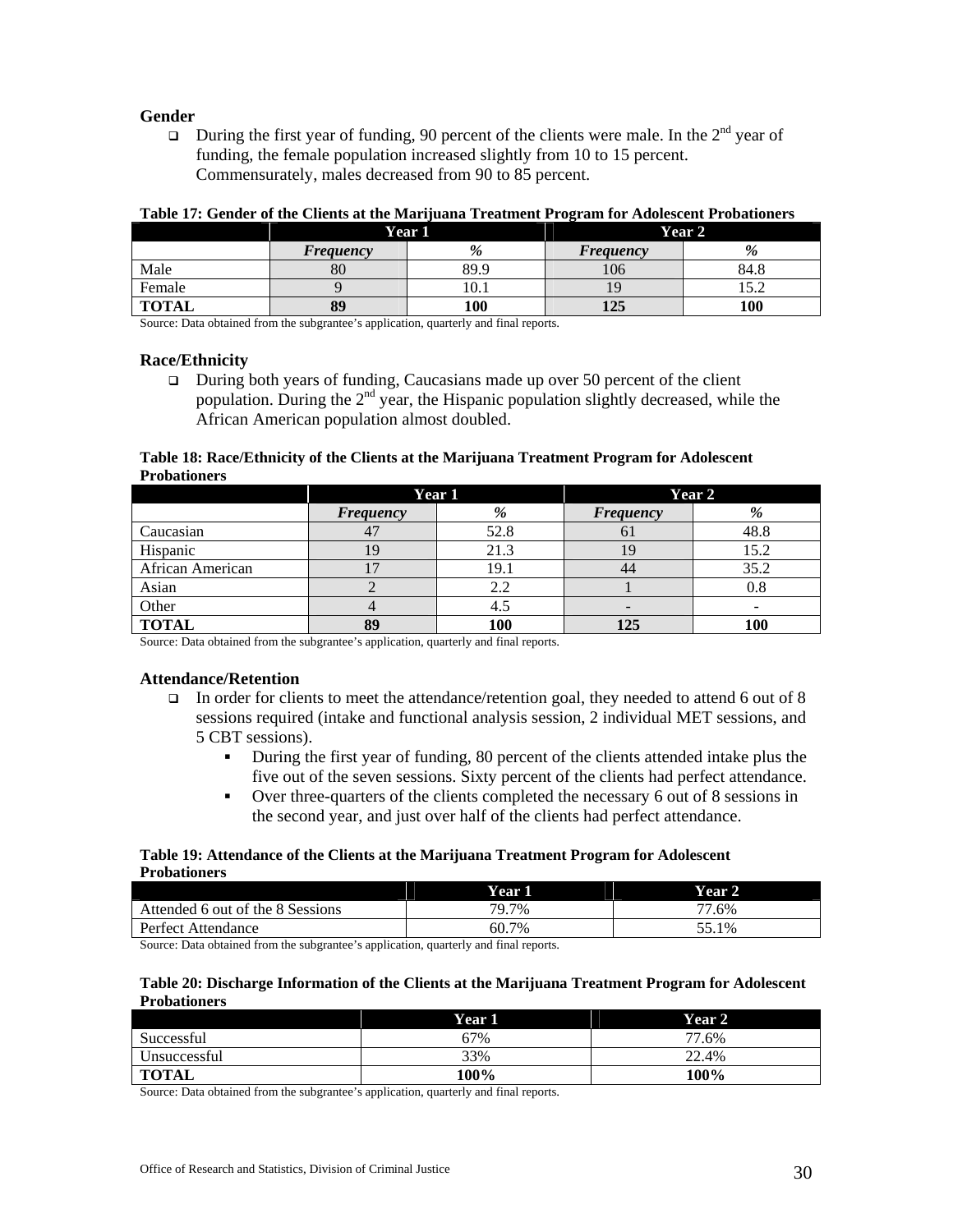### Gender

- During the first year of funding, 90 percent of the clients were male. In the 2nd year of funding, the female population increased slightly from 10 to 15 percent. Commensurately, males decreased from 90 to 85 percent.

**Table 17: Gender of the Clients at the Marijuana Treatment Program for Adolescent Probationers**

| | Year 1 | | Year 2 | |
|---|---|---|---|---|
| | *Frequency* | *%* | *Frequency* | *%* |
| Male | 80 | 89.9 | 106 | 84.8 |
| Female | 9 | 10.1 | 19 | 15.2 |
| **TOTAL** | **89** | **100** | **125** | **100** |

Source: Data obtained from the subgrantee's application, quarterly and final reports.

### Race/Ethnicity

- During both years of funding, Caucasians made up over 50 percent of the client population. During the 2nd year, the Hispanic population slightly decreased, while the African American population almost doubled.

**Table 18: Race/Ethnicity of the Clients at the Marijuana Treatment Program for Adolescent Probationers**

| | Year 1 | | Year 2 | |
|---|---|---|---|---|
| | *Frequency* | *%* | *Frequency* | *%* |
| Caucasian | 47 | 52.8 | 61 | 48.8 |
| Hispanic | 19 | 21.3 | 19 | 15.2 |
| African American | 17 | 19.1 | 44 | 35.2 |
| Asian | 2 | 2.2 | 1 | 0.8 |
| Other | 4 | 4.5 | - | - |
| **TOTAL** | **89** | **100** | **125** | **100** |

Source: Data obtained from the subgrantee's application, quarterly and final reports.

### Attendance/Retention

- In order for clients to meet the attendance/retention goal, they needed to attend 6 out of 8 sessions required (intake and functional analysis session, 2 individual MET sessions, and 5 CBT sessions).
  - During the first year of funding, 80 percent of the clients attended intake plus the five out of the seven sessions. Sixty percent of the clients had perfect attendance.
  - Over three-quarters of the clients completed the necessary 6 out of 8 sessions in the second year, and just over half of the clients had perfect attendance.

**Table 19: Attendance of the Clients at the Marijuana Treatment Program for Adolescent Probationers**

| | Year 1 | Year 2 |
|---|---|---|
| Attended 6 out of the 8 Sessions | 79.7% | 77.6% |
| Perfect Attendance | 60.7% | 55.1% |

Source: Data obtained from the subgrantee's application, quarterly and final reports.

**Table 20: Discharge Information of the Clients at the Marijuana Treatment Program for Adolescent Probationers**

| | Year 1 | Year 2 |
|---|---|---|
| Successful | 67% | 77.6% |
| Unsuccessful | 33% | 22.4% |
| **TOTAL** | **100%** | **100%** |

Source: Data obtained from the subgrantee's application, quarterly and final reports.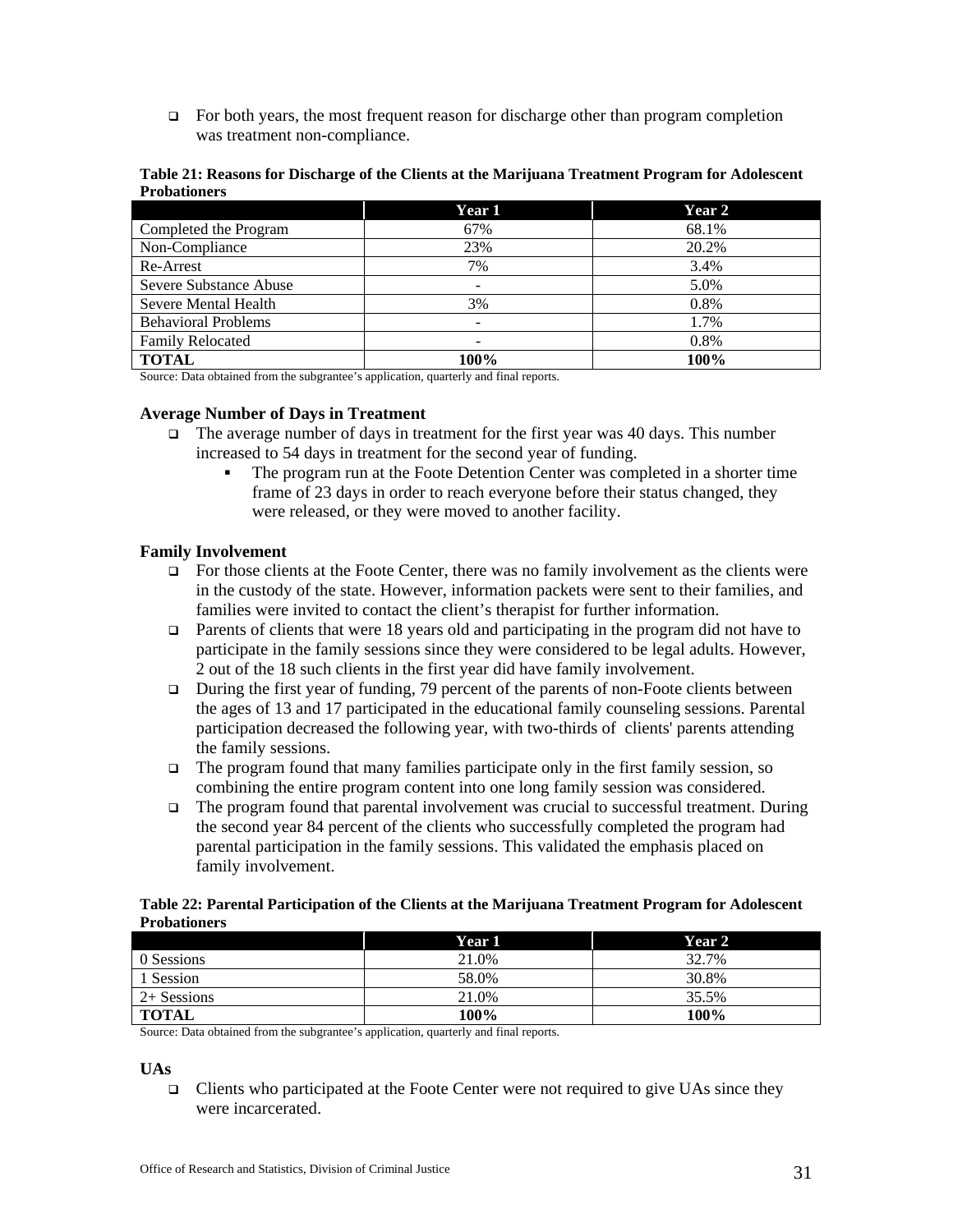- For both years, the most frequent reason for discharge other than program completion was treatment non-compliance.

**Table 21: Reasons for Discharge of the Clients at the Marijuana Treatment Program for Adolescent Probationers**

| | Year 1 | Year 2 |
|---|---|---|
| Completed the Program | 67% | 68.1% |
| Non-Compliance | 23% | 20.2% |
| Re-Arrest | 7% | 3.4% |
| Severe Substance Abuse | - | 5.0% |
| Severe Mental Health | 3% | 0.8% |
| Behavioral Problems | - | 1.7% |
| Family Relocated | - | 0.8% |
| **TOTAL** | **100%** | **100%** |

Source: Data obtained from the subgrantee's application, quarterly and final reports.

**Average Number of Days in Treatment**

- The average number of days in treatment for the first year was 40 days. This number increased to 54 days in treatment for the second year of funding.
  - The program run at the Foote Detention Center was completed in a shorter time frame of 23 days in order to reach everyone before their status changed, they were released, or they were moved to another facility.

**Family Involvement**

- For those clients at the Foote Center, there was no family involvement as the clients were in the custody of the state. However, information packets were sent to their families, and families were invited to contact the client's therapist for further information.
- Parents of clients that were 18 years old and participating in the program did not have to participate in the family sessions since they were considered to be legal adults. However, 2 out of the 18 such clients in the first year did have family involvement.
- During the first year of funding, 79 percent of the parents of non-Foote clients between the ages of 13 and 17 participated in the educational family counseling sessions. Parental participation decreased the following year, with two-thirds of clients' parents attending the family sessions.
- The program found that many families participate only in the first family session, so combining the entire program content into one long family session was considered.
- The program found that parental involvement was crucial to successful treatment. During the second year 84 percent of the clients who successfully completed the program had parental participation in the family sessions. This validated the emphasis placed on family involvement.

**Table 22: Parental Participation of the Clients at the Marijuana Treatment Program for Adolescent Probationers**

| | Year 1 | Year 2 |
|---|---|---|
| 0 Sessions | 21.0% | 32.7% |
| 1 Session | 58.0% | 30.8% |
| 2+ Sessions | 21.0% | 35.5% |
| **TOTAL** | **100%** | **100%** |

Source: Data obtained from the subgrantee's application, quarterly and final reports.

**UAs**

- Clients who participated at the Foote Center were not required to give UAs since they were incarcerated.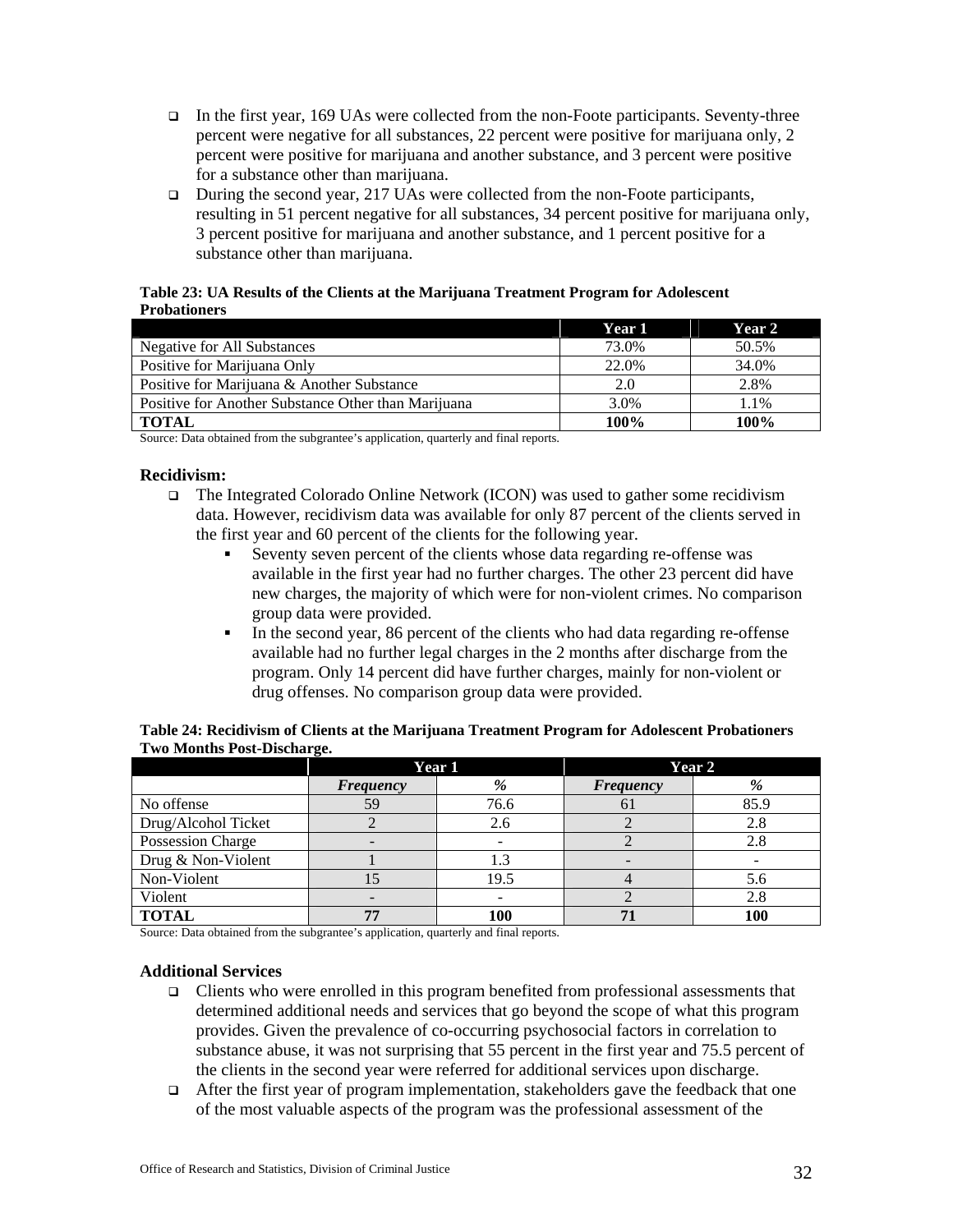- In the first year, 169 UAs were collected from the non-Foote participants. Seventy-three percent were negative for all substances, 22 percent were positive for marijuana only, 2 percent were positive for marijuana and another substance, and 3 percent were positive for a substance other than marijuana.
- During the second year, 217 UAs were collected from the non-Foote participants, resulting in 51 percent negative for all substances, 34 percent positive for marijuana only, 3 percent positive for marijuana and another substance, and 1 percent positive for a substance other than marijuana.

**Table 23: UA Results of the Clients at the Marijuana Treatment Program for Adolescent Probationers**

| | Year 1 | Year 2 |
|---|---|---|
| Negative for All Substances | 73.0% | 50.5% |
| Positive for Marijuana Only | 22.0% | 34.0% |
| Positive for Marijuana & Another Substance | 2.0 | 2.8% |
| Positive for Another Substance Other than Marijuana | 3.0% | 1.1% |
| **TOTAL** | **100%** | **100%** |

Source: Data obtained from the subgrantee's application, quarterly and final reports.

**Recidivism:**

- The Integrated Colorado Online Network (ICON) was used to gather some recidivism data. However, recidivism data was available for only 87 percent of the clients served in the first year and 60 percent of the clients for the following year.
  - Seventy seven percent of the clients whose data regarding re-offense was available in the first year had no further charges. The other 23 percent did have new charges, the majority of which were for non-violent crimes. No comparison group data were provided.
  - In the second year, 86 percent of the clients who had data regarding re-offense available had no further legal charges in the 2 months after discharge from the program. Only 14 percent did have further charges, mainly for non-violent or drug offenses. No comparison group data were provided.

**Table 24: Recidivism of Clients at the Marijuana Treatment Program for Adolescent Probationers Two Months Post-Discharge.**

| | Year 1 | | Year 2 | |
|---|---|---|---|---|
| | *Frequency* | *%* | *Frequency* | *%* |
| No offense | 59 | 76.6 | 61 | 85.9 |
| Drug/Alcohol Ticket | 2 | 2.6 | 2 | 2.8 |
| Possession Charge | - | - | 2 | 2.8 |
| Drug & Non-Violent | 1 | 1.3 | - | - |
| Non-Violent | 15 | 19.5 | 4 | 5.6 |
| Violent | - | - | 2 | 2.8 |
| **TOTAL** | **77** | **100** | **71** | **100** |

Source: Data obtained from the subgrantee's application, quarterly and final reports.

**Additional Services**

- Clients who were enrolled in this program benefited from professional assessments that determined additional needs and services that go beyond the scope of what this program provides. Given the prevalence of co-occurring psychosocial factors in correlation to substance abuse, it was not surprising that 55 percent in the first year and 75.5 percent of the clients in the second year were referred for additional services upon discharge.
- After the first year of program implementation, stakeholders gave the feedback that one of the most valuable aspects of the program was the professional assessment of the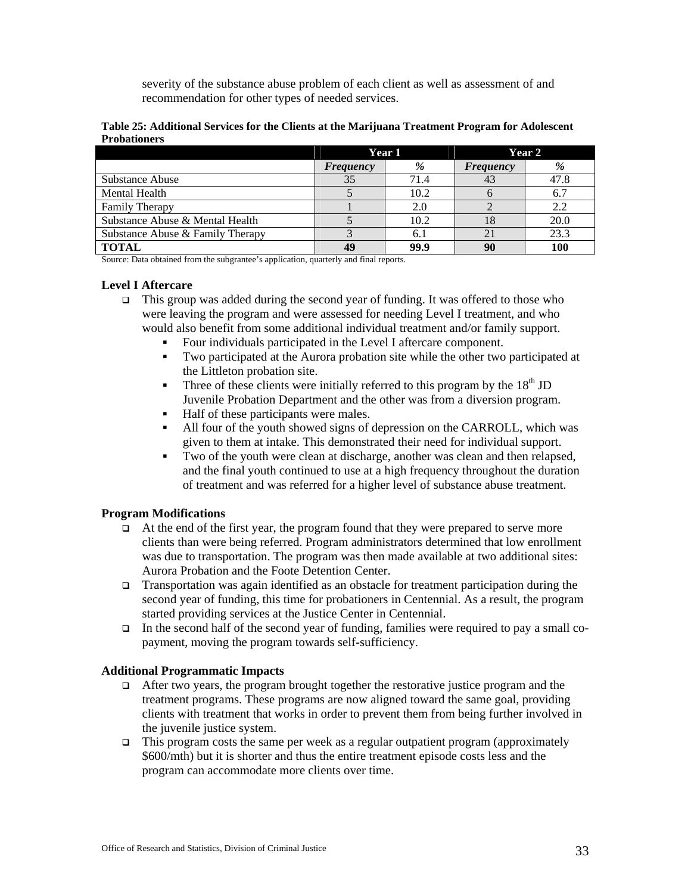severity of the substance abuse problem of each client as well as assessment of and recommendation for other types of needed services.

**Table 25: Additional Services for the Clients at the Marijuana Treatment Program for Adolescent Probationers**

| | Year 1 | | Year 2 | |
|---|---|---|---|---|
| | *Frequency* | *%* | *Frequency* | *%* |
| Substance Abuse | 35 | 71.4 | 43 | 47.8 |
| Mental Health | 5 | 10.2 | 6 | 6.7 |
| Family Therapy | 1 | 2.0 | 2 | 2.2 |
| Substance Abuse & Mental Health | 5 | 10.2 | 18 | 20.0 |
| Substance Abuse & Family Therapy | 3 | 6.1 | 21 | 23.3 |
| **TOTAL** | **49** | **99.9** | **90** | **100** |

Source: Data obtained from the subgrantee's application, quarterly and final reports.

**Level I Aftercare**

- This group was added during the second year of funding. It was offered to those who were leaving the program and were assessed for needing Level I treatment, and who would also benefit from some additional individual treatment and/or family support.
  - Four individuals participated in the Level I aftercare component.
  - Two participated at the Aurora probation site while the other two participated at the Littleton probation site.
  - Three of these clients were initially referred to this program by the 18th JD Juvenile Probation Department and the other was from a diversion program.
  - Half of these participants were males.
  - All four of the youth showed signs of depression on the CARROLL, which was given to them at intake. This demonstrated their need for individual support.
  - Two of the youth were clean at discharge, another was clean and then relapsed, and the final youth continued to use at a high frequency throughout the duration of treatment and was referred for a higher level of substance abuse treatment.

**Program Modifications**

- At the end of the first year, the program found that they were prepared to serve more clients than were being referred. Program administrators determined that low enrollment was due to transportation. The program was then made available at two additional sites: Aurora Probation and the Foote Detention Center.
- Transportation was again identified as an obstacle for treatment participation during the second year of funding, this time for probationers in Centennial. As a result, the program started providing services at the Justice Center in Centennial.
- In the second half of the second year of funding, families were required to pay a small co-payment, moving the program towards self-sufficiency.

**Additional Programmatic Impacts**

- After two years, the program brought together the restorative justice program and the treatment programs. These programs are now aligned toward the same goal, providing clients with treatment that works in order to prevent them from being further involved in the juvenile justice system.
- This program costs the same per week as a regular outpatient program (approximately $600/mth) but it is shorter and thus the entire treatment episode costs less and the program can accommodate more clients over time.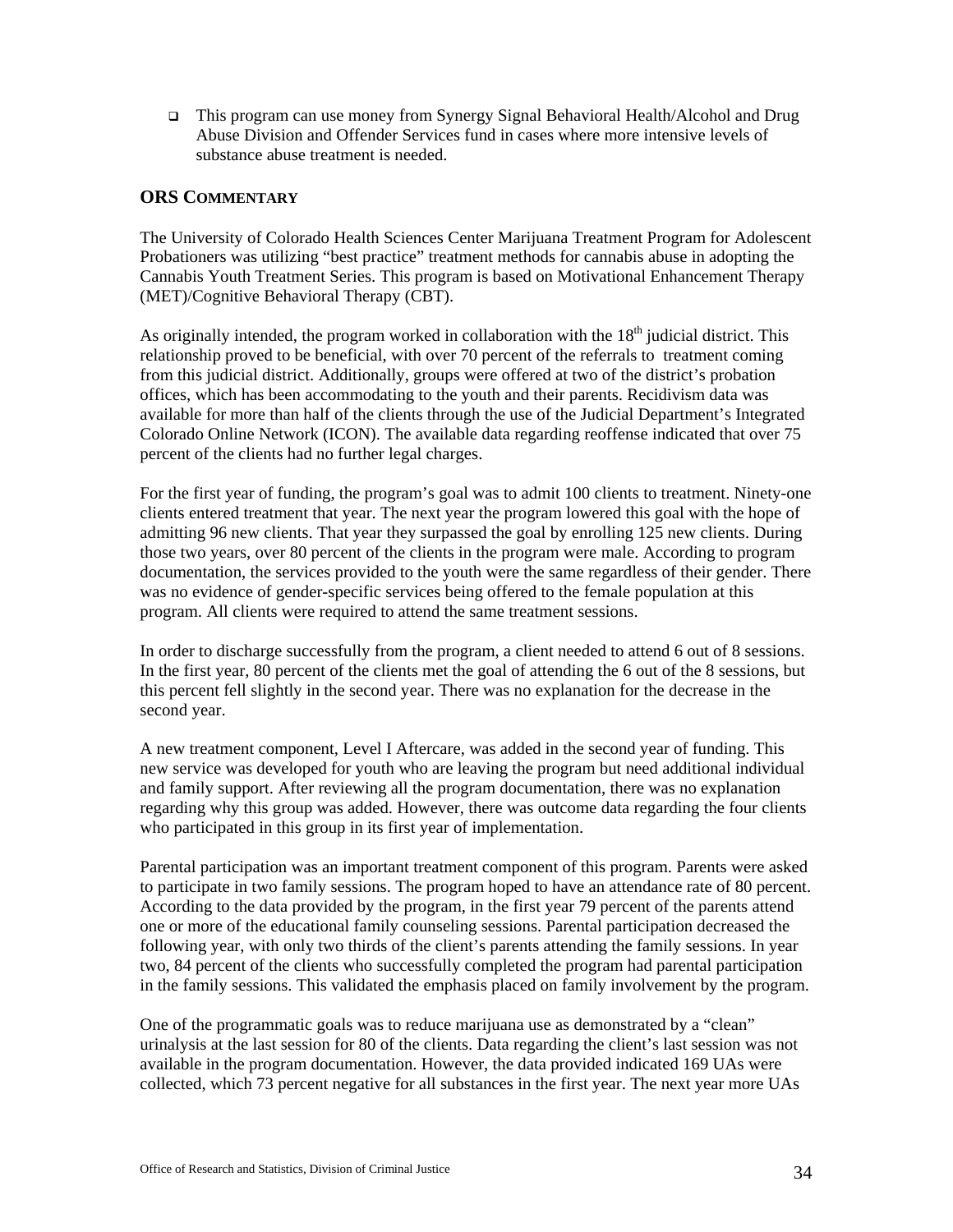- This program can use money from Synergy Signal Behavioral Health/Alcohol and Drug Abuse Division and Offender Services fund in cases where more intensive levels of substance abuse treatment is needed.

## ORS COMMENTARY

The University of Colorado Health Sciences Center Marijuana Treatment Program for Adolescent Probationers was utilizing "best practice" treatment methods for cannabis abuse in adopting the Cannabis Youth Treatment Series. This program is based on Motivational Enhancement Therapy (MET)/Cognitive Behavioral Therapy (CBT).

As originally intended, the program worked in collaboration with the 18th judicial district. This relationship proved to be beneficial, with over 70 percent of the referrals to treatment coming from this judicial district. Additionally, groups were offered at two of the district's probation offices, which has been accommodating to the youth and their parents. Recidivism data was available for more than half of the clients through the use of the Judicial Department's Integrated Colorado Online Network (ICON). The available data regarding reoffense indicated that over 75 percent of the clients had no further legal charges.

For the first year of funding, the program's goal was to admit 100 clients to treatment. Ninety-one clients entered treatment that year. The next year the program lowered this goal with the hope of admitting 96 new clients. That year they surpassed the goal by enrolling 125 new clients. During those two years, over 80 percent of the clients in the program were male. According to program documentation, the services provided to the youth were the same regardless of their gender. There was no evidence of gender-specific services being offered to the female population at this program. All clients were required to attend the same treatment sessions.

In order to discharge successfully from the program, a client needed to attend 6 out of 8 sessions. In the first year, 80 percent of the clients met the goal of attending the 6 out of the 8 sessions, but this percent fell slightly in the second year. There was no explanation for the decrease in the second year.

A new treatment component, Level I Aftercare, was added in the second year of funding. This new service was developed for youth who are leaving the program but need additional individual and family support. After reviewing all the program documentation, there was no explanation regarding why this group was added. However, there was outcome data regarding the four clients who participated in this group in its first year of implementation.

Parental participation was an important treatment component of this program. Parents were asked to participate in two family sessions. The program hoped to have an attendance rate of 80 percent. According to the data provided by the program, in the first year 79 percent of the parents attend one or more of the educational family counseling sessions. Parental participation decreased the following year, with only two thirds of the client's parents attending the family sessions. In year two, 84 percent of the clients who successfully completed the program had parental participation in the family sessions. This validated the emphasis placed on family involvement by the program.

One of the programmatic goals was to reduce marijuana use as demonstrated by a "clean" urinalysis at the last session for 80 of the clients. Data regarding the client's last session was not available in the program documentation. However, the data provided indicated 169 UAs were collected, which 73 percent negative for all substances in the first year. The next year more UAs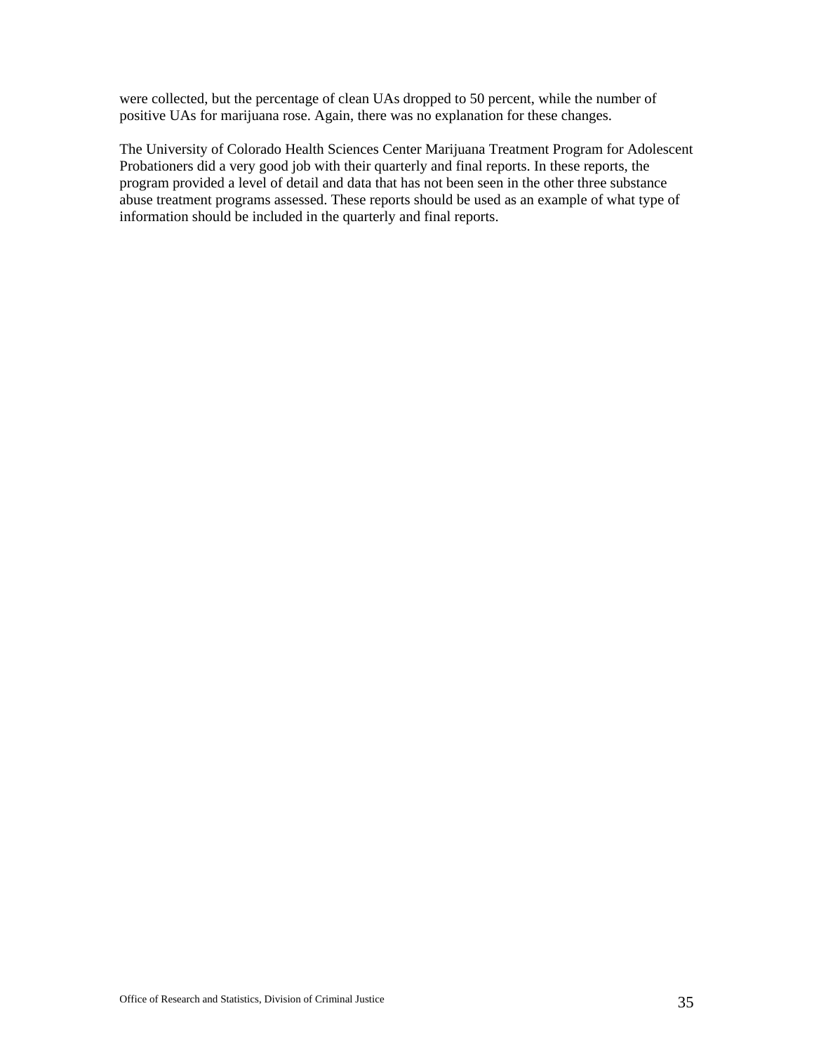were collected, but the percentage of clean UAs dropped to 50 percent, while the number of positive UAs for marijuana rose. Again, there was no explanation for these changes.

The University of Colorado Health Sciences Center Marijuana Treatment Program for Adolescent Probationers did a very good job with their quarterly and final reports. In these reports, the program provided a level of detail and data that has not been seen in the other three substance abuse treatment programs assessed. These reports should be used as an example of what type of information should be included in the quarterly and final reports.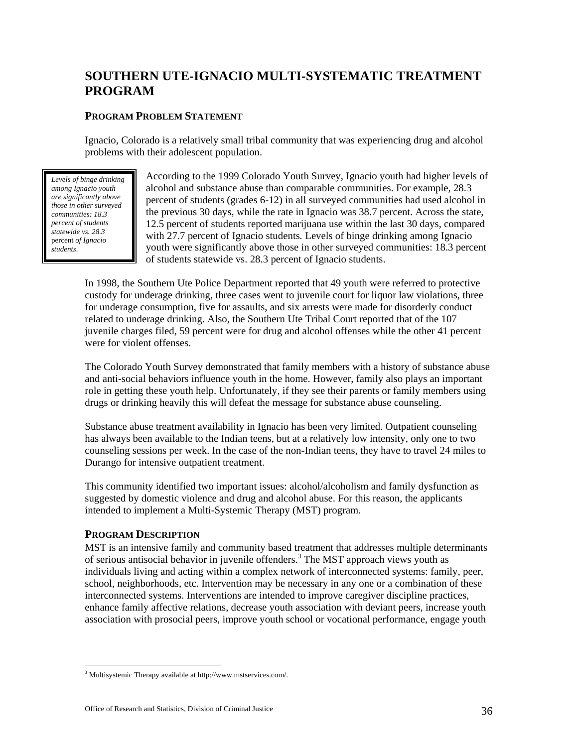# SOUTHERN UTE-IGNACIO MULTI-SYSTEMATIC TREATMENT PROGRAM

## PROGRAM PROBLEM STATEMENT

Ignacio, Colorado is a relatively small tribal community that was experiencing drug and alcohol problems with their adolescent population.

> *Levels of binge drinking among Ignacio youth are significantly above those in other surveyed communities: 18.3 percent of students statewide vs. 28.3* percent *of Ignacio students*.

According to the 1999 Colorado Youth Survey, Ignacio youth had higher levels of alcohol and substance abuse than comparable communities. For example, 28.3 percent of students (grades 6-12) in all surveyed communities had used alcohol in the previous 30 days, while the rate in Ignacio was 38.7 percent. Across the state, 12.5 percent of students reported marijuana use within the last 30 days, compared with 27.7 percent of Ignacio students. Levels of binge drinking among Ignacio youth were significantly above those in other surveyed communities: 18.3 percent of students statewide vs. 28.3 percent of Ignacio students.

In 1998, the Southern Ute Police Department reported that 49 youth were referred to protective custody for underage drinking, three cases went to juvenile court for liquor law violations, three for underage consumption, five for assaults, and six arrests were made for disorderly conduct related to underage drinking. Also, the Southern Ute Tribal Court reported that of the 107 juvenile charges filed, 59 percent were for drug and alcohol offenses while the other 41 percent were for violent offenses.

The Colorado Youth Survey demonstrated that family members with a history of substance abuse and anti-social behaviors influence youth in the home. However, family also plays an important role in getting these youth help. Unfortunately, if they see their parents or family members using drugs or drinking heavily this will defeat the message for substance abuse counseling.

Substance abuse treatment availability in Ignacio has been very limited. Outpatient counseling has always been available to the Indian teens, but at a relatively low intensity, only one to two counseling sessions per week. In the case of the non-Indian teens, they have to travel 24 miles to Durango for intensive outpatient treatment.

This community identified two important issues: alcohol/alcoholism and family dysfunction as suggested by domestic violence and drug and alcohol abuse. For this reason, the applicants intended to implement a Multi-Systemic Therapy (MST) program.

## PROGRAM DESCRIPTION

MST is an intensive family and community based treatment that addresses multiple determinants of serious antisocial behavior in juvenile offenders.[3] The MST approach views youth as individuals living and acting within a complex network of interconnected systems: family, peer, school, neighborhoods, etc. Intervention may be necessary in any one or a combination of these interconnected systems. Interventions are intended to improve caregiver discipline practices, enhance family affective relations, decrease youth association with deviant peers, increase youth association with prosocial peers, improve youth school or vocational performance, engage youth

---

[3] Multisystemic Therapy available at http://www.mstservices.com/.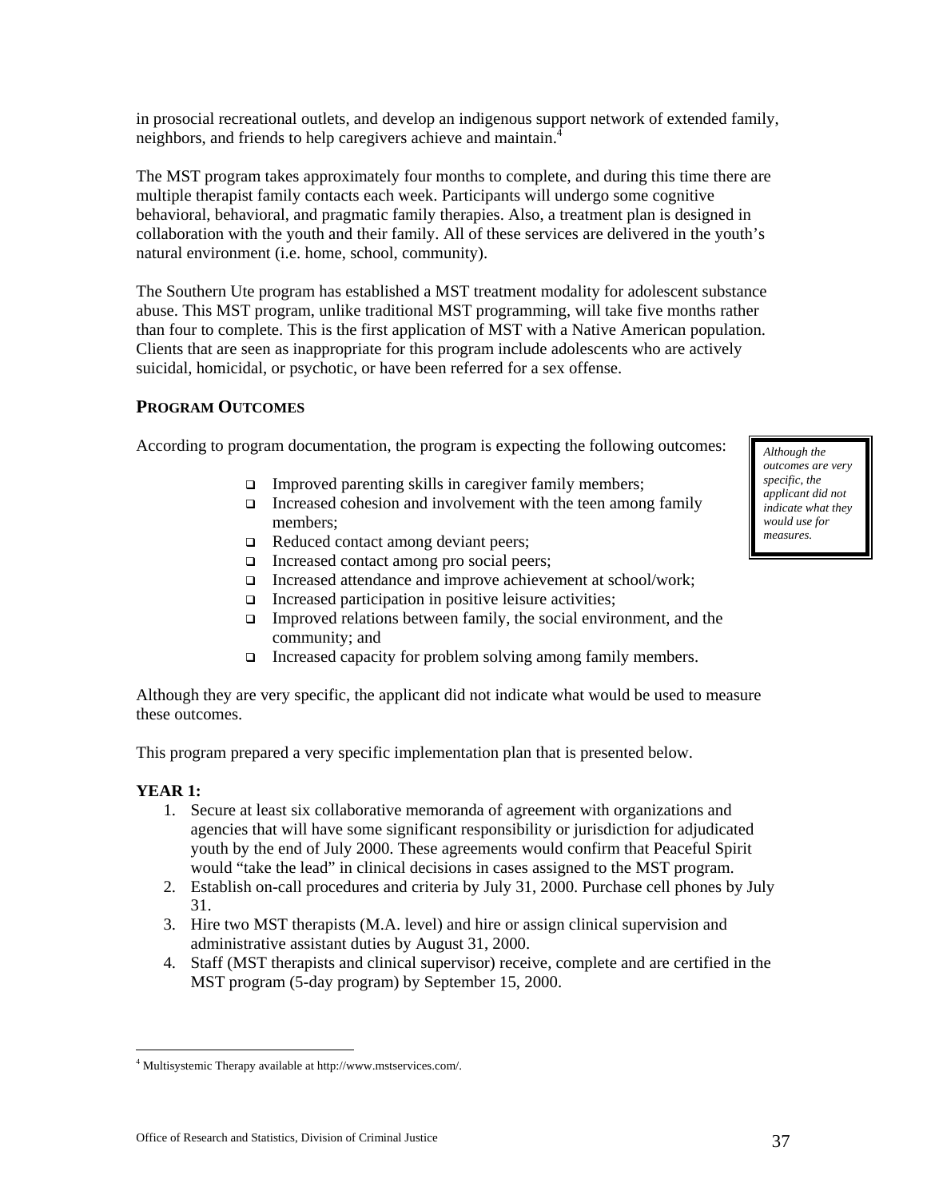in prosocial recreational outlets, and develop an indigenous support network of extended family, neighbors, and friends to help caregivers achieve and maintain.[4]

The MST program takes approximately four months to complete, and during this time there are multiple therapist family contacts each week. Participants will undergo some cognitive behavioral, behavioral, and pragmatic family therapies. Also, a treatment plan is designed in collaboration with the youth and their family. All of these services are delivered in the youth's natural environment (i.e. home, school, community).

The Southern Ute program has established a MST treatment modality for adolescent substance abuse. This MST program, unlike traditional MST programming, will take five months rather than four to complete. This is the first application of MST with a Native American population. Clients that are seen as inappropriate for this program include adolescents who are actively suicidal, homicidal, or psychotic, or have been referred for a sex offense.

## PROGRAM OUTCOMES

According to program documentation, the program is expecting the following outcomes:

> *Although the outcomes are very specific, the applicant did not indicate what they would use for measures.*

- Improved parenting skills in caregiver family members;
- Increased cohesion and involvement with the teen among family members;
- Reduced contact among deviant peers;
- Increased contact among pro social peers;
- Increased attendance and improve achievement at school/work;
- Increased participation in positive leisure activities;
- Improved relations between family, the social environment, and the community; and
- Increased capacity for problem solving among family members.

Although they are very specific, the applicant did not indicate what would be used to measure these outcomes.

This program prepared a very specific implementation plan that is presented below.

**YEAR 1:**

1. Secure at least six collaborative memoranda of agreement with organizations and agencies that will have some significant responsibility or jurisdiction for adjudicated youth by the end of July 2000. These agreements would confirm that Peaceful Spirit would "take the lead" in clinical decisions in cases assigned to the MST program.
2. Establish on-call procedures and criteria by July 31, 2000. Purchase cell phones by July 31.
3. Hire two MST therapists (M.A. level) and hire or assign clinical supervision and administrative assistant duties by August 31, 2000.
4. Staff (MST therapists and clinical supervisor) receive, complete and are certified in the MST program (5-day program) by September 15, 2000.

[4] Multisystemic Therapy available at http://www.mstservices.com/.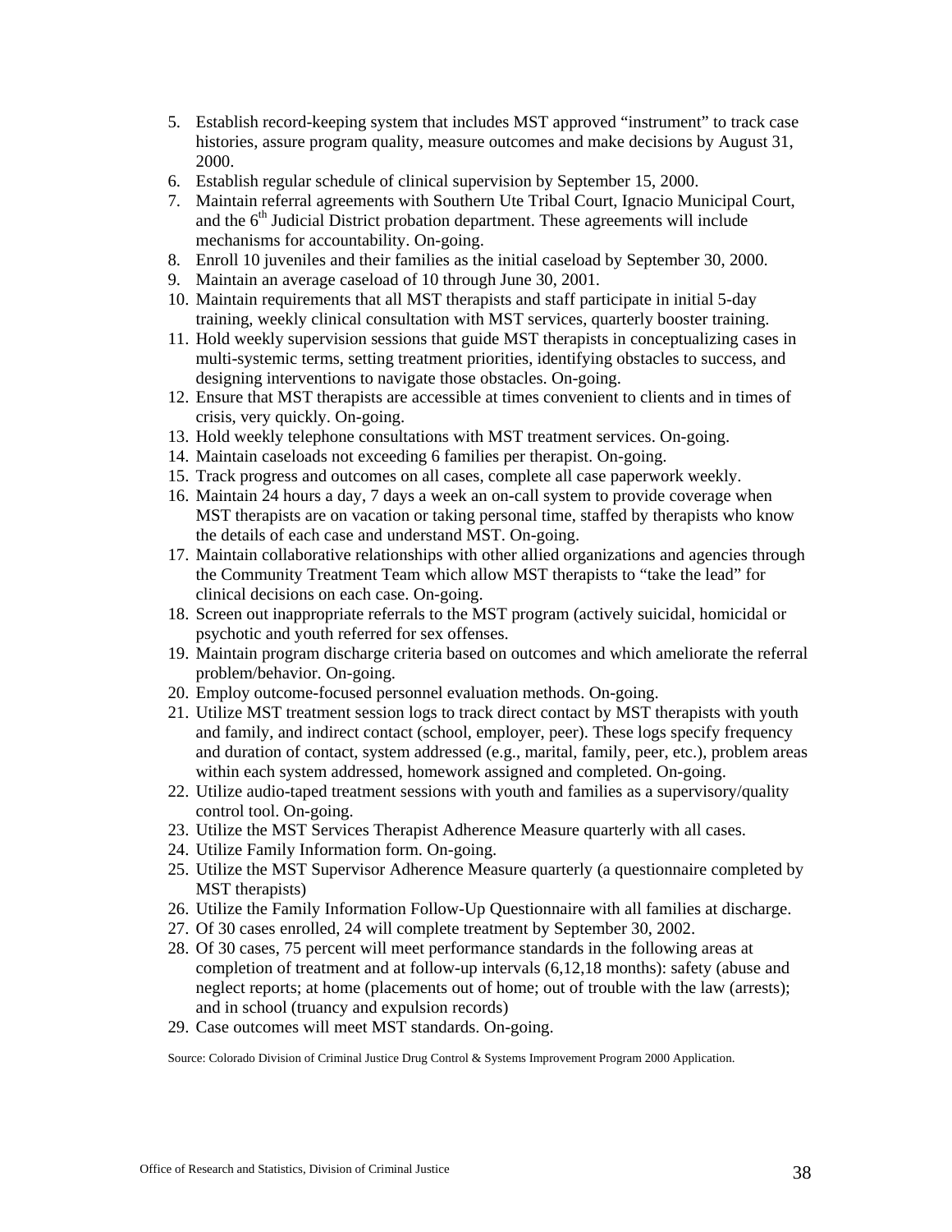5. Establish record-keeping system that includes MST approved "instrument" to track case histories, assure program quality, measure outcomes and make decisions by August 31, 2000.
6. Establish regular schedule of clinical supervision by September 15, 2000.
7. Maintain referral agreements with Southern Ute Tribal Court, Ignacio Municipal Court, and the 6th Judicial District probation department. These agreements will include mechanisms for accountability. On-going.
8. Enroll 10 juveniles and their families as the initial caseload by September 30, 2000.
9. Maintain an average caseload of 10 through June 30, 2001.
10. Maintain requirements that all MST therapists and staff participate in initial 5-day training, weekly clinical consultation with MST services, quarterly booster training.
11. Hold weekly supervision sessions that guide MST therapists in conceptualizing cases in multi-systemic terms, setting treatment priorities, identifying obstacles to success, and designing interventions to navigate those obstacles. On-going.
12. Ensure that MST therapists are accessible at times convenient to clients and in times of crisis, very quickly. On-going.
13. Hold weekly telephone consultations with MST treatment services. On-going.
14. Maintain caseloads not exceeding 6 families per therapist. On-going.
15. Track progress and outcomes on all cases, complete all case paperwork weekly.
16. Maintain 24 hours a day, 7 days a week an on-call system to provide coverage when MST therapists are on vacation or taking personal time, staffed by therapists who know the details of each case and understand MST. On-going.
17. Maintain collaborative relationships with other allied organizations and agencies through the Community Treatment Team which allow MST therapists to "take the lead" for clinical decisions on each case. On-going.
18. Screen out inappropriate referrals to the MST program (actively suicidal, homicidal or psychotic and youth referred for sex offenses.
19. Maintain program discharge criteria based on outcomes and which ameliorate the referral problem/behavior. On-going.
20. Employ outcome-focused personnel evaluation methods. On-going.
21. Utilize MST treatment session logs to track direct contact by MST therapists with youth and family, and indirect contact (school, employer, peer). These logs specify frequency and duration of contact, system addressed (e.g., marital, family, peer, etc.), problem areas within each system addressed, homework assigned and completed. On-going.
22. Utilize audio-taped treatment sessions with youth and families as a supervisory/quality control tool. On-going.
23. Utilize the MST Services Therapist Adherence Measure quarterly with all cases.
24. Utilize Family Information form. On-going.
25. Utilize the MST Supervisor Adherence Measure quarterly (a questionnaire completed by MST therapists)
26. Utilize the Family Information Follow-Up Questionnaire with all families at discharge.
27. Of 30 cases enrolled, 24 will complete treatment by September 30, 2002.
28. Of 30 cases, 75 percent will meet performance standards in the following areas at completion of treatment and at follow-up intervals (6,12,18 months): safety (abuse and neglect reports; at home (placements out of home; out of trouble with the law (arrests); and in school (truancy and expulsion records)
29. Case outcomes will meet MST standards. On-going.

Source: Colorado Division of Criminal Justice Drug Control & Systems Improvement Program 2000 Application.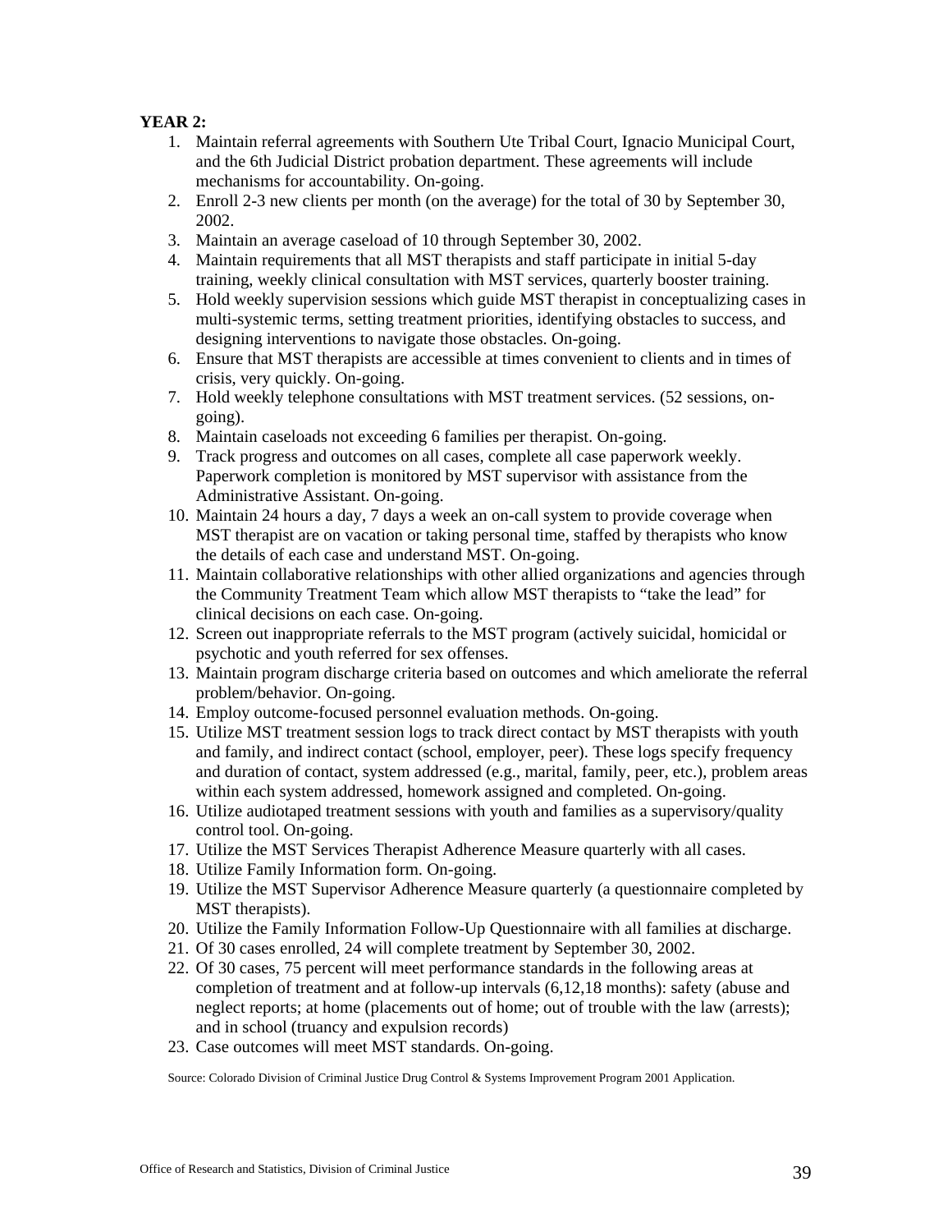**YEAR 2:**

1. Maintain referral agreements with Southern Ute Tribal Court, Ignacio Municipal Court, and the 6th Judicial District probation department. These agreements will include mechanisms for accountability. On-going.
2. Enroll 2-3 new clients per month (on the average) for the total of 30 by September 30, 2002.
3. Maintain an average caseload of 10 through September 30, 2002.
4. Maintain requirements that all MST therapists and staff participate in initial 5-day training, weekly clinical consultation with MST services, quarterly booster training.
5. Hold weekly supervision sessions which guide MST therapist in conceptualizing cases in multi-systemic terms, setting treatment priorities, identifying obstacles to success, and designing interventions to navigate those obstacles. On-going.
6. Ensure that MST therapists are accessible at times convenient to clients and in times of crisis, very quickly. On-going.
7. Hold weekly telephone consultations with MST treatment services. (52 sessions, on-going).
8. Maintain caseloads not exceeding 6 families per therapist. On-going.
9. Track progress and outcomes on all cases, complete all case paperwork weekly. Paperwork completion is monitored by MST supervisor with assistance from the Administrative Assistant. On-going.
10. Maintain 24 hours a day, 7 days a week an on-call system to provide coverage when MST therapist are on vacation or taking personal time, staffed by therapists who know the details of each case and understand MST. On-going.
11. Maintain collaborative relationships with other allied organizations and agencies through the Community Treatment Team which allow MST therapists to "take the lead" for clinical decisions on each case. On-going.
12. Screen out inappropriate referrals to the MST program (actively suicidal, homicidal or psychotic and youth referred for sex offenses.
13. Maintain program discharge criteria based on outcomes and which ameliorate the referral problem/behavior. On-going.
14. Employ outcome-focused personnel evaluation methods. On-going.
15. Utilize MST treatment session logs to track direct contact by MST therapists with youth and family, and indirect contact (school, employer, peer). These logs specify frequency and duration of contact, system addressed (e.g., marital, family, peer, etc.), problem areas within each system addressed, homework assigned and completed. On-going.
16. Utilize audiotaped treatment sessions with youth and families as a supervisory/quality control tool. On-going.
17. Utilize the MST Services Therapist Adherence Measure quarterly with all cases.
18. Utilize Family Information form. On-going.
19. Utilize the MST Supervisor Adherence Measure quarterly (a questionnaire completed by MST therapists).
20. Utilize the Family Information Follow-Up Questionnaire with all families at discharge.
21. Of 30 cases enrolled, 24 will complete treatment by September 30, 2002.
22. Of 30 cases, 75 percent will meet performance standards in the following areas at completion of treatment and at follow-up intervals (6,12,18 months): safety (abuse and neglect reports; at home (placements out of home; out of trouble with the law (arrests); and in school (truancy and expulsion records)
23. Case outcomes will meet MST standards. On-going.

Source: Colorado Division of Criminal Justice Drug Control & Systems Improvement Program 2001 Application.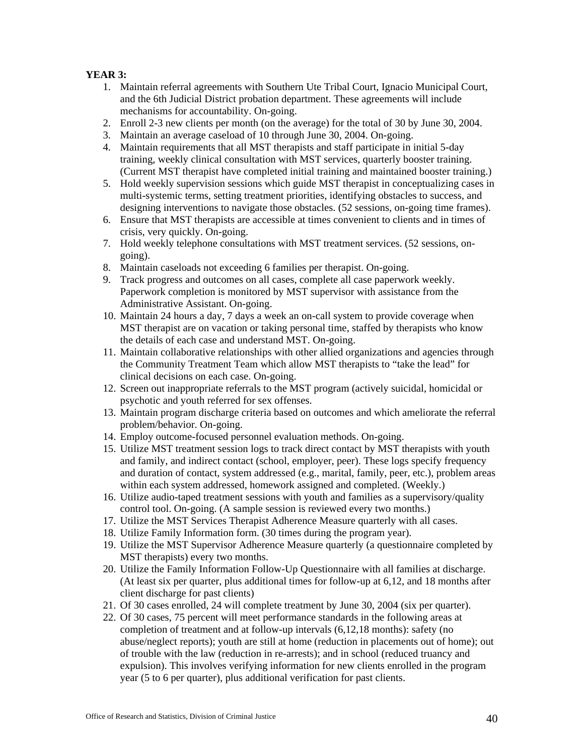**YEAR 3:**

1. Maintain referral agreements with Southern Ute Tribal Court, Ignacio Municipal Court, and the 6th Judicial District probation department. These agreements will include mechanisms for accountability. On-going.
2. Enroll 2-3 new clients per month (on the average) for the total of 30 by June 30, 2004.
3. Maintain an average caseload of 10 through June 30, 2004. On-going.
4. Maintain requirements that all MST therapists and staff participate in initial 5-day training, weekly clinical consultation with MST services, quarterly booster training. (Current MST therapist have completed initial training and maintained booster training.)
5. Hold weekly supervision sessions which guide MST therapist in conceptualizing cases in multi-systemic terms, setting treatment priorities, identifying obstacles to success, and designing interventions to navigate those obstacles. (52 sessions, on-going time frames).
6. Ensure that MST therapists are accessible at times convenient to clients and in times of crisis, very quickly. On-going.
7. Hold weekly telephone consultations with MST treatment services. (52 sessions, on-going).
8. Maintain caseloads not exceeding 6 families per therapist. On-going.
9. Track progress and outcomes on all cases, complete all case paperwork weekly. Paperwork completion is monitored by MST supervisor with assistance from the Administrative Assistant. On-going.
10. Maintain 24 hours a day, 7 days a week an on-call system to provide coverage when MST therapist are on vacation or taking personal time, staffed by therapists who know the details of each case and understand MST. On-going.
11. Maintain collaborative relationships with other allied organizations and agencies through the Community Treatment Team which allow MST therapists to "take the lead" for clinical decisions on each case. On-going.
12. Screen out inappropriate referrals to the MST program (actively suicidal, homicidal or psychotic and youth referred for sex offenses.
13. Maintain program discharge criteria based on outcomes and which ameliorate the referral problem/behavior. On-going.
14. Employ outcome-focused personnel evaluation methods. On-going.
15. Utilize MST treatment session logs to track direct contact by MST therapists with youth and family, and indirect contact (school, employer, peer). These logs specify frequency and duration of contact, system addressed (e.g., marital, family, peer, etc.), problem areas within each system addressed, homework assigned and completed. (Weekly.)
16. Utilize audio-taped treatment sessions with youth and families as a supervisory/quality control tool. On-going. (A sample session is reviewed every two months.)
17. Utilize the MST Services Therapist Adherence Measure quarterly with all cases.
18. Utilize Family Information form. (30 times during the program year).
19. Utilize the MST Supervisor Adherence Measure quarterly (a questionnaire completed by MST therapists) every two months.
20. Utilize the Family Information Follow-Up Questionnaire with all families at discharge. (At least six per quarter, plus additional times for follow-up at 6,12, and 18 months after client discharge for past clients)
21. Of 30 cases enrolled, 24 will complete treatment by June 30, 2004 (six per quarter).
22. Of 30 cases, 75 percent will meet performance standards in the following areas at completion of treatment and at follow-up intervals (6,12,18 months): safety (no abuse/neglect reports); youth are still at home (reduction in placements out of home); out of trouble with the law (reduction in re-arrests); and in school (reduced truancy and expulsion). This involves verifying information for new clients enrolled in the program year (5 to 6 per quarter), plus additional verification for past clients.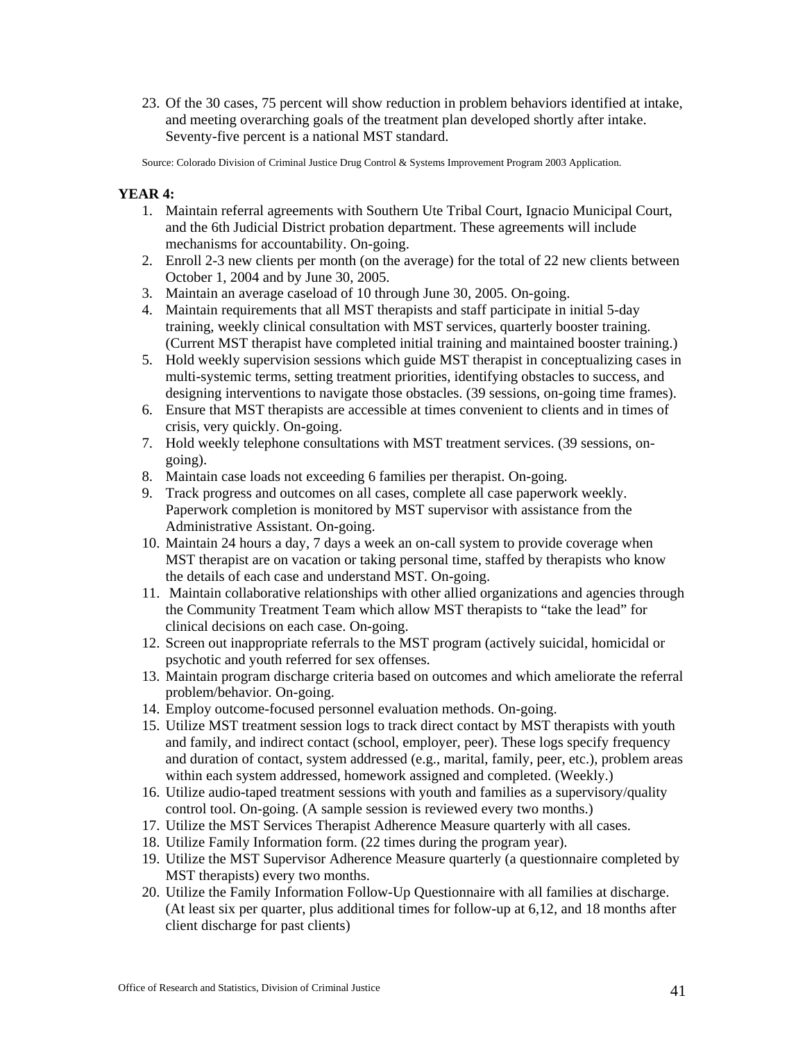23. Of the 30 cases, 75 percent will show reduction in problem behaviors identified at intake, and meeting overarching goals of the treatment plan developed shortly after intake. Seventy-five percent is a national MST standard.

Source: Colorado Division of Criminal Justice Drug Control & Systems Improvement Program 2003 Application.

**YEAR 4:**

1. Maintain referral agreements with Southern Ute Tribal Court, Ignacio Municipal Court, and the 6th Judicial District probation department. These agreements will include mechanisms for accountability. On-going.
2. Enroll 2-3 new clients per month (on the average) for the total of 22 new clients between October 1, 2004 and by June 30, 2005.
3. Maintain an average caseload of 10 through June 30, 2005. On-going.
4. Maintain requirements that all MST therapists and staff participate in initial 5-day training, weekly clinical consultation with MST services, quarterly booster training. (Current MST therapist have completed initial training and maintained booster training.)
5. Hold weekly supervision sessions which guide MST therapist in conceptualizing cases in multi-systemic terms, setting treatment priorities, identifying obstacles to success, and designing interventions to navigate those obstacles. (39 sessions, on-going time frames).
6. Ensure that MST therapists are accessible at times convenient to clients and in times of crisis, very quickly. On-going.
7. Hold weekly telephone consultations with MST treatment services. (39 sessions, on-going).
8. Maintain case loads not exceeding 6 families per therapist. On-going.
9. Track progress and outcomes on all cases, complete all case paperwork weekly. Paperwork completion is monitored by MST supervisor with assistance from the Administrative Assistant. On-going.
10. Maintain 24 hours a day, 7 days a week an on-call system to provide coverage when MST therapist are on vacation or taking personal time, staffed by therapists who know the details of each case and understand MST. On-going.
11. Maintain collaborative relationships with other allied organizations and agencies through the Community Treatment Team which allow MST therapists to "take the lead" for clinical decisions on each case. On-going.
12. Screen out inappropriate referrals to the MST program (actively suicidal, homicidal or psychotic and youth referred for sex offenses.
13. Maintain program discharge criteria based on outcomes and which ameliorate the referral problem/behavior. On-going.
14. Employ outcome-focused personnel evaluation methods. On-going.
15. Utilize MST treatment session logs to track direct contact by MST therapists with youth and family, and indirect contact (school, employer, peer). These logs specify frequency and duration of contact, system addressed (e.g., marital, family, peer, etc.), problem areas within each system addressed, homework assigned and completed. (Weekly.)
16. Utilize audio-taped treatment sessions with youth and families as a supervisory/quality control tool. On-going. (A sample session is reviewed every two months.)
17. Utilize the MST Services Therapist Adherence Measure quarterly with all cases.
18. Utilize Family Information form. (22 times during the program year).
19. Utilize the MST Supervisor Adherence Measure quarterly (a questionnaire completed by MST therapists) every two months.
20. Utilize the Family Information Follow-Up Questionnaire with all families at discharge. (At least six per quarter, plus additional times for follow-up at 6,12, and 18 months after client discharge for past clients)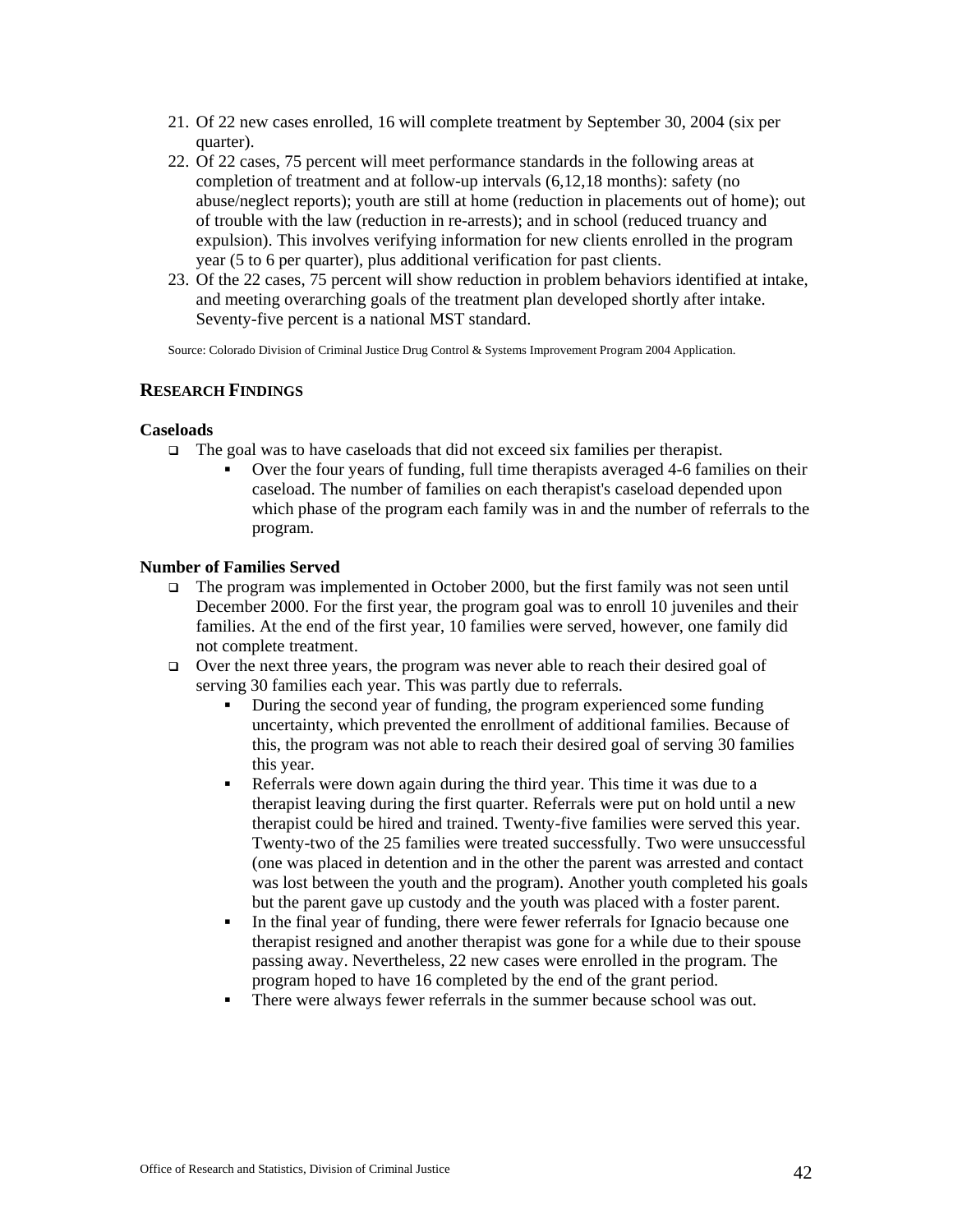21. Of 22 new cases enrolled, 16 will complete treatment by September 30, 2004 (six per quarter).
22. Of 22 cases, 75 percent will meet performance standards in the following areas at completion of treatment and at follow-up intervals (6,12,18 months): safety (no abuse/neglect reports); youth are still at home (reduction in placements out of home); out of trouble with the law (reduction in re-arrests); and in school (reduced truancy and expulsion). This involves verifying information for new clients enrolled in the program year (5 to 6 per quarter), plus additional verification for past clients.
23. Of the 22 cases, 75 percent will show reduction in problem behaviors identified at intake, and meeting overarching goals of the treatment plan developed shortly after intake. Seventy-five percent is a national MST standard.

Source: Colorado Division of Criminal Justice Drug Control & Systems Improvement Program 2004 Application.

## RESEARCH FINDINGS

**Caseloads**

- The goal was to have caseloads that did not exceed six families per therapist.
    - Over the four years of funding, full time therapists averaged 4-6 families on their caseload. The number of families on each therapist's caseload depended upon which phase of the program each family was in and the number of referrals to the program.

**Number of Families Served**

- The program was implemented in October 2000, but the first family was not seen until December 2000. For the first year, the program goal was to enroll 10 juveniles and their families. At the end of the first year, 10 families were served, however, one family did not complete treatment.
- Over the next three years, the program was never able to reach their desired goal of serving 30 families each year. This was partly due to referrals.
    - During the second year of funding, the program experienced some funding uncertainty, which prevented the enrollment of additional families. Because of this, the program was not able to reach their desired goal of serving 30 families this year.
    - Referrals were down again during the third year. This time it was due to a therapist leaving during the first quarter. Referrals were put on hold until a new therapist could be hired and trained. Twenty-five families were served this year. Twenty-two of the 25 families were treated successfully. Two were unsuccessful (one was placed in detention and in the other the parent was arrested and contact was lost between the youth and the program). Another youth completed his goals but the parent gave up custody and the youth was placed with a foster parent.
    - In the final year of funding, there were fewer referrals for Ignacio because one therapist resigned and another therapist was gone for a while due to their spouse passing away. Nevertheless, 22 new cases were enrolled in the program. The program hoped to have 16 completed by the end of the grant period.
    - There were always fewer referrals in the summer because school was out.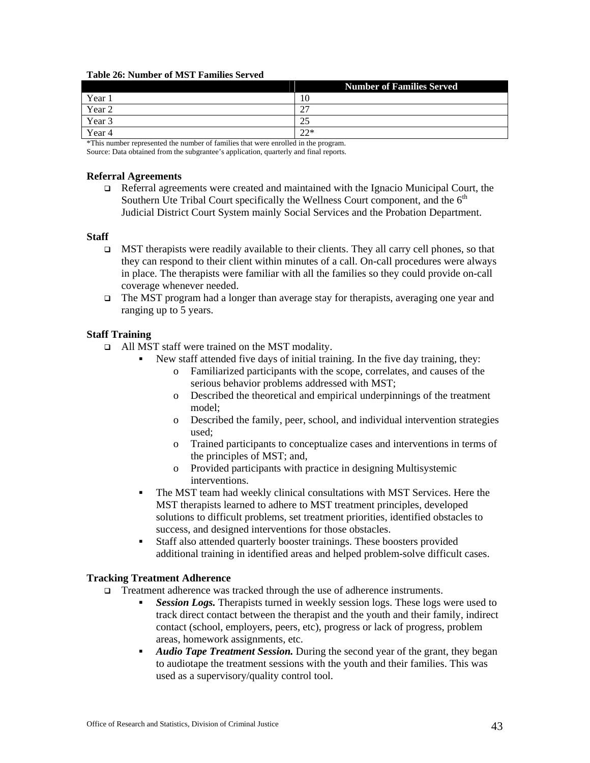**Table 26: Number of MST Families Served**

| | Number of Families Served |
|---|---|
| Year 1 | 10 |
| Year 2 | 27 |
| Year 3 | 25 |
| Year 4 | 22* |

*This number represented the number of families that were enrolled in the program.
Source: Data obtained from the subgrantee's application, quarterly and final reports.

**Referral Agreements**

- Referral agreements were created and maintained with the Ignacio Municipal Court, the Southern Ute Tribal Court specifically the Wellness Court component, and the 6th Judicial District Court System mainly Social Services and the Probation Department.

**Staff**

- MST therapists were readily available to their clients. They all carry cell phones, so that they can respond to their client within minutes of a call. On-call procedures were always in place. The therapists were familiar with all the families so they could provide on-call coverage whenever needed.
- The MST program had a longer than average stay for therapists, averaging one year and ranging up to 5 years.

**Staff Training**

- All MST staff were trained on the MST modality.
  - New staff attended five days of initial training. In the five day training, they:
    - Familiarized participants with the scope, correlates, and causes of the serious behavior problems addressed with MST;
    - Described the theoretical and empirical underpinnings of the treatment model;
    - Described the family, peer, school, and individual intervention strategies used;
    - Trained participants to conceptualize cases and interventions in terms of the principles of MST; and,
    - Provided participants with practice in designing Multisystemic interventions.
  - The MST team had weekly clinical consultations with MST Services. Here the MST therapists learned to adhere to MST treatment principles, developed solutions to difficult problems, set treatment priorities, identified obstacles to success, and designed interventions for those obstacles.
  - Staff also attended quarterly booster trainings. These boosters provided additional training in identified areas and helped problem-solve difficult cases.

**Tracking Treatment Adherence**

- Treatment adherence was tracked through the use of adherence instruments.
  - ***Session Logs.*** Therapists turned in weekly session logs. These logs were used to track direct contact between the therapist and the youth and their family, indirect contact (school, employers, peers, etc), progress or lack of progress, problem areas, homework assignments, etc.
  - ***Audio Tape Treatment Session.*** During the second year of the grant, they began to audiotape the treatment sessions with the youth and their families. This was used as a supervisory/quality control tool.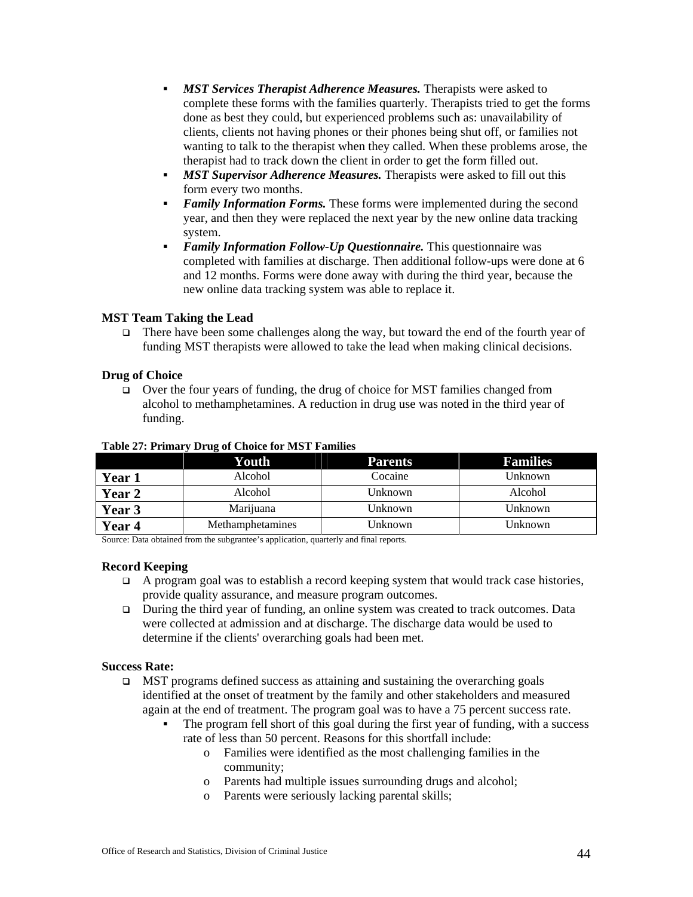- ***MST Services Therapist Adherence Measures.*** Therapists were asked to complete these forms with the families quarterly. Therapists tried to get the forms done as best they could, but experienced problems such as: unavailability of clients, clients not having phones or their phones being shut off, or families not wanting to talk to the therapist when they called. When these problems arose, the therapist had to track down the client in order to get the form filled out.
- ***MST Supervisor Adherence Measures.*** Therapists were asked to fill out this form every two months.
- ***Family Information Forms.*** These forms were implemented during the second year, and then they were replaced the next year by the new online data tracking system.
- ***Family Information Follow-Up Questionnaire.*** This questionnaire was completed with families at discharge. Then additional follow-ups were done at 6 and 12 months. Forms were done away with during the third year, because the new online data tracking system was able to replace it.

**MST Team Taking the Lead**

- There have been some challenges along the way, but toward the end of the fourth year of funding MST therapists were allowed to take the lead when making clinical decisions.

**Drug of Choice**

- Over the four years of funding, the drug of choice for MST families changed from alcohol to methamphetamines. A reduction in drug use was noted in the third year of funding.

**Table 27: Primary Drug of Choice for MST Families**

| | Youth | Parents | Families |
|---|---|---|---|
| **Year 1** | Alcohol | Cocaine | Unknown |
| **Year 2** | Alcohol | Unknown | Alcohol |
| **Year 3** | Marijuana | Unknown | Unknown |
| **Year 4** | Methamphetamines | Unknown | Unknown |

Source: Data obtained from the subgrantee's application, quarterly and final reports.

**Record Keeping**

- A program goal was to establish a record keeping system that would track case histories, provide quality assurance, and measure program outcomes.
- During the third year of funding, an online system was created to track outcomes. Data were collected at admission and at discharge. The discharge data would be used to determine if the clients' overarching goals had been met.

**Success Rate:**

- MST programs defined success as attaining and sustaining the overarching goals identified at the onset of treatment by the family and other stakeholders and measured again at the end of treatment. The program goal was to have a 75 percent success rate.
  - The program fell short of this goal during the first year of funding, with a success rate of less than 50 percent. Reasons for this shortfall include:
    - Families were identified as the most challenging families in the community;
    - Parents had multiple issues surrounding drugs and alcohol;
    - Parents were seriously lacking parental skills;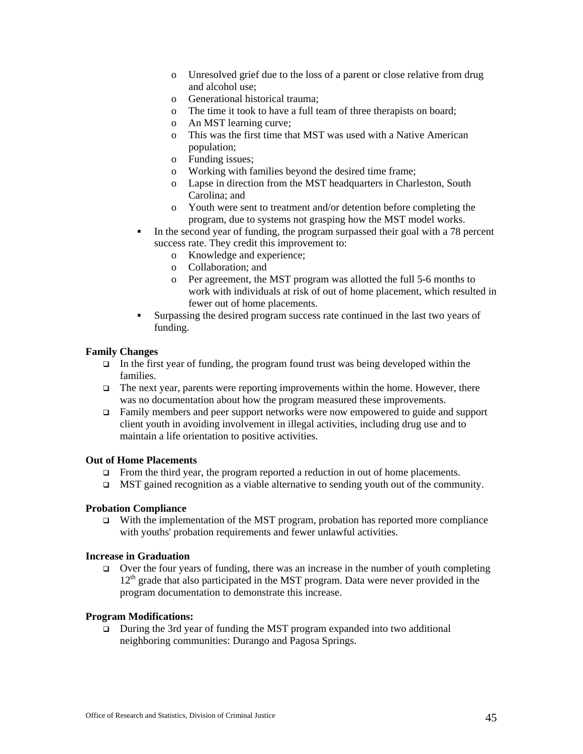- Unresolved grief due to the loss of a parent or close relative from drug and alcohol use;
    - Generational historical trauma;
    - The time it took to have a full team of three therapists on board;
    - An MST learning curve;
    - This was the first time that MST was used with a Native American population;
    - Funding issues;
    - Working with families beyond the desired time frame;
    - Lapse in direction from the MST headquarters in Charleston, South Carolina; and
    - Youth were sent to treatment and/or detention before completing the program, due to systems not grasping how the MST model works.
  - In the second year of funding, the program surpassed their goal with a 78 percent success rate. They credit this improvement to:
    - Knowledge and experience;
    - Collaboration; and
    - Per agreement, the MST program was allotted the full 5-6 months to work with individuals at risk of out of home placement, which resulted in fewer out of home placements.
  - Surpassing the desired program success rate continued in the last two years of funding.

**Family Changes**

- In the first year of funding, the program found trust was being developed within the families.
- The next year, parents were reporting improvements within the home. However, there was no documentation about how the program measured these improvements.
- Family members and peer support networks were now empowered to guide and support client youth in avoiding involvement in illegal activities, including drug use and to maintain a life orientation to positive activities.

**Out of Home Placements**

- From the third year, the program reported a reduction in out of home placements.
- MST gained recognition as a viable alternative to sending youth out of the community.

**Probation Compliance**

- With the implementation of the MST program, probation has reported more compliance with youths' probation requirements and fewer unlawful activities.

**Increase in Graduation**

- Over the four years of funding, there was an increase in the number of youth completing 12th grade that also participated in the MST program. Data were never provided in the program documentation to demonstrate this increase.

**Program Modifications:**

- During the 3rd year of funding the MST program expanded into two additional neighboring communities: Durango and Pagosa Springs.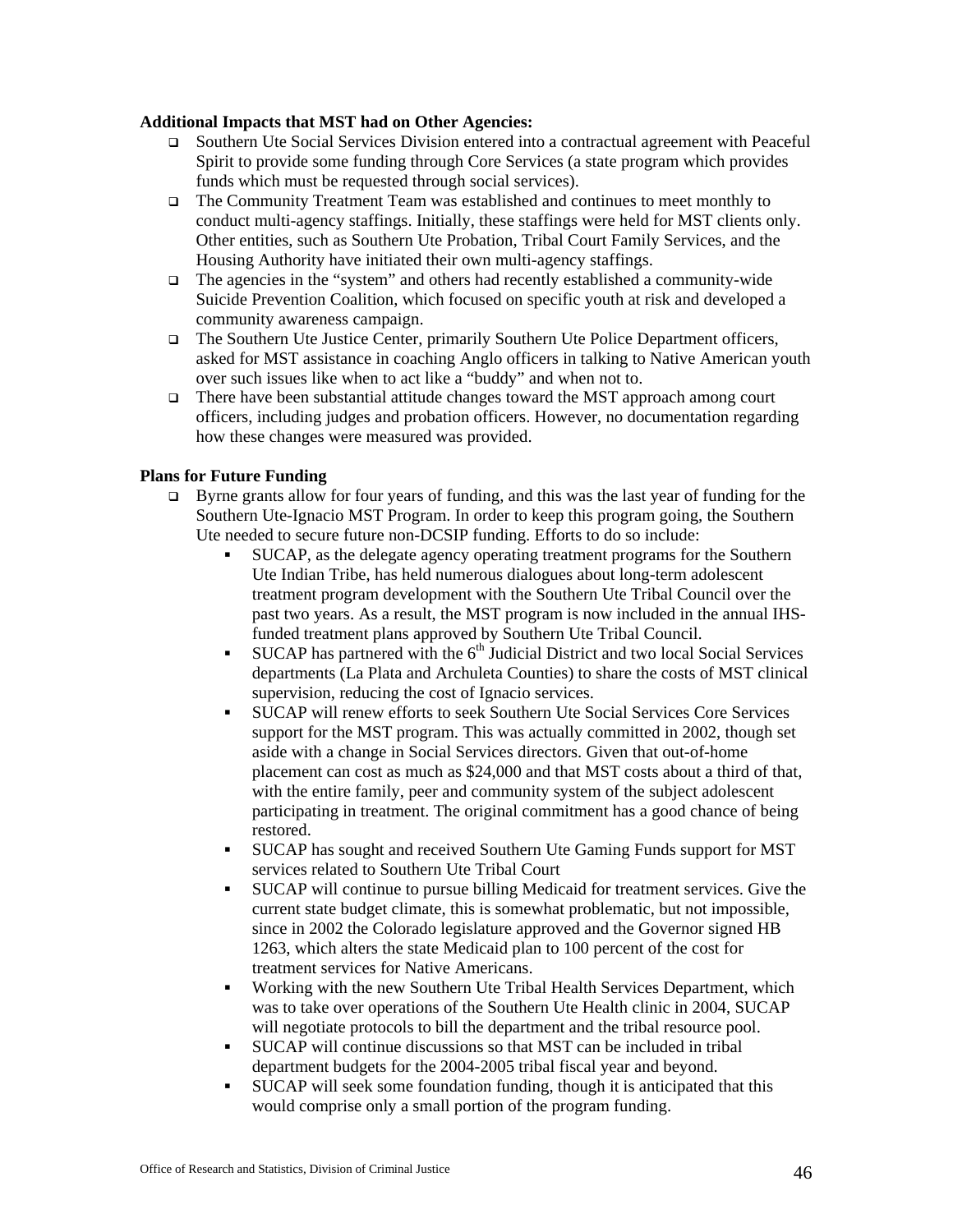**Additional Impacts that MST had on Other Agencies:**

- Southern Ute Social Services Division entered into a contractual agreement with Peaceful Spirit to provide some funding through Core Services (a state program which provides funds which must be requested through social services).
- The Community Treatment Team was established and continues to meet monthly to conduct multi-agency staffings. Initially, these staffings were held for MST clients only. Other entities, such as Southern Ute Probation, Tribal Court Family Services, and the Housing Authority have initiated their own multi-agency staffings.
- The agencies in the "system" and others had recently established a community-wide Suicide Prevention Coalition, which focused on specific youth at risk and developed a community awareness campaign.
- The Southern Ute Justice Center, primarily Southern Ute Police Department officers, asked for MST assistance in coaching Anglo officers in talking to Native American youth over such issues like when to act like a "buddy" and when not to.
- There have been substantial attitude changes toward the MST approach among court officers, including judges and probation officers. However, no documentation regarding how these changes were measured was provided.

**Plans for Future Funding**

- Byrne grants allow for four years of funding, and this was the last year of funding for the Southern Ute-Ignacio MST Program. In order to keep this program going, the Southern Ute needed to secure future non-DCSIP funding. Efforts to do so include:
  - SUCAP, as the delegate agency operating treatment programs for the Southern Ute Indian Tribe, has held numerous dialogues about long-term adolescent treatment program development with the Southern Ute Tribal Council over the past two years. As a result, the MST program is now included in the annual IHS-funded treatment plans approved by Southern Ute Tribal Council.
  - SUCAP has partnered with the 6th Judicial District and two local Social Services departments (La Plata and Archuleta Counties) to share the costs of MST clinical supervision, reducing the cost of Ignacio services.
  - SUCAP will renew efforts to seek Southern Ute Social Services Core Services support for the MST program. This was actually committed in 2002, though set aside with a change in Social Services directors. Given that out-of-home placement can cost as much as $24,000 and that MST costs about a third of that, with the entire family, peer and community system of the subject adolescent participating in treatment. The original commitment has a good chance of being restored.
  - SUCAP has sought and received Southern Ute Gaming Funds support for MST services related to Southern Ute Tribal Court
  - SUCAP will continue to pursue billing Medicaid for treatment services. Give the current state budget climate, this is somewhat problematic, but not impossible, since in 2002 the Colorado legislature approved and the Governor signed HB 1263, which alters the state Medicaid plan to 100 percent of the cost for treatment services for Native Americans.
  - Working with the new Southern Ute Tribal Health Services Department, which was to take over operations of the Southern Ute Health clinic in 2004, SUCAP will negotiate protocols to bill the department and the tribal resource pool.
  - SUCAP will continue discussions so that MST can be included in tribal department budgets for the 2004-2005 tribal fiscal year and beyond.
  - SUCAP will seek some foundation funding, though it is anticipated that this would comprise only a small portion of the program funding.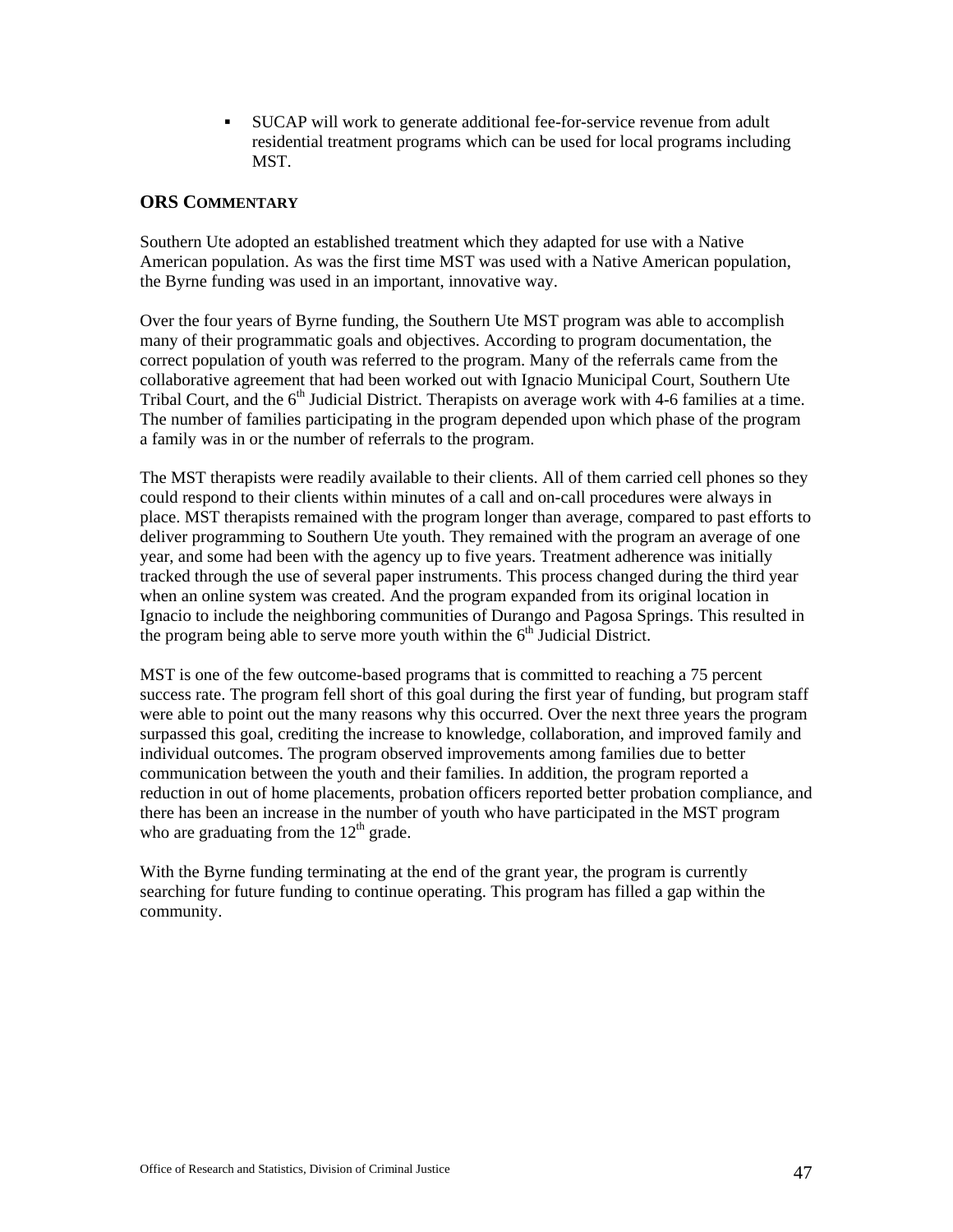- SUCAP will work to generate additional fee-for-service revenue from adult residential treatment programs which can be used for local programs including MST.

## ORS Commentary

Southern Ute adopted an established treatment which they adapted for use with a Native American population. As was the first time MST was used with a Native American population, the Byrne funding was used in an important, innovative way.

Over the four years of Byrne funding, the Southern Ute MST program was able to accomplish many of their programmatic goals and objectives. According to program documentation, the correct population of youth was referred to the program. Many of the referrals came from the collaborative agreement that had been worked out with Ignacio Municipal Court, Southern Ute Tribal Court, and the 6th Judicial District. Therapists on average work with 4-6 families at a time. The number of families participating in the program depended upon which phase of the program a family was in or the number of referrals to the program.

The MST therapists were readily available to their clients. All of them carried cell phones so they could respond to their clients within minutes of a call and on-call procedures were always in place. MST therapists remained with the program longer than average, compared to past efforts to deliver programming to Southern Ute youth. They remained with the program an average of one year, and some had been with the agency up to five years. Treatment adherence was initially tracked through the use of several paper instruments. This process changed during the third year when an online system was created. And the program expanded from its original location in Ignacio to include the neighboring communities of Durango and Pagosa Springs. This resulted in the program being able to serve more youth within the 6th Judicial District.

MST is one of the few outcome-based programs that is committed to reaching a 75 percent success rate. The program fell short of this goal during the first year of funding, but program staff were able to point out the many reasons why this occurred. Over the next three years the program surpassed this goal, crediting the increase to knowledge, collaboration, and improved family and individual outcomes. The program observed improvements among families due to better communication between the youth and their families. In addition, the program reported a reduction in out of home placements, probation officers reported better probation compliance, and there has been an increase in the number of youth who have participated in the MST program who are graduating from the 12th grade.

With the Byrne funding terminating at the end of the grant year, the program is currently searching for future funding to continue operating. This program has filled a gap within the community.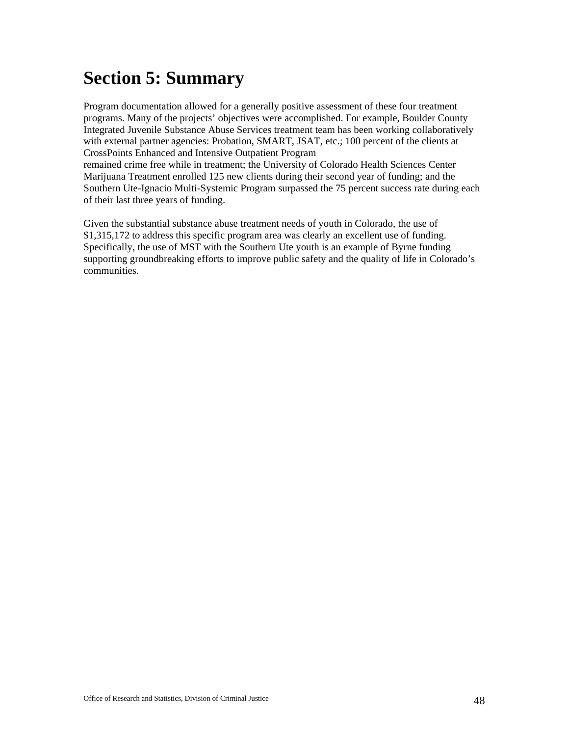# Section 5: Summary

Program documentation allowed for a generally positive assessment of these four treatment programs. Many of the projects' objectives were accomplished. For example, Boulder County Integrated Juvenile Substance Abuse Services treatment team has been working collaboratively with external partner agencies: Probation, SMART, JSAT, etc.; 100 percent of the clients at CrossPoints Enhanced and Intensive Outpatient Program remained crime free while in treatment; the University of Colorado Health Sciences Center Marijuana Treatment enrolled 125 new clients during their second year of funding; and the Southern Ute-Ignacio Multi-Systemic Program surpassed the 75 percent success rate during each of their last three years of funding.

Given the substantial substance abuse treatment needs of youth in Colorado, the use of $1,315,172 to address this specific program area was clearly an excellent use of funding. Specifically, the use of MST with the Southern Ute youth is an example of Byrne funding supporting groundbreaking efforts to improve public safety and the quality of life in Colorado's communities.